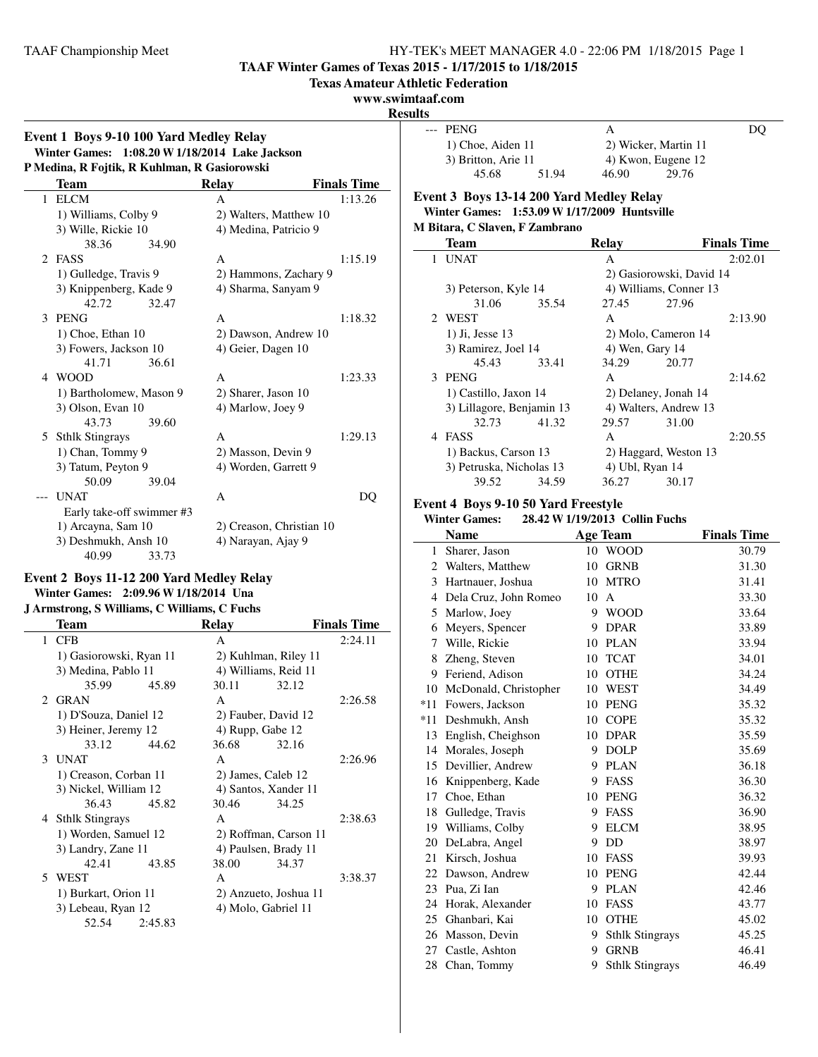# TAAF Winter Games of Texas 2015 - 1/17/2015 to 1/18/2015

**Texas Amateur Athletic Federation**

**www.swimtaaf.com**

**Results**

## Event 1 Boys 9-10 100 Yard Medley Relay

**Winter Games: 1:08.20 W 1/18/2014 Lake Jackson**
**P Medina, R Fojtik, R Kuhlman, R Gasiorowski**

| | Team | Relay | Finals Time |
|---|---|---|---|
| 1 | ELCM | A | 1:13.26 |
| | 1) Williams, Colby 9 | 2) Walters, Matthew 10 | |
| | 3) Wille, Rickie 10 | 4) Medina, Patricio 9 | |
| | 38.36 34.90 | | |
| 2 | FASS | A | 1:15.19 |
| | 1) Gulledge, Travis 9 | 2) Hammons, Zachary 9 | |
| | 3) Knippenberg, Kade 9 | 4) Sharma, Sanyam 9 | |
| | 42.72 32.47 | | |
| 3 | PENG | A | 1:18.32 |
| | 1) Choe, Ethan 10 | 2) Dawson, Andrew 10 | |
| | 3) Fowers, Jackson 10 | 4) Geier, Dagen 10 | |
| | 41.71 36.61 | | |
| 4 | WOOD | A | 1:23.33 |
| | 1) Bartholomew, Mason 9 | 2) Sharer, Jason 10 | |
| | 3) Olson, Evan 10 | 4) Marlow, Joey 9 | |
| | 43.73 39.60 | | |
| 5 | Sthlk Stingrays | A | 1:29.13 |
| | 1) Chan, Tommy 9 | 2) Masson, Devin 9 | |
| | 3) Tatum, Peyton 9 | 4) Worden, Garrett 9 | |
| | 50.09 39.04 | | |
| --- | UNAT | A | DQ |
| | Early take-off swimmer #3 | | |
| | 1) Arcayna, Sam 10 | 2) Creason, Christian 10 | |
| | 3) Deshmukh, Ansh 10 | 4) Narayan, Ajay 9 | |
| | 40.99 33.73 | | |

## Event 2 Boys 11-12 200 Yard Medley Relay

**Winter Games: 2:09.96 W 1/18/2014 Una**
**J Armstrong, S Williams, C Williams, C Fuchs**

| | Team | Relay | Finals Time |
|---|---|---|---|
| 1 | CFB | A | 2:24.11 |
| | 1) Gasiorowski, Ryan 11 | 2) Kuhlman, Riley 11 | |
| | 3) Medina, Pablo 11 | 4) Williams, Reid 11 | |
| | 35.99 45.89 | 30.11 32.12 | |
| 2 | GRAN | A | 2:26.58 |
| | 1) D'Souza, Daniel 12 | 2) Fauber, David 12 | |
| | 3) Heiner, Jeremy 12 | 4) Rupp, Gabe 12 | |
| | 33.12 44.62 | 36.68 32.16 | |
| 3 | UNAT | A | 2:26.96 |
| | 1) Creason, Corban 11 | 2) James, Caleb 12 | |
| | 3) Nickel, William 12 | 4) Santos, Xander 11 | |
| | 36.43 45.82 | 30.46 34.25 | |
| 4 | Sthlk Stingrays | A | 2:38.63 |
| | 1) Worden, Samuel 12 | 2) Roffman, Carson 11 | |
| | 3) Landry, Zane 11 | 4) Paulsen, Brady 11 | |
| | 42.41 43.85 | 38.00 34.37 | |
| 5 | WEST | A | 3:38.37 |
| | 1) Burkart, Orion 11 | 2) Anzueto, Joshua 11 | |
| | 3) Lebeau, Ryan 12 | 4) Molo, Gabriel 11 | |
| | 52.54 2:45.83 | | |
| --- | PENG | A | DQ |
| | 1) Choe, Aiden 11 | 2) Wicker, Martin 11 | |
| | 3) Britton, Arie 11 | 4) Kwon, Eugene 12 | |
| | 45.68 51.94 | 46.90 29.76 | |

## Event 3 Boys 13-14 200 Yard Medley Relay

**Winter Games: 1:53.09 W 1/19/2009 Huntsville**
**M Bitara, C Slaven, F Zambrano**

| | Team | Relay | Finals Time |
|---|---|---|---|
| 1 | UNAT | A | 2:02.01 |
| | | 2) Gasiorowski, David 14 | |
| | 3) Peterson, Kyle 14 | 4) Williams, Conner 13 | |
| | 31.06 35.54 | 27.45 27.96 | |
| 2 | WEST | A | 2:13.90 |
| | 1) Ji, Jesse 13 | 2) Molo, Cameron 14 | |
| | 3) Ramirez, Joel 14 | 4) Wen, Gary 14 | |
| | 45.43 33.41 | 34.29 20.77 | |
| 3 | PENG | A | 2:14.62 |
| | 1) Castillo, Jaxon 14 | 2) Delaney, Jonah 14 | |
| | 3) Lillagore, Benjamin 13 | 4) Walters, Andrew 13 | |
| | 32.73 41.32 | 29.57 31.00 | |
| 4 | FASS | A | 2:20.55 |
| | 1) Backus, Carson 13 | 2) Haggard, Weston 13 | |
| | 3) Petruska, Nicholas 13 | 4) Ubl, Ryan 14 | |
| | 39.52 34.59 | 36.27 30.17 | |

## Event 4 Boys 9-10 50 Yard Freestyle

**Winter Games: 28.42 W 1/19/2013 Collin Fuchs**

| | Name | Age | Team | Finals Time |
|---|---|---|---|---|
| 1 | Sharer, Jason | 10 | WOOD | 30.79 |
| 2 | Walters, Matthew | 10 | GRNB | 31.30 |
| 3 | Hartnauer, Joshua | 10 | MTRO | 31.41 |
| 4 | Dela Cruz, John Romeo | 10 | A | 33.30 |
| 5 | Marlow, Joey | 9 | WOOD | 33.64 |
| 6 | Meyers, Spencer | 9 | DPAR | 33.89 |
| 7 | Wille, Rickie | 10 | PLAN | 33.94 |
| 8 | Zheng, Steven | 10 | TCAT | 34.01 |
| 9 | Feriend, Adison | 10 | OTHE | 34.24 |
| 10 | McDonald, Christopher | 10 | WEST | 34.49 |
| *11 | Fowers, Jackson | 10 | PENG | 35.32 |
| *11 | Deshmukh, Ansh | 10 | COPE | 35.32 |
| 13 | English, Cheighson | 10 | DPAR | 35.59 |
| 14 | Morales, Joseph | 9 | DOLP | 35.69 |
| 15 | Devillier, Andrew | 9 | PLAN | 36.18 |
| 16 | Knippenberg, Kade | 9 | FASS | 36.30 |
| 17 | Choe, Ethan | 10 | PENG | 36.32 |
| 18 | Gulledge, Travis | 9 | FASS | 36.90 |
| 19 | Williams, Colby | 9 | ELCM | 38.95 |
| 20 | DeLabra, Angel | 9 | DD | 38.97 |
| 21 | Kirsch, Joshua | 10 | FASS | 39.93 |
| 22 | Dawson, Andrew | 10 | PENG | 42.44 |
| 23 | Pua, Zi Ian | 9 | PLAN | 42.46 |
| 24 | Horak, Alexander | 10 | FASS | 43.77 |
| 25 | Ghanbari, Kai | 10 | OTHE | 45.02 |
| 26 | Masson, Devin | 9 | Sthlk Stingrays | 45.25 |
| 27 | Castle, Ashton | 9 | GRNB | 46.41 |
| 28 | Chan, Tommy | 9 | Sthlk Stingrays | 46.49 |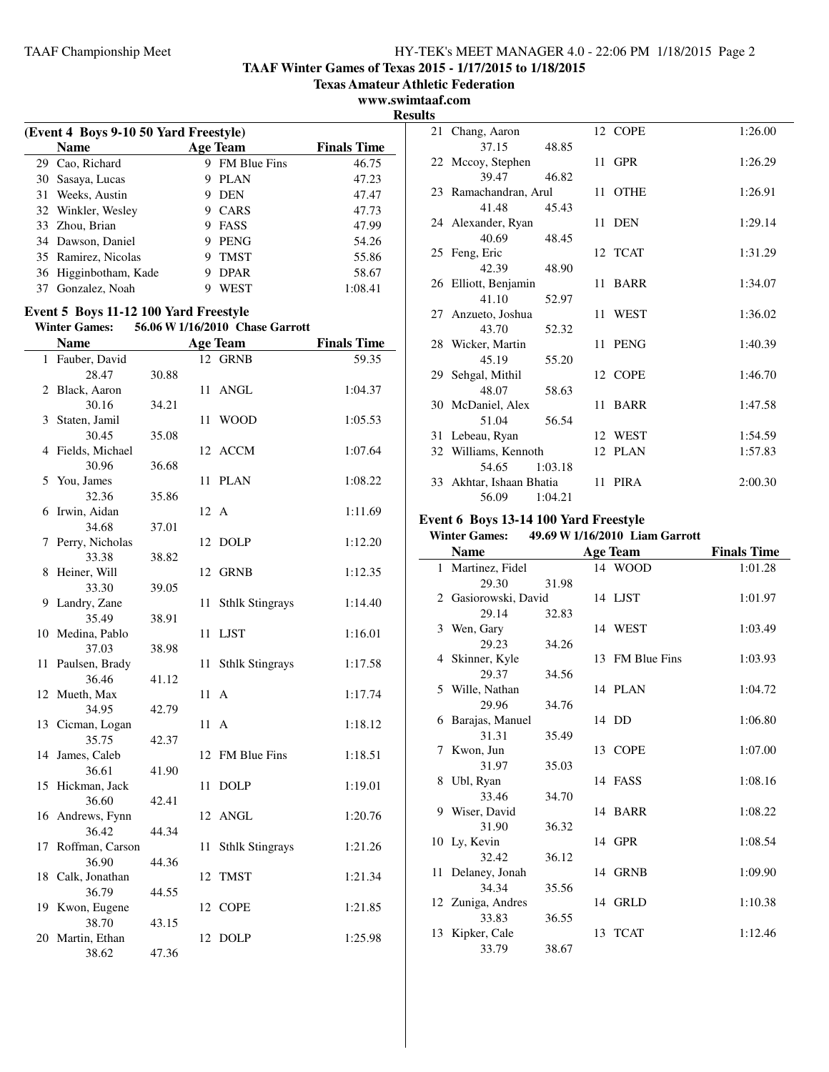## TAAF Winter Games of Texas 2015 - 1/17/2015 to 1/18/2015

**Texas Amateur Athletic Federation**

**www.swimtaaf.com**

**Results**

### (Event 4 Boys 9-10 50 Yard Freestyle)

| | Name | Age | Team | Finals Time |
|---|---|---|---|---|
| 29 | Cao, Richard | 9 | FM Blue Fins | 46.75 |
| 30 | Sasaya, Lucas | 9 | PLAN | 47.23 |
| 31 | Weeks, Austin | 9 | DEN | 47.47 |
| 32 | Winkler, Wesley | 9 | CARS | 47.73 |
| 33 | Zhou, Brian | 9 | FASS | 47.99 |
| 34 | Dawson, Daniel | 9 | PENG | 54.26 |
| 35 | Ramirez, Nicolas | 9 | TMST | 55.86 |
| 36 | Higginbotham, Kade | 9 | DPAR | 58.67 |
| 37 | Gonzalez, Noah | 9 | WEST | 1:08.41 |

### Event 5 Boys 11-12 100 Yard Freestyle

**Winter Games:** 56.06 W 1/16/2010 Chase Garrott

| | Name | Age | Team | Finals Time | Splits |
|---|---|---|---|---|---|
| 1 | Fauber, David | 12 | GRNB | 59.35 | 28.47, 30.88 |
| 2 | Black, Aaron | 11 | ANGL | 1:04.37 | 30.16, 34.21 |
| 3 | Staten, Jamil | 11 | WOOD | 1:05.53 | 30.45, 35.08 |
| 4 | Fields, Michael | 12 | ACCM | 1:07.64 | 30.96, 36.68 |
| 5 | You, James | 11 | PLAN | 1:08.22 | 32.36, 35.86 |
| 6 | Irwin, Aidan | 12 | A | 1:11.69 | 34.68, 37.01 |
| 7 | Perry, Nicholas | 12 | DOLP | 1:12.20 | 33.38, 38.82 |
| 8 | Heiner, Will | 12 | GRNB | 1:12.35 | 33.30, 39.05 |
| 9 | Landry, Zane | 11 | Sthlk Stingrays | 1:14.40 | 35.49, 38.91 |
| 10 | Medina, Pablo | 11 | LJST | 1:16.01 | 37.03, 38.98 |
| 11 | Paulsen, Brady | 11 | Sthlk Stingrays | 1:17.58 | 36.46, 41.12 |
| 12 | Mueth, Max | 11 | A | 1:17.74 | 34.95, 42.79 |
| 13 | Cicman, Logan | 11 | A | 1:18.12 | 35.75, 42.37 |
| 14 | James, Caleb | 12 | FM Blue Fins | 1:18.51 | 36.61, 41.90 |
| 15 | Hickman, Jack | 11 | DOLP | 1:19.01 | 36.60, 42.41 |
| 16 | Andrews, Fynn | 12 | ANGL | 1:20.76 | 36.42, 44.34 |
| 17 | Roffman, Carson | 11 | Sthlk Stingrays | 1:21.26 | 36.90, 44.36 |
| 18 | Calk, Jonathan | 12 | TMST | 1:21.34 | 36.79, 44.55 |
| 19 | Kwon, Eugene | 12 | COPE | 1:21.85 | 38.70, 43.15 |
| 20 | Martin, Ethan | 12 | DOLP | 1:25.98 | 38.62, 47.36 |
| 21 | Chang, Aaron | 12 | COPE | 1:26.00 | 37.15, 48.85 |
| 22 | Mccoy, Stephen | 11 | GPR | 1:26.29 | 39.47, 46.82 |
| 23 | Ramachandran, Arul | 11 | OTHE | 1:26.91 | 41.48, 45.43 |
| 24 | Alexander, Ryan | 11 | DEN | 1:29.14 | 40.69, 48.45 |
| 25 | Feng, Eric | 12 | TCAT | 1:31.29 | 42.39, 48.90 |
| 26 | Elliott, Benjamin | 11 | BARR | 1:34.07 | 41.10, 52.97 |
| 27 | Anzueto, Joshua | 11 | WEST | 1:36.02 | 43.70, 52.32 |
| 28 | Wicker, Martin | 11 | PENG | 1:40.39 | 45.19, 55.20 |
| 29 | Sehgal, Mithil | 12 | COPE | 1:46.70 | 48.07, 58.63 |
| 30 | McDaniel, Alex | 11 | BARR | 1:47.58 | 51.04, 56.54 |
| 31 | Lebeau, Ryan | 12 | WEST | 1:54.59 | |
| 32 | Williams, Kennoth | 12 | PLAN | 1:57.83 | 54.65, 1:03.18 |
| 33 | Akhtar, Ishaan Bhatia | 11 | PIRA | 2:00.30 | 56.09, 1:04.21 |

### Event 6 Boys 13-14 100 Yard Freestyle

**Winter Games:** 49.69 W 1/16/2010 Liam Garrott

| | Name | Age | Team | Finals Time | Splits |
|---|---|---|---|---|---|
| 1 | Martinez, Fidel | 14 | WOOD | 1:01.28 | 29.30, 31.98 |
| 2 | Gasiorowski, David | 14 | LJST | 1:01.97 | 29.14, 32.83 |
| 3 | Wen, Gary | 14 | WEST | 1:03.49 | 29.23, 34.26 |
| 4 | Skinner, Kyle | 13 | FM Blue Fins | 1:03.93 | 29.37, 34.56 |
| 5 | Wille, Nathan | 14 | PLAN | 1:04.72 | 29.96, 34.76 |
| 6 | Barajas, Manuel | 14 | DD | 1:06.80 | 31.31, 35.49 |
| 7 | Kwon, Jun | 13 | COPE | 1:07.00 | 31.97, 35.03 |
| 8 | Ubl, Ryan | 14 | FASS | 1:08.16 | 33.46, 34.70 |
| 9 | Wiser, David | 14 | BARR | 1:08.22 | 31.90, 36.32 |
| 10 | Ly, Kevin | 14 | GPR | 1:08.54 | 32.42, 36.12 |
| 11 | Delaney, Jonah | 14 | GRNB | 1:09.90 | 34.34, 35.56 |
| 12 | Zuniga, Andres | 14 | GRLD | 1:10.38 | 33.83, 36.55 |
| 13 | Kipker, Cale | 13 | TCAT | 1:12.46 | 33.79, 38.67 |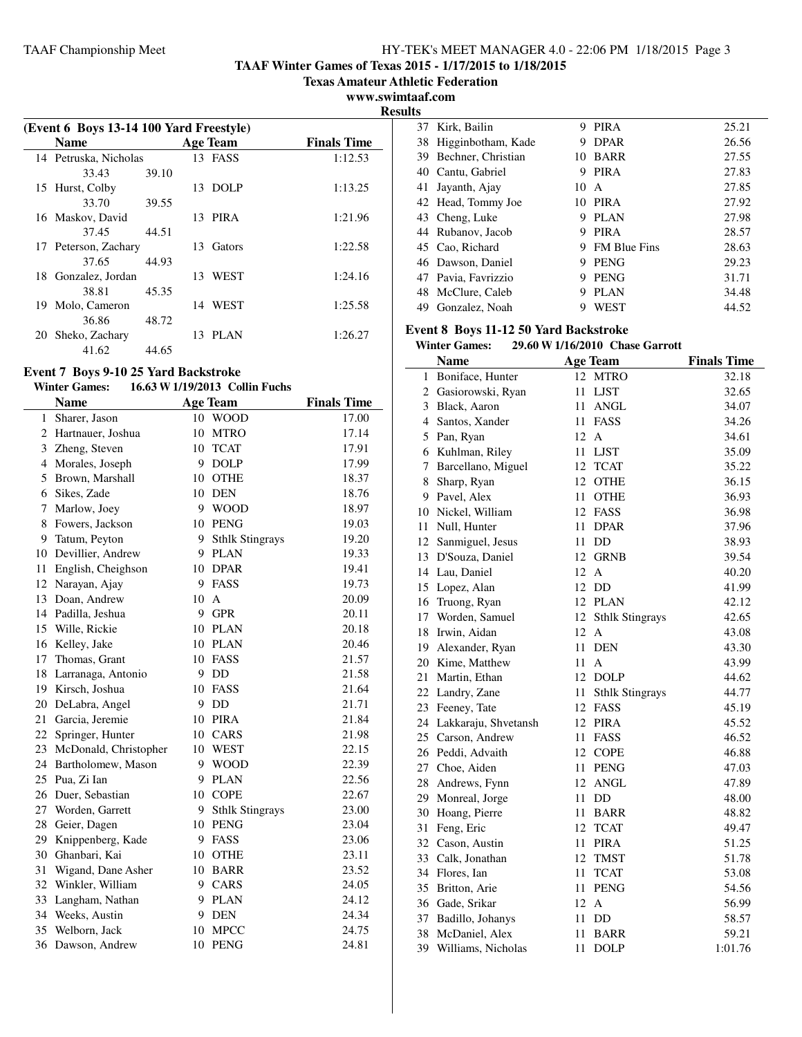**TAAF Winter Games of Texas 2015 - 1/17/2015 to 1/18/2015**
**Texas Amateur Athletic Federation**
**www.swimtaaf.com**
**Results**

### (Event 6 Boys 13-14 100 Yard Freestyle)

| | Name | Age | Team | Finals Time |
|---|---|---|---|---|
| 14 | Petruska, Nicholas | 13 | FASS | 1:12.53 |
| | 33.43 | 39.10 | | |
| 15 | Hurst, Colby | 13 | DOLP | 1:13.25 |
| | 33.70 | 39.55 | | |
| 16 | Maskov, David | 13 | PIRA | 1:21.96 |
| | 37.45 | 44.51 | | |
| 17 | Peterson, Zachary | 13 | Gators | 1:22.58 |
| | 37.65 | 44.93 | | |
| 18 | Gonzalez, Jordan | 13 | WEST | 1:24.16 |
| | 38.81 | 45.35 | | |
| 19 | Molo, Cameron | 14 | WEST | 1:25.58 |
| | 36.86 | 48.72 | | |
| 20 | Sheko, Zachary | 13 | PLAN | 1:26.27 |
| | 41.62 | 44.65 | | |

### Event 7 Boys 9-10 25 Yard Backstroke

**Winter Games:** 16.63 W 1/19/2013 Collin Fuchs

| | Name | Age | Team | Finals Time |
|---|---|---|---|---|
| 1 | Sharer, Jason | 10 | WOOD | 17.00 |
| 2 | Hartnauer, Joshua | 10 | MTRO | 17.14 |
| 3 | Zheng, Steven | 10 | TCAT | 17.91 |
| 4 | Morales, Joseph | 9 | DOLP | 17.99 |
| 5 | Brown, Marshall | 10 | OTHE | 18.37 |
| 6 | Sikes, Zade | 10 | DEN | 18.76 |
| 7 | Marlow, Joey | 9 | WOOD | 18.97 |
| 8 | Fowers, Jackson | 10 | PENG | 19.03 |
| 9 | Tatum, Peyton | 9 | Sthlk Stingrays | 19.20 |
| 10 | Devillier, Andrew | 9 | PLAN | 19.33 |
| 11 | English, Cheighson | 10 | DPAR | 19.41 |
| 12 | Narayan, Ajay | 9 | FASS | 19.73 |
| 13 | Doan, Andrew | 10 | A | 20.09 |
| 14 | Padilla, Jeshua | 9 | GPR | 20.11 |
| 15 | Wille, Rickie | 10 | PLAN | 20.18 |
| 16 | Kelley, Jake | 10 | PLAN | 20.46 |
| 17 | Thomas, Grant | 10 | FASS | 21.57 |
| 18 | Larranaga, Antonio | 9 | DD | 21.58 |
| 19 | Kirsch, Joshua | 10 | FASS | 21.64 |
| 20 | DeLabra, Angel | 9 | DD | 21.71 |
| 21 | Garcia, Jeremie | 10 | PIRA | 21.84 |
| 22 | Springer, Hunter | 10 | CARS | 21.98 |
| 23 | McDonald, Christopher | 10 | WEST | 22.15 |
| 24 | Bartholomew, Mason | 9 | WOOD | 22.39 |
| 25 | Pua, Zi Ian | 9 | PLAN | 22.56 |
| 26 | Duer, Sebastian | 10 | COPE | 22.67 |
| 27 | Worden, Garrett | 9 | Sthlk Stingrays | 23.00 |
| 28 | Geier, Dagen | 10 | PENG | 23.04 |
| 29 | Knippenberg, Kade | 9 | FASS | 23.06 |
| 30 | Ghanbari, Kai | 10 | OTHE | 23.11 |
| 31 | Wigand, Dane Asher | 10 | BARR | 23.52 |
| 32 | Winkler, William | 9 | CARS | 24.05 |
| 33 | Langham, Nathan | 9 | PLAN | 24.12 |
| 34 | Weeks, Austin | 9 | DEN | 24.34 |
| 35 | Welborn, Jack | 10 | MPCC | 24.75 |
| 36 | Dawson, Andrew | 10 | PENG | 24.81 |
| 37 | Kirk, Bailin | 9 | PIRA | 25.21 |
| 38 | Higginbotham, Kade | 9 | DPAR | 26.56 |
| 39 | Bechner, Christian | 10 | BARR | 27.55 |
| 40 | Cantu, Gabriel | 9 | PIRA | 27.83 |
| 41 | Jayanth, Ajay | 10 | A | 27.85 |
| 42 | Head, Tommy Joe | 10 | PIRA | 27.92 |
| 43 | Cheng, Luke | 9 | PLAN | 27.98 |
| 44 | Rubanov, Jacob | 9 | PIRA | 28.57 |
| 45 | Cao, Richard | 9 | FM Blue Fins | 28.63 |
| 46 | Dawson, Daniel | 9 | PENG | 29.23 |
| 47 | Pavia, Favrizzio | 9 | PENG | 31.71 |
| 48 | McClure, Caleb | 9 | PLAN | 34.48 |
| 49 | Gonzalez, Noah | 9 | WEST | 44.52 |

### Event 8 Boys 11-12 50 Yard Backstroke

**Winter Games:** 29.60 W 1/16/2010 Chase Garrott

| | Name | Age | Team | Finals Time |
|---|---|---|---|---|
| 1 | Boniface, Hunter | 12 | MTRO | 32.18 |
| 2 | Gasiorowski, Ryan | 11 | LJST | 32.65 |
| 3 | Black, Aaron | 11 | ANGL | 34.07 |
| 4 | Santos, Xander | 11 | FASS | 34.26 |
| 5 | Pan, Ryan | 12 | A | 34.61 |
| 6 | Kuhlman, Riley | 11 | LJST | 35.09 |
| 7 | Barcellano, Miguel | 12 | TCAT | 35.22 |
| 8 | Sharp, Ryan | 12 | OTHE | 36.15 |
| 9 | Pavel, Alex | 11 | OTHE | 36.93 |
| 10 | Nickel, William | 12 | FASS | 36.98 |
| 11 | Null, Hunter | 11 | DPAR | 37.96 |
| 12 | Sanmiguel, Jesus | 11 | DD | 38.93 |
| 13 | D'Souza, Daniel | 12 | GRNB | 39.54 |
| 14 | Lau, Daniel | 12 | A | 40.20 |
| 15 | Lopez, Alan | 12 | DD | 41.99 |
| 16 | Truong, Ryan | 12 | PLAN | 42.12 |
| 17 | Worden, Samuel | 12 | Sthlk Stingrays | 42.65 |
| 18 | Irwin, Aidan | 12 | A | 43.08 |
| 19 | Alexander, Ryan | 11 | DEN | 43.30 |
| 20 | Kime, Matthew | 11 | A | 43.99 |
| 21 | Martin, Ethan | 12 | DOLP | 44.62 |
| 22 | Landry, Zane | 11 | Sthlk Stingrays | 44.77 |
| 23 | Feeney, Tate | 12 | FASS | 45.19 |
| 24 | Lakkaraju, Shvetansh | 12 | PIRA | 45.52 |
| 25 | Carson, Andrew | 11 | FASS | 46.52 |
| 26 | Peddi, Advaith | 12 | COPE | 46.88 |
| 27 | Choe, Aiden | 11 | PENG | 47.03 |
| 28 | Andrews, Fynn | 12 | ANGL | 47.89 |
| 29 | Monreal, Jorge | 11 | DD | 48.00 |
| 30 | Hoang, Pierre | 11 | BARR | 48.82 |
| 31 | Feng, Eric | 12 | TCAT | 49.47 |
| 32 | Cason, Austin | 11 | PIRA | 51.25 |
| 33 | Calk, Jonathan | 12 | TMST | 51.78 |
| 34 | Flores, Ian | 11 | TCAT | 53.08 |
| 35 | Britton, Arie | 11 | PENG | 54.56 |
| 36 | Gade, Srikar | 12 | A | 56.99 |
| 37 | Badillo, Johanys | 11 | DD | 58.57 |
| 38 | McDaniel, Alex | 11 | BARR | 59.21 |
| 39 | Williams, Nicholas | 11 | DOLP | 1:01.76 |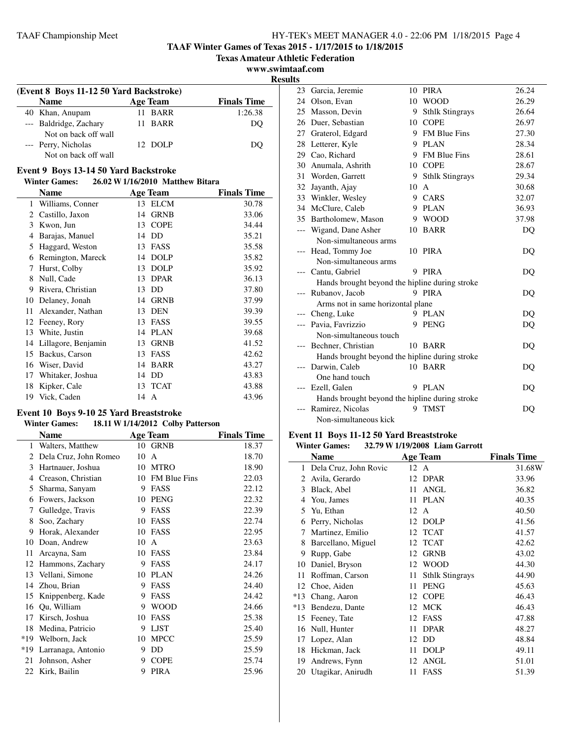# TAAF Winter Games of Texas 2015 - 1/17/2015 to 1/18/2015

**Texas Amateur Athletic Federation**

**www.swimtaaf.com**

**Results**

### (Event 8 Boys 11-12 50 Yard Backstroke)

| | Name | Age | Team | Finals Time |
|---|---|---|---|---|
| 40 | Khan, Anupam | 11 | BARR | 1:26.38 |
| --- | Baldridge, Zachary | 11 | BARR | DQ |
| | Not on back off wall | | | |
| --- | Perry, Nicholas | 12 | DOLP | DQ |
| | Not on back off wall | | | |

### Event 9 Boys 13-14 50 Yard Backstroke

**Winter Games: 26.02 W 1/16/2010 Matthew Bitara**

| | Name | Age | Team | Finals Time |
|---|---|---|---|---|
| 1 | Williams, Conner | 13 | ELCM | 30.78 |
| 2 | Castillo, Jaxon | 14 | GRNB | 33.06 |
| 3 | Kwon, Jun | 13 | COPE | 34.44 |
| 4 | Barajas, Manuel | 14 | DD | 35.21 |
| 5 | Haggard, Weston | 13 | FASS | 35.58 |
| 6 | Remington, Mareck | 14 | DOLP | 35.82 |
| 7 | Hurst, Colby | 13 | DOLP | 35.92 |
| 8 | Null, Cade | 13 | DPAR | 36.13 |
| 9 | Rivera, Christian | 13 | DD | 37.80 |
| 10 | Delaney, Jonah | 14 | GRNB | 37.99 |
| 11 | Alexander, Nathan | 13 | DEN | 39.39 |
| 12 | Feeney, Rory | 13 | FASS | 39.55 |
| 13 | White, Justin | 14 | PLAN | 39.68 |
| 14 | Lillagore, Benjamin | 13 | GRNB | 41.52 |
| 15 | Backus, Carson | 13 | FASS | 42.62 |
| 16 | Wiser, David | 14 | BARR | 43.27 |
| 17 | Whitaker, Joshua | 14 | DD | 43.83 |
| 18 | Kipker, Cale | 13 | TCAT | 43.88 |
| 19 | Vick, Caden | 14 | A | 43.96 |

### Event 10 Boys 9-10 25 Yard Breaststroke

**Winter Games: 18.11 W 1/14/2012 Colby Patterson**

| | Name | Age | Team | Finals Time |
|---|---|---|---|---|
| 1 | Walters, Matthew | 10 | GRNB | 18.37 |
| 2 | Dela Cruz, John Romeo | 10 | A | 18.70 |
| 3 | Hartnauer, Joshua | 10 | MTRO | 18.90 |
| 4 | Creason, Christian | 10 | FM Blue Fins | 22.03 |
| 5 | Sharma, Sanyam | 9 | FASS | 22.12 |
| 6 | Fowers, Jackson | 10 | PENG | 22.32 |
| 7 | Gulledge, Travis | 9 | FASS | 22.39 |
| 8 | Soo, Zachary | 10 | FASS | 22.74 |
| 9 | Horak, Alexander | 10 | FASS | 22.95 |
| 10 | Doan, Andrew | 10 | A | 23.63 |
| 11 | Arcayna, Sam | 10 | FASS | 23.84 |
| 12 | Hammons, Zachary | 9 | FASS | 24.17 |
| 13 | Vellani, Simone | 10 | PLAN | 24.26 |
| 14 | Zhou, Brian | 9 | FASS | 24.40 |
| 15 | Knippenberg, Kade | 9 | FASS | 24.42 |
| 16 | Qu, William | 9 | WOOD | 24.66 |
| 17 | Kirsch, Joshua | 10 | FASS | 25.38 |
| 18 | Medina, Patricio | 9 | LJST | 25.40 |
| *19 | Welborn, Jack | 10 | MPCC | 25.59 |
| *19 | Larranaga, Antonio | 9 | DD | 25.59 |
| 21 | Johnson, Asher | 9 | COPE | 25.74 |
| 22 | Kirk, Bailin | 9 | PIRA | 25.96 |
| 23 | Garcia, Jeremie | 10 | PIRA | 26.24 |
| 24 | Olson, Evan | 10 | WOOD | 26.29 |
| 25 | Masson, Devin | 9 | Sthlk Stingrays | 26.64 |
| 26 | Duer, Sebastian | 10 | COPE | 26.97 |
| 27 | Graterol, Edgard | 9 | FM Blue Fins | 27.30 |
| 28 | Letterer, Kyle | 9 | PLAN | 28.34 |
| 29 | Cao, Richard | 9 | FM Blue Fins | 28.61 |
| 30 | Anumala, Ashrith | 10 | COPE | 28.67 |
| 31 | Worden, Garrett | 9 | Sthlk Stingrays | 29.34 |
| 32 | Jayanth, Ajay | 10 | A | 30.68 |
| 33 | Winkler, Wesley | 9 | CARS | 32.07 |
| 34 | McClure, Caleb | 9 | PLAN | 36.93 |
| 35 | Bartholomew, Mason | 9 | WOOD | 37.98 |
| --- | Wigand, Dane Asher | 10 | BARR | DQ |
| | Non-simultaneous arms | | | |
| --- | Head, Tommy Joe | 10 | PIRA | DQ |
| | Non-simultaneous arms | | | |
| --- | Cantu, Gabriel | 9 | PIRA | DQ |
| | Hands brought beyond the hipline during stroke | | | |
| --- | Rubanov, Jacob | 9 | PIRA | DQ |
| | Arms not in same horizontal plane | | | |
| --- | Cheng, Luke | 9 | PLAN | DQ |
| --- | Pavia, Favrizzio | 9 | PENG | DQ |
| | Non-simultaneous touch | | | |
| --- | Bechner, Christian | 10 | BARR | DQ |
| | Hands brought beyond the hipline during stroke | | | |
| --- | Darwin, Caleb | 10 | BARR | DQ |
| | One hand touch | | | |
| --- | Ezell, Galen | 9 | PLAN | DQ |
| | Hands brought beyond the hipline during stroke | | | |
| --- | Ramirez, Nicolas | 9 | TMST | DQ |
| | Non-simultaneous kick | | | |

### Event 11 Boys 11-12 50 Yard Breaststroke

**Winter Games: 32.79 W 1/19/2008 Liam Garrott**

| | Name | Age | Team | Finals Time |
|---|---|---|---|---|
| 1 | Dela Cruz, John Rovic | 12 | A | 31.68W |
| 2 | Avila, Gerardo | 12 | DPAR | 33.96 |
| 3 | Black, Abel | 11 | ANGL | 36.82 |
| 4 | You, James | 11 | PLAN | 40.35 |
| 5 | Yu, Ethan | 12 | A | 40.50 |
| 6 | Perry, Nicholas | 12 | DOLP | 41.56 |
| 7 | Martinez, Emilio | 12 | TCAT | 41.57 |
| 8 | Barcellano, Miguel | 12 | TCAT | 42.62 |
| 9 | Rupp, Gabe | 12 | GRNB | 43.02 |
| 10 | Daniel, Bryson | 12 | WOOD | 44.30 |
| 11 | Roffman, Carson | 11 | Sthlk Stingrays | 44.90 |
| 12 | Choe, Aiden | 11 | PENG | 45.63 |
| *13 | Chang, Aaron | 12 | COPE | 46.43 |
| *13 | Bendezu, Dante | 12 | MCK | 46.43 |
| 15 | Feeney, Tate | 12 | FASS | 47.88 |
| 16 | Null, Hunter | 11 | DPAR | 48.27 |
| 17 | Lopez, Alan | 12 | DD | 48.84 |
| 18 | Hickman, Jack | 11 | DOLP | 49.11 |
| 19 | Andrews, Fynn | 12 | ANGL | 51.01 |
| 20 | Utagikar, Anirudh | 11 | FASS | 51.39 |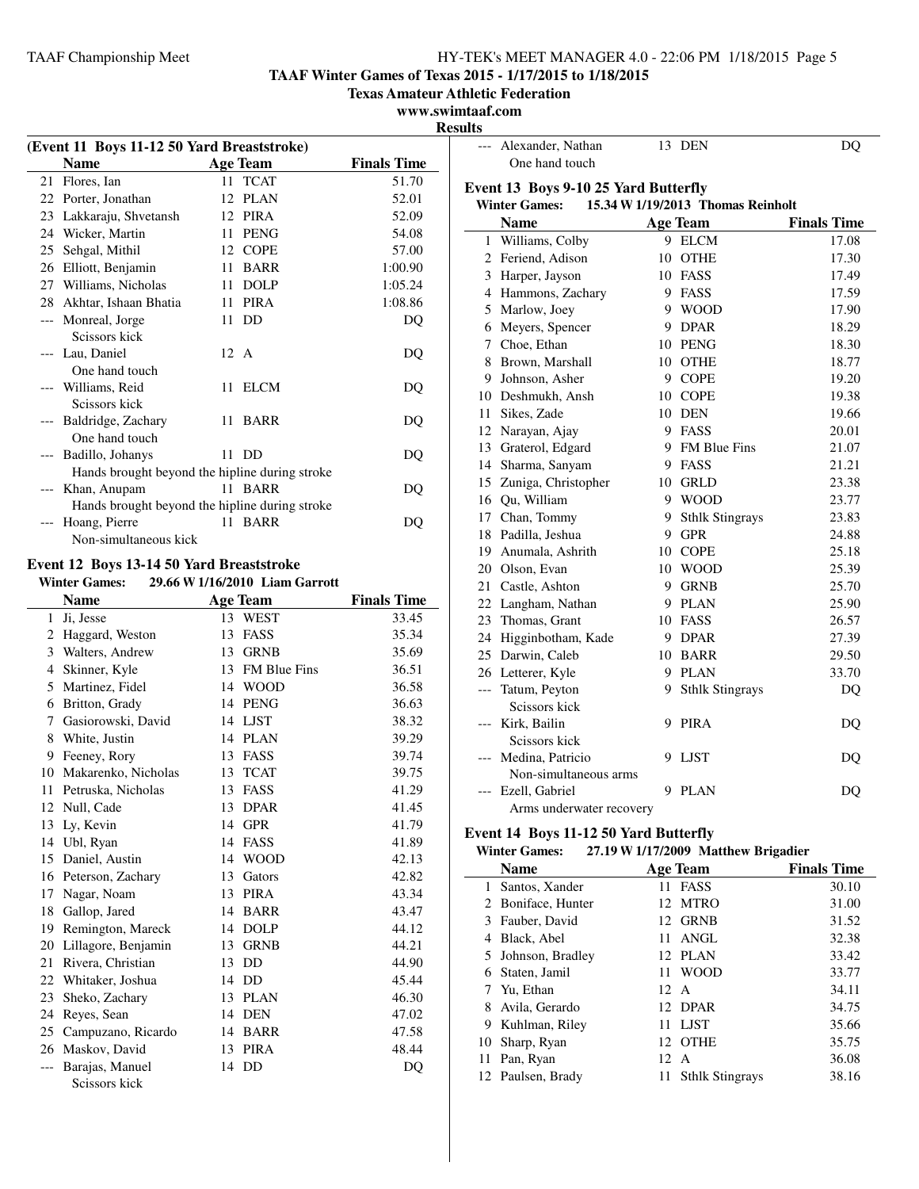**TAAF Winter Games of Texas 2015 - 1/17/2015 to 1/18/2015**

**Texas Amateur Athletic Federation**

**www.swimtaaf.com**

**Results**

### (Event 11 Boys 11-12 50 Yard Breaststroke)

| | Name | Age | Team | Finals Time |
|---|---|---|---|---|
| 21 | Flores, Ian | 11 | TCAT | 51.70 |
| 22 | Porter, Jonathan | 12 | PLAN | 52.01 |
| 23 | Lakkaraju, Shvetansh | 12 | PIRA | 52.09 |
| 24 | Wicker, Martin | 11 | PENG | 54.08 |
| 25 | Sehgal, Mithil | 12 | COPE | 57.00 |
| 26 | Elliott, Benjamin | 11 | BARR | 1:00.90 |
| 27 | Williams, Nicholas | 11 | DOLP | 1:05.24 |
| 28 | Akhtar, Ishaan Bhatia | 11 | PIRA | 1:08.86 |
| --- | Monreal, Jorge<br>Scissors kick | 11 | DD | DQ |
| --- | Lau, Daniel<br>One hand touch | 12 | A | DQ |
| --- | Williams, Reid<br>Scissors kick | 11 | ELCM | DQ |
| --- | Baldridge, Zachary<br>One hand touch | 11 | BARR | DQ |
| --- | Badillo, Johanys<br>Hands brought beyond the hipline during stroke | 11 | DD | DQ |
| --- | Khan, Anupam<br>Hands brought beyond the hipline during stroke | 11 | BARR | DQ |
| --- | Hoang, Pierre<br>Non-simultaneous kick | 11 | BARR | DQ |
| --- | Alexander, Nathan<br>One hand touch | 13 | DEN | DQ |

### Event 12 Boys 13-14 50 Yard Breaststroke

**Winter Games: 29.66 W 1/16/2010 Liam Garrott**

| | Name | Age | Team | Finals Time |
|---|---|---|---|---|
| 1 | Ji, Jesse | 13 | WEST | 33.45 |
| 2 | Haggard, Weston | 13 | FASS | 35.34 |
| 3 | Walters, Andrew | 13 | GRNB | 35.69 |
| 4 | Skinner, Kyle | 13 | FM Blue Fins | 36.51 |
| 5 | Martinez, Fidel | 14 | WOOD | 36.58 |
| 6 | Britton, Grady | 14 | PENG | 36.63 |
| 7 | Gasiorowski, David | 14 | LJST | 38.32 |
| 8 | White, Justin | 14 | PLAN | 39.29 |
| 9 | Feeney, Rory | 13 | FASS | 39.74 |
| 10 | Makarenko, Nicholas | 13 | TCAT | 39.75 |
| 11 | Petruska, Nicholas | 13 | FASS | 41.29 |
| 12 | Null, Cade | 13 | DPAR | 41.45 |
| 13 | Ly, Kevin | 14 | GPR | 41.79 |
| 14 | Ubl, Ryan | 14 | FASS | 41.89 |
| 15 | Daniel, Austin | 14 | WOOD | 42.13 |
| 16 | Peterson, Zachary | 13 | Gators | 42.82 |
| 17 | Nagar, Noam | 13 | PIRA | 43.34 |
| 18 | Gallop, Jared | 14 | BARR | 43.47 |
| 19 | Remington, Mareck | 14 | DOLP | 44.12 |
| 20 | Lillagore, Benjamin | 13 | GRNB | 44.21 |
| 21 | Rivera, Christian | 13 | DD | 44.90 |
| 22 | Whitaker, Joshua | 14 | DD | 45.44 |
| 23 | Sheko, Zachary | 13 | PLAN | 46.30 |
| 24 | Reyes, Sean | 14 | DEN | 47.02 |
| 25 | Campuzano, Ricardo | 14 | BARR | 47.58 |
| 26 | Maskov, David | 13 | PIRA | 48.44 |
| --- | Barajas, Manuel<br>Scissors kick | 14 | DD | DQ |

### Event 13 Boys 9-10 25 Yard Butterfly

**Winter Games: 15.34 W 1/19/2013 Thomas Reinholt**

| | Name | Age | Team | Finals Time |
|---|---|---|---|---|
| 1 | Williams, Colby | 9 | ELCM | 17.08 |
| 2 | Feriend, Adison | 10 | OTHE | 17.30 |
| 3 | Harper, Jayson | 10 | FASS | 17.49 |
| 4 | Hammons, Zachary | 9 | FASS | 17.59 |
| 5 | Marlow, Joey | 9 | WOOD | 17.90 |
| 6 | Meyers, Spencer | 9 | DPAR | 18.29 |
| 7 | Choe, Ethan | 10 | PENG | 18.30 |
| 8 | Brown, Marshall | 10 | OTHE | 18.77 |
| 9 | Johnson, Asher | 9 | COPE | 19.20 |
| 10 | Deshmukh, Ansh | 10 | COPE | 19.38 |
| 11 | Sikes, Zade | 10 | DEN | 19.66 |
| 12 | Narayan, Ajay | 9 | FASS | 20.01 |
| 13 | Graterol, Edgard | 9 | FM Blue Fins | 21.07 |
| 14 | Sharma, Sanyam | 9 | FASS | 21.21 |
| 15 | Zuniga, Christopher | 10 | GRLD | 23.38 |
| 16 | Qu, William | 9 | WOOD | 23.77 |
| 17 | Chan, Tommy | 9 | Sthlk Stingrays | 23.83 |
| 18 | Padilla, Jeshua | 9 | GPR | 24.88 |
| 19 | Anumala, Ashrith | 10 | COPE | 25.18 |
| 20 | Olson, Evan | 10 | WOOD | 25.39 |
| 21 | Castle, Ashton | 9 | GRNB | 25.70 |
| 22 | Langham, Nathan | 9 | PLAN | 25.90 |
| 23 | Thomas, Grant | 10 | FASS | 26.57 |
| 24 | Higginbotham, Kade | 9 | DPAR | 27.39 |
| 25 | Darwin, Caleb | 10 | BARR | 29.50 |
| 26 | Letterer, Kyle | 9 | PLAN | 33.70 |
| --- | Tatum, Peyton<br>Scissors kick | 9 | Sthlk Stingrays | DQ |
| --- | Kirk, Bailin<br>Scissors kick | 9 | PIRA | DQ |
| --- | Medina, Patricio<br>Non-simultaneous arms | 9 | LJST | DQ |
| --- | Ezell, Gabriel<br>Arms underwater recovery | 9 | PLAN | DQ |

### Event 14 Boys 11-12 50 Yard Butterfly

**Winter Games: 27.19 W 1/17/2009 Matthew Brigadier**

| | Name | Age | Team | Finals Time |
|---|---|---|---|---|
| 1 | Santos, Xander | 11 | FASS | 30.10 |
| 2 | Boniface, Hunter | 12 | MTRO | 31.00 |
| 3 | Fauber, David | 12 | GRNB | 31.52 |
| 4 | Black, Abel | 11 | ANGL | 32.38 |
| 5 | Johnson, Bradley | 12 | PLAN | 33.42 |
| 6 | Staten, Jamil | 11 | WOOD | 33.77 |
| 7 | Yu, Ethan | 12 | A | 34.11 |
| 8 | Avila, Gerardo | 12 | DPAR | 34.75 |
| 9 | Kuhlman, Riley | 11 | LJST | 35.66 |
| 10 | Sharp, Ryan | 12 | OTHE | 35.75 |
| 11 | Pan, Ryan | 12 | A | 36.08 |
| 12 | Paulsen, Brady | 11 | Sthlk Stingrays | 38.16 |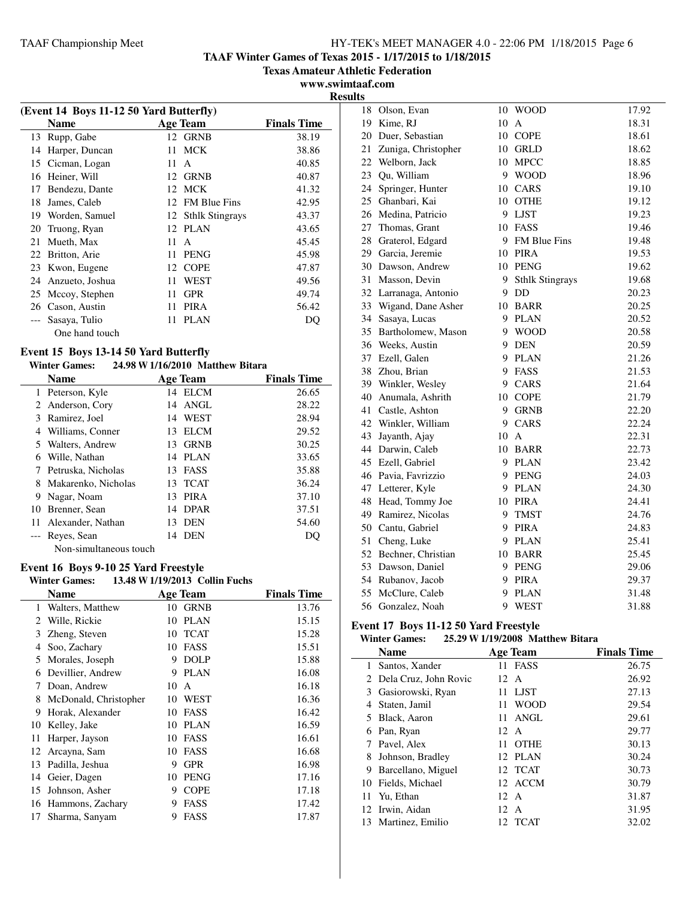**TAAF Winter Games of Texas 2015 - 1/17/2015 to 1/18/2015**
**Texas Amateur Athletic Federation**
**www.swimtaaf.com**
**Results**

### (Event 14 Boys 11-12 50 Yard Butterfly)

| | Name | Age | Team | Finals Time |
|---|---|---|---|---|
| 13 | Rupp, Gabe | 12 | GRNB | 38.19 |
| 14 | Harper, Duncan | 11 | MCK | 38.86 |
| 15 | Cicman, Logan | 11 | A | 40.85 |
| 16 | Heiner, Will | 12 | GRNB | 40.87 |
| 17 | Bendezu, Dante | 12 | MCK | 41.32 |
| 18 | James, Caleb | 12 | FM Blue Fins | 42.95 |
| 19 | Worden, Samuel | 12 | Sthlk Stingrays | 43.37 |
| 20 | Truong, Ryan | 12 | PLAN | 43.65 |
| 21 | Mueth, Max | 11 | A | 45.45 |
| 22 | Britton, Arie | 11 | PENG | 45.98 |
| 23 | Kwon, Eugene | 12 | COPE | 47.87 |
| 24 | Anzueto, Joshua | 11 | WEST | 49.56 |
| 25 | Mccoy, Stephen | 11 | GPR | 49.74 |
| 26 | Cason, Austin | 11 | PIRA | 56.42 |
| --- | Sasaya, Tulio | 11 | PLAN | DQ |
| | One hand touch | | | |

### Event 15 Boys 13-14 50 Yard Butterfly

**Winter Games: 24.98 W 1/16/2010 Matthew Bitara**

| | Name | Age | Team | Finals Time |
|---|---|---|---|---|
| 1 | Peterson, Kyle | 14 | ELCM | 26.65 |
| 2 | Anderson, Cory | 14 | ANGL | 28.22 |
| 3 | Ramirez, Joel | 14 | WEST | 28.94 |
| 4 | Williams, Conner | 13 | ELCM | 29.52 |
| 5 | Walters, Andrew | 13 | GRNB | 30.25 |
| 6 | Wille, Nathan | 14 | PLAN | 33.65 |
| 7 | Petruska, Nicholas | 13 | FASS | 35.88 |
| 8 | Makarenko, Nicholas | 13 | TCAT | 36.24 |
| 9 | Nagar, Noam | 13 | PIRA | 37.10 |
| 10 | Brenner, Sean | 14 | DPAR | 37.51 |
| 11 | Alexander, Nathan | 13 | DEN | 54.60 |
| --- | Reyes, Sean | 14 | DEN | DQ |
| | Non-simultaneous touch | | | |

### Event 16 Boys 9-10 25 Yard Freestyle

**Winter Games: 13.48 W 1/19/2013 Collin Fuchs**

| | Name | Age | Team | Finals Time |
|---|---|---|---|---|
| 1 | Walters, Matthew | 10 | GRNB | 13.76 |
| 2 | Wille, Rickie | 10 | PLAN | 15.15 |
| 3 | Zheng, Steven | 10 | TCAT | 15.28 |
| 4 | Soo, Zachary | 10 | FASS | 15.51 |
| 5 | Morales, Joseph | 9 | DOLP | 15.88 |
| 6 | Devillier, Andrew | 9 | PLAN | 16.08 |
| 7 | Doan, Andrew | 10 | A | 16.18 |
| 8 | McDonald, Christopher | 10 | WEST | 16.36 |
| 9 | Horak, Alexander | 10 | FASS | 16.42 |
| 10 | Kelley, Jake | 10 | PLAN | 16.59 |
| 11 | Harper, Jayson | 10 | FASS | 16.61 |
| 12 | Arcayna, Sam | 10 | FASS | 16.68 |
| 13 | Padilla, Jeshua | 9 | GPR | 16.98 |
| 14 | Geier, Dagen | 10 | PENG | 17.16 |
| 15 | Johnson, Asher | 9 | COPE | 17.18 |
| 16 | Hammons, Zachary | 9 | FASS | 17.42 |
| 17 | Sharma, Sanyam | 9 | FASS | 17.87 |
| 18 | Olson, Evan | 10 | WOOD | 17.92 |
| 19 | Kime, RJ | 10 | A | 18.31 |
| 20 | Duer, Sebastian | 10 | COPE | 18.61 |
| 21 | Zuniga, Christopher | 10 | GRLD | 18.62 |
| 22 | Welborn, Jack | 10 | MPCC | 18.85 |
| 23 | Qu, William | 9 | WOOD | 18.96 |
| 24 | Springer, Hunter | 10 | CARS | 19.10 |
| 25 | Ghanbari, Kai | 10 | OTHE | 19.12 |
| 26 | Medina, Patricio | 9 | LJST | 19.23 |
| 27 | Thomas, Grant | 10 | FASS | 19.46 |
| 28 | Graterol, Edgard | 9 | FM Blue Fins | 19.48 |
| 29 | Garcia, Jeremie | 10 | PIRA | 19.53 |
| 30 | Dawson, Andrew | 10 | PENG | 19.62 |
| 31 | Masson, Devin | 9 | Sthlk Stingrays | 19.68 |
| 32 | Larranaga, Antonio | 9 | DD | 20.23 |
| 33 | Wigand, Dane Asher | 10 | BARR | 20.25 |
| 34 | Sasaya, Lucas | 9 | PLAN | 20.52 |
| 35 | Bartholomew, Mason | 9 | WOOD | 20.58 |
| 36 | Weeks, Austin | 9 | DEN | 20.59 |
| 37 | Ezell, Galen | 9 | PLAN | 21.26 |
| 38 | Zhou, Brian | 9 | FASS | 21.53 |
| 39 | Winkler, Wesley | 9 | CARS | 21.64 |
| 40 | Anumala, Ashrith | 10 | COPE | 21.79 |
| 41 | Castle, Ashton | 9 | GRNB | 22.20 |
| 42 | Winkler, William | 9 | CARS | 22.24 |
| 43 | Jayanth, Ajay | 10 | A | 22.31 |
| 44 | Darwin, Caleb | 10 | BARR | 22.73 |
| 45 | Ezell, Gabriel | 9 | PLAN | 23.42 |
| 46 | Pavia, Favrizzio | 9 | PENG | 24.03 |
| 47 | Letterer, Kyle | 9 | PLAN | 24.30 |
| 48 | Head, Tommy Joe | 10 | PIRA | 24.41 |
| 49 | Ramirez, Nicolas | 9 | TMST | 24.76 |
| 50 | Cantu, Gabriel | 9 | PIRA | 24.83 |
| 51 | Cheng, Luke | 9 | PLAN | 25.41 |
| 52 | Bechner, Christian | 10 | BARR | 25.45 |
| 53 | Dawson, Daniel | 9 | PENG | 29.06 |
| 54 | Rubanov, Jacob | 9 | PIRA | 29.37 |
| 55 | McClure, Caleb | 9 | PLAN | 31.48 |
| 56 | Gonzalez, Noah | 9 | WEST | 31.88 |

### Event 17 Boys 11-12 50 Yard Freestyle

**Winter Games: 25.29 W 1/19/2008 Matthew Bitara**

| | Name | Age | Team | Finals Time |
|---|---|---|---|---|
| 1 | Santos, Xander | 11 | FASS | 26.75 |
| 2 | Dela Cruz, John Rovic | 12 | A | 26.92 |
| 3 | Gasiorowski, Ryan | 11 | LJST | 27.13 |
| 4 | Staten, Jamil | 11 | WOOD | 29.54 |
| 5 | Black, Aaron | 11 | ANGL | 29.61 |
| 6 | Pan, Ryan | 12 | A | 29.77 |
| 7 | Pavel, Alex | 11 | OTHE | 30.13 |
| 8 | Johnson, Bradley | 12 | PLAN | 30.24 |
| 9 | Barcellano, Miguel | 12 | TCAT | 30.73 |
| 10 | Fields, Michael | 12 | ACCM | 30.79 |
| 11 | Yu, Ethan | 12 | A | 31.87 |
| 12 | Irwin, Aidan | 12 | A | 31.95 |
| 13 | Martinez, Emilio | 12 | TCAT | 32.02 |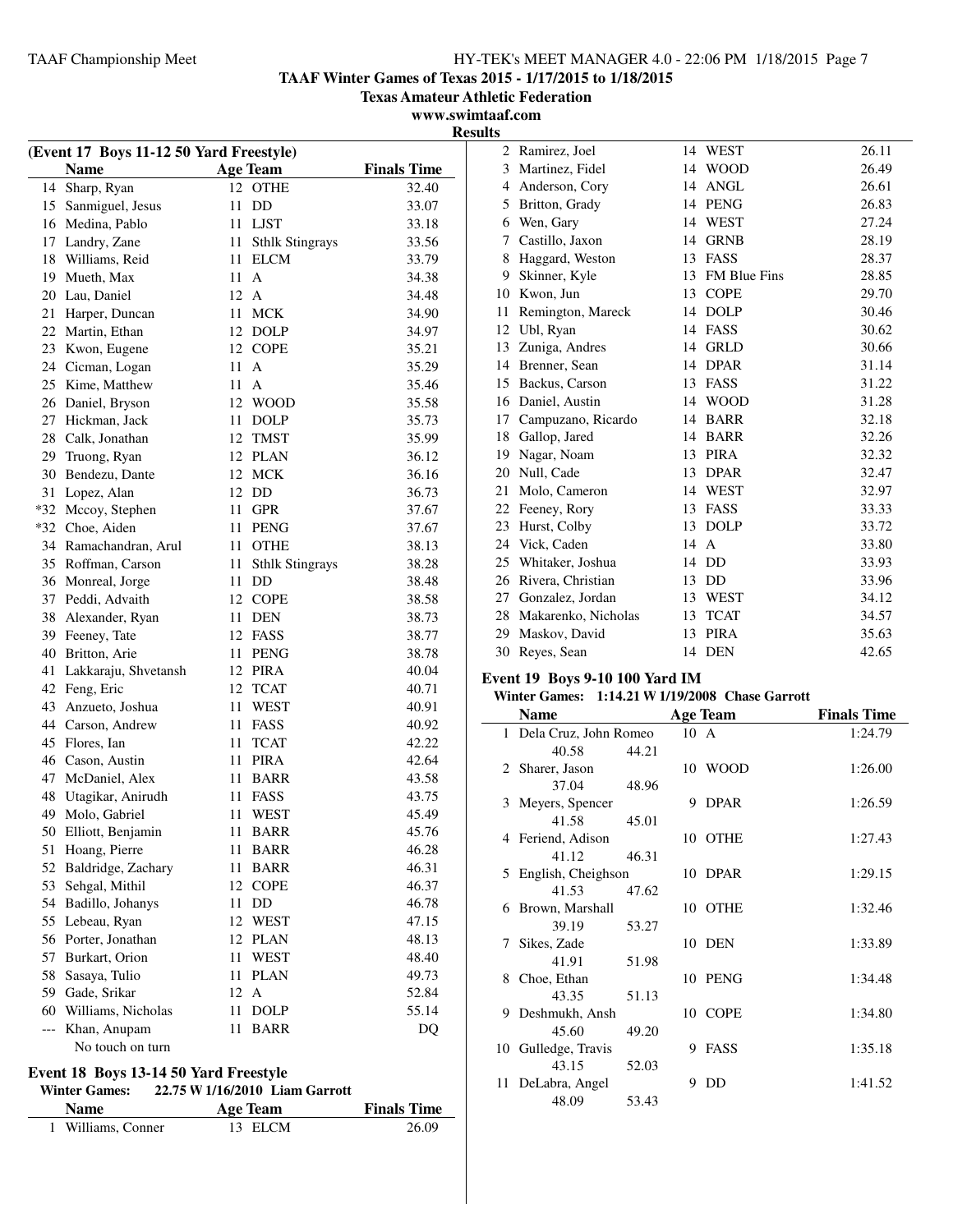# TAAF Winter Games of Texas 2015 - 1/17/2015 to 1/18/2015

**Texas Amateur Athletic Federation**

**www.swimtaaf.com**

**Results**

### (Event 17 Boys 11-12 50 Yard Freestyle)

| | Name | Age | Team | Finals Time |
|---|---|---|---|---|
| 14 | Sharp, Ryan | 12 | OTHE | 32.40 |
| 15 | Sanmiguel, Jesus | 11 | DD | 33.07 |
| 16 | Medina, Pablo | 11 | LJST | 33.18 |
| 17 | Landry, Zane | 11 | Sthlk Stingrays | 33.56 |
| 18 | Williams, Reid | 11 | ELCM | 33.79 |
| 19 | Mueth, Max | 11 | A | 34.38 |
| 20 | Lau, Daniel | 12 | A | 34.48 |
| 21 | Harper, Duncan | 11 | MCK | 34.90 |
| 22 | Martin, Ethan | 12 | DOLP | 34.97 |
| 23 | Kwon, Eugene | 12 | COPE | 35.21 |
| 24 | Cicman, Logan | 11 | A | 35.29 |
| 25 | Kime, Matthew | 11 | A | 35.46 |
| 26 | Daniel, Bryson | 12 | WOOD | 35.58 |
| 27 | Hickman, Jack | 11 | DOLP | 35.73 |
| 28 | Calk, Jonathan | 12 | TMST | 35.99 |
| 29 | Truong, Ryan | 12 | PLAN | 36.12 |
| 30 | Bendezu, Dante | 12 | MCK | 36.16 |
| 31 | Lopez, Alan | 12 | DD | 36.73 |
| *32 | Mccoy, Stephen | 11 | GPR | 37.67 |
| *32 | Choe, Aiden | 11 | PENG | 37.67 |
| 34 | Ramachandran, Arul | 11 | OTHE | 38.13 |
| 35 | Roffman, Carson | 11 | Sthlk Stingrays | 38.28 |
| 36 | Monreal, Jorge | 11 | DD | 38.48 |
| 37 | Peddi, Advaith | 12 | COPE | 38.58 |
| 38 | Alexander, Ryan | 11 | DEN | 38.73 |
| 39 | Feeney, Tate | 12 | FASS | 38.77 |
| 40 | Britton, Arie | 11 | PENG | 38.78 |
| 41 | Lakkaraju, Shvetansh | 12 | PIRA | 40.04 |
| 42 | Feng, Eric | 12 | TCAT | 40.71 |
| 43 | Anzueto, Joshua | 11 | WEST | 40.91 |
| 44 | Carson, Andrew | 11 | FASS | 40.92 |
| 45 | Flores, Ian | 11 | TCAT | 42.22 |
| 46 | Cason, Austin | 11 | PIRA | 42.64 |
| 47 | McDaniel, Alex | 11 | BARR | 43.58 |
| 48 | Utagikar, Anirudh | 11 | FASS | 43.75 |
| 49 | Molo, Gabriel | 11 | WEST | 45.49 |
| 50 | Elliott, Benjamin | 11 | BARR | 45.76 |
| 51 | Hoang, Pierre | 11 | BARR | 46.28 |
| 52 | Baldridge, Zachary | 11 | BARR | 46.31 |
| 53 | Sehgal, Mithil | 12 | COPE | 46.37 |
| 54 | Badillo, Johanys | 11 | DD | 46.78 |
| 55 | Lebeau, Ryan | 12 | WEST | 47.15 |
| 56 | Porter, Jonathan | 12 | PLAN | 48.13 |
| 57 | Burkart, Orion | 11 | WEST | 48.40 |
| 58 | Sasaya, Tulio | 11 | PLAN | 49.73 |
| 59 | Gade, Srikar | 12 | A | 52.84 |
| 60 | Williams, Nicholas | 11 | DOLP | 55.14 |
| --- | Khan, Anupam | 11 | BARR | DQ |
| | No touch on turn | | | |

### Event 18 Boys 13-14 50 Yard Freestyle

**Winter Games: 22.75 W 1/16/2010 Liam Garrott**

| | Name | Age | Team | Finals Time |
|---|---|---|---|---|
| 1 | Williams, Conner | 13 | ELCM | 26.09 |
| 2 | Ramirez, Joel | 14 | WEST | 26.11 |
| 3 | Martinez, Fidel | 14 | WOOD | 26.49 |
| 4 | Anderson, Cory | 14 | ANGL | 26.61 |
| 5 | Britton, Grady | 14 | PENG | 26.83 |
| 6 | Wen, Gary | 14 | WEST | 27.24 |
| 7 | Castillo, Jaxon | 14 | GRNB | 28.19 |
| 8 | Haggard, Weston | 13 | FASS | 28.37 |
| 9 | Skinner, Kyle | 13 | FM Blue Fins | 28.85 |
| 10 | Kwon, Jun | 13 | COPE | 29.70 |
| 11 | Remington, Mareck | 14 | DOLP | 30.46 |
| 12 | Ubl, Ryan | 14 | FASS | 30.62 |
| 13 | Zuniga, Andres | 14 | GRLD | 30.66 |
| 14 | Brenner, Sean | 14 | DPAR | 31.14 |
| 15 | Backus, Carson | 13 | FASS | 31.22 |
| 16 | Daniel, Austin | 14 | WOOD | 31.28 |
| 17 | Campuzano, Ricardo | 14 | BARR | 32.18 |
| 18 | Gallop, Jared | 14 | BARR | 32.26 |
| 19 | Nagar, Noam | 13 | PIRA | 32.32 |
| 20 | Null, Cade | 13 | DPAR | 32.47 |
| 21 | Molo, Cameron | 14 | WEST | 32.97 |
| 22 | Feeney, Rory | 13 | FASS | 33.33 |
| 23 | Hurst, Colby | 13 | DOLP | 33.72 |
| 24 | Vick, Caden | 14 | A | 33.80 |
| 25 | Whitaker, Joshua | 14 | DD | 33.93 |
| 26 | Rivera, Christian | 13 | DD | 33.96 |
| 27 | Gonzalez, Jordan | 13 | WEST | 34.12 |
| 28 | Makarenko, Nicholas | 13 | TCAT | 34.57 |
| 29 | Maskov, David | 13 | PIRA | 35.63 |
| 30 | Reyes, Sean | 14 | DEN | 42.65 |

### Event 19 Boys 9-10 100 Yard IM

**Winter Games: 1:14.21 W 1/19/2008 Chase Garrott**

| | Name | Age | Team | Finals Time |
|---|---|---|---|---|
| 1 | Dela Cruz, John Romeo | 10 | A | 1:24.79 |
| | 40.58 44.21 | | | |
| 2 | Sharer, Jason | 10 | WOOD | 1:26.00 |
| | 37.04 48.96 | | | |
| 3 | Meyers, Spencer | 9 | DPAR | 1:26.59 |
| | 41.58 45.01 | | | |
| 4 | Feriend, Adison | 10 | OTHE | 1:27.43 |
| | 41.12 46.31 | | | |
| 5 | English, Cheighson | 10 | DPAR | 1:29.15 |
| | 41.53 47.62 | | | |
| 6 | Brown, Marshall | 10 | OTHE | 1:32.46 |
| | 39.19 53.27 | | | |
| 7 | Sikes, Zade | 10 | DEN | 1:33.89 |
| | 41.91 51.98 | | | |
| 8 | Choe, Ethan | 10 | PENG | 1:34.48 |
| | 43.35 51.13 | | | |
| 9 | Deshmukh, Ansh | 10 | COPE | 1:34.80 |
| | 45.60 49.20 | | | |
| 10 | Gulledge, Travis | 9 | FASS | 1:35.18 |
| | 43.15 52.03 | | | |
| 11 | DeLabra, Angel | 9 | DD | 1:41.52 |
| | 48.09 53.43 | | | |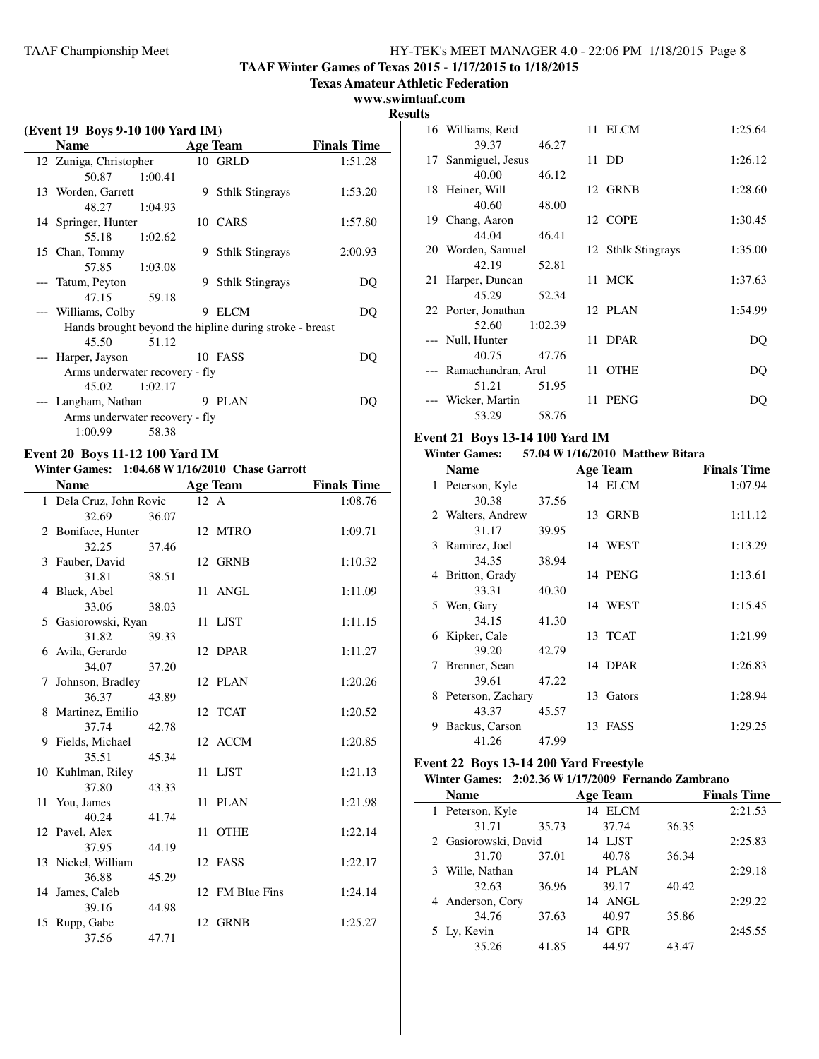## TAAF Winter Games of Texas 2015 - 1/17/2015 to 1/18/2015

**Texas Amateur Athletic Federation**

**www.swimtaaf.com**

**Results**

### (Event 19 Boys 9-10 100 Yard IM)

| | Name | Age | Team | Finals Time |
|---|---|---|---|---|
| 12 | Zuniga, Christopher | 10 | GRLD | 1:51.28 |
| | 50.87 1:00.41 | | | |
| 13 | Worden, Garrett | 9 | Sthlk Stingrays | 1:53.20 |
| | 48.27 1:04.93 | | | |
| 14 | Springer, Hunter | 10 | CARS | 1:57.80 |
| | 55.18 1:02.62 | | | |
| 15 | Chan, Tommy | 9 | Sthlk Stingrays | 2:00.93 |
| | 57.85 1:03.08 | | | |
| --- | Tatum, Peyton | 9 | Sthlk Stingrays | DQ |
| | 47.15 59.18 | | | |
| --- | Williams, Colby | 9 | ELCM | DQ |
| | Hands brought beyond the hipline during stroke - breast | | | |
| | 45.50 51.12 | | | |
| --- | Harper, Jayson | 10 | FASS | DQ |
| | Arms underwater recovery - fly | | | |
| | 45.02 1:02.17 | | | |
| --- | Langham, Nathan | 9 | PLAN | DQ |
| | Arms underwater recovery - fly | | | |
| | 1:00.99 58.38 | | | |

### Event 20 Boys 11-12 100 Yard IM

**Winter Games: 1:04.68 W 1/16/2010 Chase Garrott**

| | Name | Age | Team | Finals Time |
|---|---|---|---|---|
| 1 | Dela Cruz, John Rovic | 12 | A | 1:08.76 |
| | 32.69 36.07 | | | |
| 2 | Boniface, Hunter | 12 | MTRO | 1:09.71 |
| | 32.25 37.46 | | | |
| 3 | Fauber, David | 12 | GRNB | 1:10.32 |
| | 31.81 38.51 | | | |
| 4 | Black, Abel | 11 | ANGL | 1:11.09 |
| | 33.06 38.03 | | | |
| 5 | Gasiorowski, Ryan | 11 | LJST | 1:11.15 |
| | 31.82 39.33 | | | |
| 6 | Avila, Gerardo | 12 | DPAR | 1:11.27 |
| | 34.07 37.20 | | | |
| 7 | Johnson, Bradley | 12 | PLAN | 1:20.26 |
| | 36.37 43.89 | | | |
| 8 | Martinez, Emilio | 12 | TCAT | 1:20.52 |
| | 37.74 42.78 | | | |
| 9 | Fields, Michael | 12 | ACCM | 1:20.85 |
| | 35.51 45.34 | | | |
| 10 | Kuhlman, Riley | 11 | LJST | 1:21.13 |
| | 37.80 43.33 | | | |
| 11 | You, James | 11 | PLAN | 1:21.98 |
| | 40.24 41.74 | | | |
| 12 | Pavel, Alex | 11 | OTHE | 1:22.14 |
| | 37.95 44.19 | | | |
| 13 | Nickel, William | 12 | FASS | 1:22.17 |
| | 36.88 45.29 | | | |
| 14 | James, Caleb | 12 | FM Blue Fins | 1:24.14 |
| | 39.16 44.98 | | | |
| 15 | Rupp, Gabe | 12 | GRNB | 1:25.27 |
| | 37.56 47.71 | | | |
| 16 | Williams, Reid | 11 | ELCM | 1:25.64 |
| | 39.37 46.27 | | | |
| 17 | Sanmiguel, Jesus | 11 | DD | 1:26.12 |
| | 40.00 46.12 | | | |
| 18 | Heiner, Will | 12 | GRNB | 1:28.60 |
| | 40.60 48.00 | | | |
| 19 | Chang, Aaron | 12 | COPE | 1:30.45 |
| | 44.04 46.41 | | | |
| 20 | Worden, Samuel | 12 | Sthlk Stingrays | 1:35.00 |
| | 42.19 52.81 | | | |
| 21 | Harper, Duncan | 11 | MCK | 1:37.63 |
| | 45.29 52.34 | | | |
| 22 | Porter, Jonathan | 12 | PLAN | 1:54.99 |
| | 52.60 1:02.39 | | | |
| --- | Null, Hunter | 11 | DPAR | DQ |
| | 40.75 47.76 | | | |
| --- | Ramachandran, Arul | 11 | OTHE | DQ |
| | 51.21 51.95 | | | |
| --- | Wicker, Martin | 11 | PENG | DQ |
| | 53.29 58.76 | | | |

### Event 21 Boys 13-14 100 Yard IM

**Winter Games: 57.04 W 1/16/2010 Matthew Bitara**

| | Name | Age | Team | Finals Time |
|---|---|---|---|---|
| 1 | Peterson, Kyle | 14 | ELCM | 1:07.94 |
| | 30.38 37.56 | | | |
| 2 | Walters, Andrew | 13 | GRNB | 1:11.12 |
| | 31.17 39.95 | | | |
| 3 | Ramirez, Joel | 14 | WEST | 1:13.29 |
| | 34.35 38.94 | | | |
| 4 | Britton, Grady | 14 | PENG | 1:13.61 |
| | 33.31 40.30 | | | |
| 5 | Wen, Gary | 14 | WEST | 1:15.45 |
| | 34.15 41.30 | | | |
| 6 | Kipker, Cale | 13 | TCAT | 1:21.99 |
| | 39.20 42.79 | | | |
| 7 | Brenner, Sean | 14 | DPAR | 1:26.83 |
| | 39.61 47.22 | | | |
| 8 | Peterson, Zachary | 13 | Gators | 1:28.94 |
| | 43.37 45.57 | | | |
| 9 | Backus, Carson | 13 | FASS | 1:29.25 |
| | 41.26 47.99 | | | |

### Event 22 Boys 13-14 200 Yard Freestyle

**Winter Games: 2:02.36 W 1/17/2009 Fernando Zambrano**

| | Name | Age | Team | Finals Time |
|---|---|---|---|---|
| 1 | Peterson, Kyle | 14 | ELCM | 2:21.53 |
| | 31.71 35.73 37.74 36.35 | | | |
| 2 | Gasiorowski, David | 14 | LJST | 2:25.83 |
| | 31.70 37.01 40.78 36.34 | | | |
| 3 | Wille, Nathan | 14 | PLAN | 2:29.18 |
| | 32.63 36.96 39.17 40.42 | | | |
| 4 | Anderson, Cory | 14 | ANGL | 2:29.22 |
| | 34.76 37.63 40.97 35.86 | | | |
| 5 | Ly, Kevin | 14 | GPR | 2:45.55 |
| | 35.26 41.85 44.97 43.47 | | | |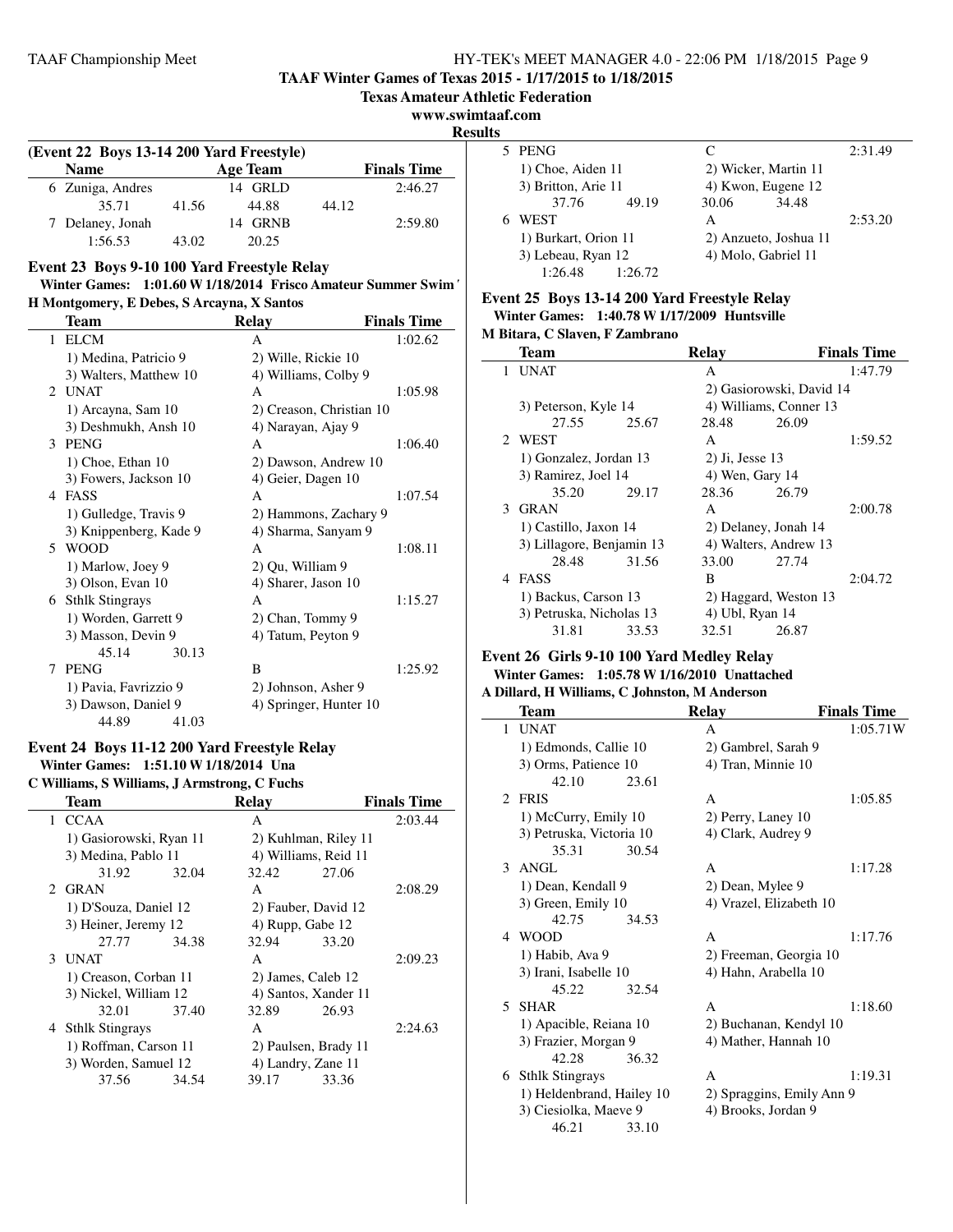## TAAF Winter Games of Texas 2015 - 1/17/2015 to 1/18/2015

**Texas Amateur Athletic Federation**

**www.swimtaaf.com**

**Results**

### (Event 22 Boys 13-14 200 Yard Freestyle)

| | Name | Age | Team | | Finals Time |
|---|---|---|---|---|---|
| 6 | Zuniga, Andres | 14 | GRLD | | 2:46.27 |
| | 35.71 | 41.56 | 44.88 | 44.12 | |
| 7 | Delaney, Jonah | 14 | GRNB | | 2:59.80 |
| | 1:56.53 | 43.02 | 20.25 | | |

### Event 23 Boys 9-10 100 Yard Freestyle Relay

**Winter Games: 1:01.60 W 1/18/2014 Frisco Amateur Summer Swim '**

**H Montgomery, E Debes, S Arcayna, X Santos**

| | Team | Relay | Finals Time |
|---|---|---|---|
| 1 | ELCM | A | 1:02.62 |
| | 1) Medina, Patricio 9 | 2) Wille, Rickie 10 | |
| | 3) Walters, Matthew 10 | 4) Williams, Colby 9 | |
| 2 | UNAT | A | 1:05.98 |
| | 1) Arcayna, Sam 10 | 2) Creason, Christian 10 | |
| | 3) Deshmukh, Ansh 10 | 4) Narayan, Ajay 9 | |
| 3 | PENG | A | 1:06.40 |
| | 1) Choe, Ethan 10 | 2) Dawson, Andrew 10 | |
| | 3) Fowers, Jackson 10 | 4) Geier, Dagen 10 | |
| 4 | FASS | A | 1:07.54 |
| | 1) Gulledge, Travis 9 | 2) Hammons, Zachary 9 | |
| | 3) Knippenberg, Kade 9 | 4) Sharma, Sanyam 9 | |
| 5 | WOOD | A | 1:08.11 |
| | 1) Marlow, Joey 9 | 2) Qu, William 9 | |
| | 3) Olson, Evan 10 | 4) Sharer, Jason 10 | |
| 6 | Sthlk Stingrays | A | 1:15.27 |
| | 1) Worden, Garrett 9 | 2) Chan, Tommy 9 | |
| | 3) Masson, Devin 9 | 4) Tatum, Peyton 9 | |
| | 45.14 30.13 | | |
| 7 | PENG | B | 1:25.92 |
| | 1) Pavia, Favrizzio 9 | 2) Johnson, Asher 9 | |
| | 3) Dawson, Daniel 9 | 4) Springer, Hunter 10 | |
| | 44.89 41.03 | | |

### Event 24 Boys 11-12 200 Yard Freestyle Relay

**Winter Games: 1:51.10 W 1/18/2014 Una**

**C Williams, S Williams, J Armstrong, C Fuchs**

| | Team | Relay | Finals Time |
|---|---|---|---|
| 1 | CCAA | A | 2:03.44 |
| | 1) Gasiorowski, Ryan 11 | 2) Kuhlman, Riley 11 | |
| | 3) Medina, Pablo 11 | 4) Williams, Reid 11 | |
| | 31.92 32.04 | 32.42 27.06 | |
| 2 | GRAN | A | 2:08.29 |
| | 1) D'Souza, Daniel 12 | 2) Fauber, David 12 | |
| | 3) Heiner, Jeremy 12 | 4) Rupp, Gabe 12 | |
| | 27.77 34.38 | 32.94 33.20 | |
| 3 | UNAT | A | 2:09.23 |
| | 1) Creason, Corban 11 | 2) James, Caleb 12 | |
| | 3) Nickel, William 12 | 4) Santos, Xander 11 | |
| | 32.01 37.40 | 32.89 26.93 | |
| 4 | Sthlk Stingrays | A | 2:24.63 |
| | 1) Roffman, Carson 11 | 2) Paulsen, Brady 11 | |
| | 3) Worden, Samuel 12 | 4) Landry, Zane 11 | |
| | 37.56 34.54 | 39.17 33.36 | |
| 5 | PENG | C | 2:31.49 |
| | 1) Choe, Aiden 11 | 2) Wicker, Martin 11 | |
| | 3) Britton, Arie 11 | 4) Kwon, Eugene 12 | |
| | 37.76 49.19 | 30.06 34.48 | |
| 6 | WEST | A | 2:53.20 |
| | 1) Burkart, Orion 11 | 2) Anzueto, Joshua 11 | |
| | 3) Lebeau, Ryan 12 | 4) Molo, Gabriel 11 | |
| | 1:26.48 1:26.72 | | |

### Event 25 Boys 13-14 200 Yard Freestyle Relay

**Winter Games: 1:40.78 W 1/17/2009 Huntsville**

**M Bitara, C Slaven, F Zambrano**

| | Team | Relay | Finals Time |
|---|---|---|---|
| 1 | UNAT | A | 1:47.79 |
| | | 2) Gasiorowski, David 14 | |
| | 3) Peterson, Kyle 14 | 4) Williams, Conner 13 | |
| | 27.55 25.67 | 28.48 26.09 | |
| 2 | WEST | A | 1:59.52 |
| | 1) Gonzalez, Jordan 13 | 2) Ji, Jesse 13 | |
| | 3) Ramirez, Joel 14 | 4) Wen, Gary 14 | |
| | 35.20 29.17 | 28.36 26.79 | |
| 3 | GRAN | A | 2:00.78 |
| | 1) Castillo, Jaxon 14 | 2) Delaney, Jonah 14 | |
| | 3) Lillagore, Benjamin 13 | 4) Walters, Andrew 13 | |
| | 28.48 31.56 | 33.00 27.74 | |
| 4 | FASS | B | 2:04.72 |
| | 1) Backus, Carson 13 | 2) Haggard, Weston 13 | |
| | 3) Petruska, Nicholas 13 | 4) Ubl, Ryan 14 | |
| | 31.81 33.53 | 32.51 26.87 | |

### Event 26 Girls 9-10 100 Yard Medley Relay

**Winter Games: 1:05.78 W 1/16/2010 Unattached**

**A Dillard, H Williams, C Johnston, M Anderson**

| | Team | Relay | Finals Time |
|---|---|---|---|
| 1 | UNAT | A | 1:05.71W |
| | 1) Edmonds, Callie 10 | 2) Gambrel, Sarah 9 | |
| | 3) Orms, Patience 10 | 4) Tran, Minnie 10 | |
| | 42.10 23.61 | | |
| 2 | FRIS | A | 1:05.85 |
| | 1) McCurry, Emily 10 | 2) Perry, Laney 10 | |
| | 3) Petruska, Victoria 10 | 4) Clark, Audrey 9 | |
| | 35.31 30.54 | | |
| 3 | ANGL | A | 1:17.28 |
| | 1) Dean, Kendall 9 | 2) Dean, Mylee 9 | |
| | 3) Green, Emily 10 | 4) Vrazel, Elizabeth 10 | |
| | 42.75 34.53 | | |
| 4 | WOOD | A | 1:17.76 |
| | 1) Habib, Ava 9 | 2) Freeman, Georgia 10 | |
| | 3) Irani, Isabelle 10 | 4) Hahn, Arabella 10 | |
| | 45.22 32.54 | | |
| 5 | SHAR | A | 1:18.60 |
| | 1) Apacible, Reiana 10 | 2) Buchanan, Kendyl 10 | |
| | 3) Frazier, Morgan 9 | 4) Mather, Hannah 10 | |
| | 42.28 36.32 | | |
| 6 | Sthlk Stingrays | A | 1:19.31 |
| | 1) Heldenbrand, Hailey 10 | 2) Spraggins, Emily Ann 9 | |
| | 3) Ciesiolka, Maeve 9 | 4) Brooks, Jordan 9 | |
| | 46.21 33.10 | | |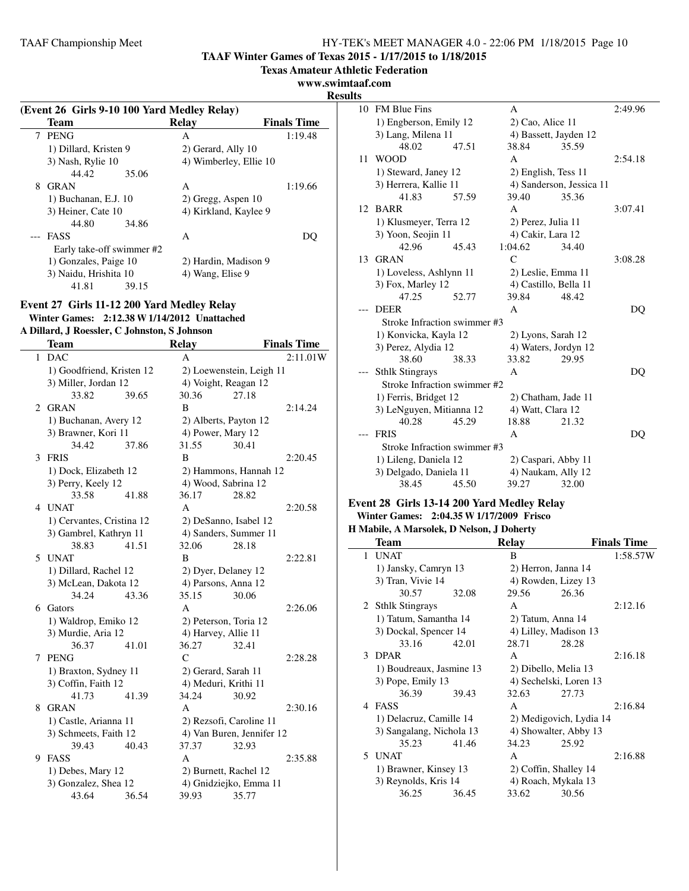**TAAF Winter Games of Texas 2015 - 1/17/2015 to 1/18/2015**

**Texas Amateur Athletic Federation**

**www.swimtaaf.com**

**Results**

**(Event 26 Girls 9-10 100 Yard Medley Relay)**

| | Team | Relay | Finals Time |
|---|---|---|---|
| 7 | PENG | A | 1:19.48 |
| | 1) Dillard, Kristen 9 | 2) Gerard, Ally 10 | |
| | 3) Nash, Rylie 10 | 4) Wimberley, Ellie 10 | |
| | 44.42 35.06 | | |
| 8 | GRAN | A | 1:19.66 |
| | 1) Buchanan, E.J. 10 | 2) Gregg, Aspen 10 | |
| | 3) Heiner, Cate 10 | 4) Kirkland, Kaylee 9 | |
| | 44.80 34.86 | | |
| --- | FASS | A | DQ |
| | Early take-off swimmer #2 | | |
| | 1) Gonzales, Paige 10 | 2) Hardin, Madison 9 | |
| | 3) Naidu, Hrishita 10 | 4) Wang, Elise 9 | |
| | 41.81 39.15 | | |

## Event 27 Girls 11-12 200 Yard Medley Relay

**Winter Games: 2:12.38 W 1/14/2012 Unattached**
**A Dillard, J Roessler, C Johnston, S Johnson**

| | Team | Relay | Finals Time |
|---|---|---|---|
| 1 | DAC | A | 2:11.01W |
| | 1) Goodfriend, Kristen 12 | 2) Loewenstein, Leigh 11 | |
| | 3) Miller, Jordan 12 | 4) Voight, Reagan 12 | |
| | 33.82 39.65 | 30.36 27.18 | |
| 2 | GRAN | B | 2:14.24 |
| | 1) Buchanan, Avery 12 | 2) Alberts, Payton 12 | |
| | 3) Brawner, Kori 11 | 4) Power, Mary 12 | |
| | 34.42 37.86 | 31.55 30.41 | |
| 3 | FRIS | B | 2:20.45 |
| | 1) Dock, Elizabeth 12 | 2) Hammons, Hannah 12 | |
| | 3) Perry, Keely 12 | 4) Wood, Sabrina 12 | |
| | 33.58 41.88 | 36.17 28.82 | |
| 4 | UNAT | A | 2:20.58 |
| | 1) Cervantes, Cristina 12 | 2) DeSanno, Isabel 12 | |
| | 3) Gambrel, Kathryn 11 | 4) Sanders, Summer 11 | |
| | 38.83 41.51 | 32.06 28.18 | |
| 5 | UNAT | B | 2:22.81 |
| | 1) Dillard, Rachel 12 | 2) Dyer, Delaney 12 | |
| | 3) McLean, Dakota 12 | 4) Parsons, Anna 12 | |
| | 34.24 43.36 | 35.15 30.06 | |
| 6 | Gators | A | 2:26.06 |
| | 1) Waldrop, Emiko 12 | 2) Peterson, Toria 12 | |
| | 3) Murdie, Aria 12 | 4) Harvey, Allie 11 | |
| | 36.37 41.01 | 36.27 32.41 | |
| 7 | PENG | C | 2:28.28 |
| | 1) Braxton, Sydney 11 | 2) Gerard, Sarah 11 | |
| | 3) Coffin, Faith 12 | 4) Meduri, Krithi 11 | |
| | 41.73 41.39 | 34.24 30.92 | |
| 8 | GRAN | A | 2:30.16 |
| | 1) Castle, Arianna 11 | 2) Rezsofi, Caroline 11 | |
| | 3) Schmeets, Faith 12 | 4) Van Buren, Jennifer 12 | |
| | 39.43 40.43 | 37.37 32.93 | |
| 9 | FASS | A | 2:35.88 |
| | 1) Debes, Mary 12 | 2) Burnett, Rachel 12 | |
| | 3) Gonzalez, Shea 12 | 4) Gnidziejko, Emma 11 | |
| | 43.64 36.54 | 39.93 35.77 | |
| 10 | FM Blue Fins | A | 2:49.96 |
| | 1) Engberson, Emily 12 | 2) Cao, Alice 11 | |
| | 3) Lang, Milena 11 | 4) Bassett, Jayden 12 | |
| | 48.02 47.51 | 38.84 35.59 | |
| 11 | WOOD | A | 2:54.18 |
| | 1) Steward, Janey 12 | 2) English, Tess 11 | |
| | 3) Herrera, Kallie 11 | 4) Sanderson, Jessica 11 | |
| | 41.83 57.59 | 39.40 35.36 | |
| 12 | BARR | A | 3:07.41 |
| | 1) Klusmeyer, Terra 12 | 2) Perez, Julia 11 | |
| | 3) Yoon, Seojin 11 | 4) Cakir, Lara 12 | |
| | 42.96 45.43 | 1:04.62 34.40 | |
| 13 | GRAN | C | 3:08.28 |
| | 1) Loveless, Ashlynn 11 | 2) Leslie, Emma 11 | |
| | 3) Fox, Marley 12 | 4) Castillo, Bella 11 | |
| | 47.25 52.77 | 39.84 48.42 | |
| --- | DEER | A | DQ |
| | Stroke Infraction swimmer #3 | | |
| | 1) Konvicka, Kayla 12 | 2) Lyons, Sarah 12 | |
| | 3) Perez, Alydia 12 | 4) Waters, Jordyn 12 | |
| | 38.60 38.33 | 33.82 29.95 | |
| --- | Sthlk Stingrays | A | DQ |
| | Stroke Infraction swimmer #2 | | |
| | 1) Ferris, Bridget 12 | 2) Chatham, Jade 11 | |
| | 3) LeNguyen, Mitianna 12 | 4) Watt, Clara 12 | |
| | 40.28 45.29 | 18.88 21.32 | |
| --- | FRIS | A | DQ |
| | Stroke Infraction swimmer #3 | | |
| | 1) Lileng, Daniela 12 | 2) Caspari, Abby 11 | |
| | 3) Delgado, Daniela 11 | 4) Naukam, Ally 12 | |
| | 38.45 45.50 | 39.27 32.00 | |

## Event 28 Girls 13-14 200 Yard Medley Relay

**Winter Games: 2:04.35 W 1/17/2009 Frisco**
**H Mabile, A Marsolek, D Nelson, J Doherty**

| | Team | Relay | Finals Time |
|---|---|---|---|
| 1 | UNAT | B | 1:58.57W |
| | 1) Jansky, Camryn 13 | 2) Herron, Janna 14 | |
| | 3) Tran, Vivie 14 | 4) Rowden, Lizey 13 | |
| | 30.57 32.08 | 29.56 26.36 | |
| 2 | Sthlk Stingrays | A | 2:12.16 |
| | 1) Tatum, Samantha 14 | 2) Tatum, Anna 14 | |
| | 3) Dockal, Spencer 14 | 4) Lilley, Madison 13 | |
| | 33.16 42.01 | 28.71 28.28 | |
| 3 | DPAR | A | 2:16.18 |
| | 1) Boudreaux, Jasmine 13 | 2) Dibello, Melia 13 | |
| | 3) Pope, Emily 13 | 4) Sechelski, Loren 13 | |
| | 36.39 39.43 | 32.63 27.73 | |
| 4 | FASS | A | 2:16.84 |
| | 1) Delacruz, Camille 14 | 2) Medigovich, Lydia 14 | |
| | 3) Sangalang, Nichola 13 | 4) Showalter, Abby 13 | |
| | 35.23 41.46 | 34.23 25.92 | |
| 5 | UNAT | A | 2:16.88 |
| | 1) Brawner, Kinsey 13 | 2) Coffin, Shalley 14 | |
| | 3) Reynolds, Kris 14 | 4) Roach, Mykala 13 | |
| | 36.25 36.45 | 33.62 30.56 | |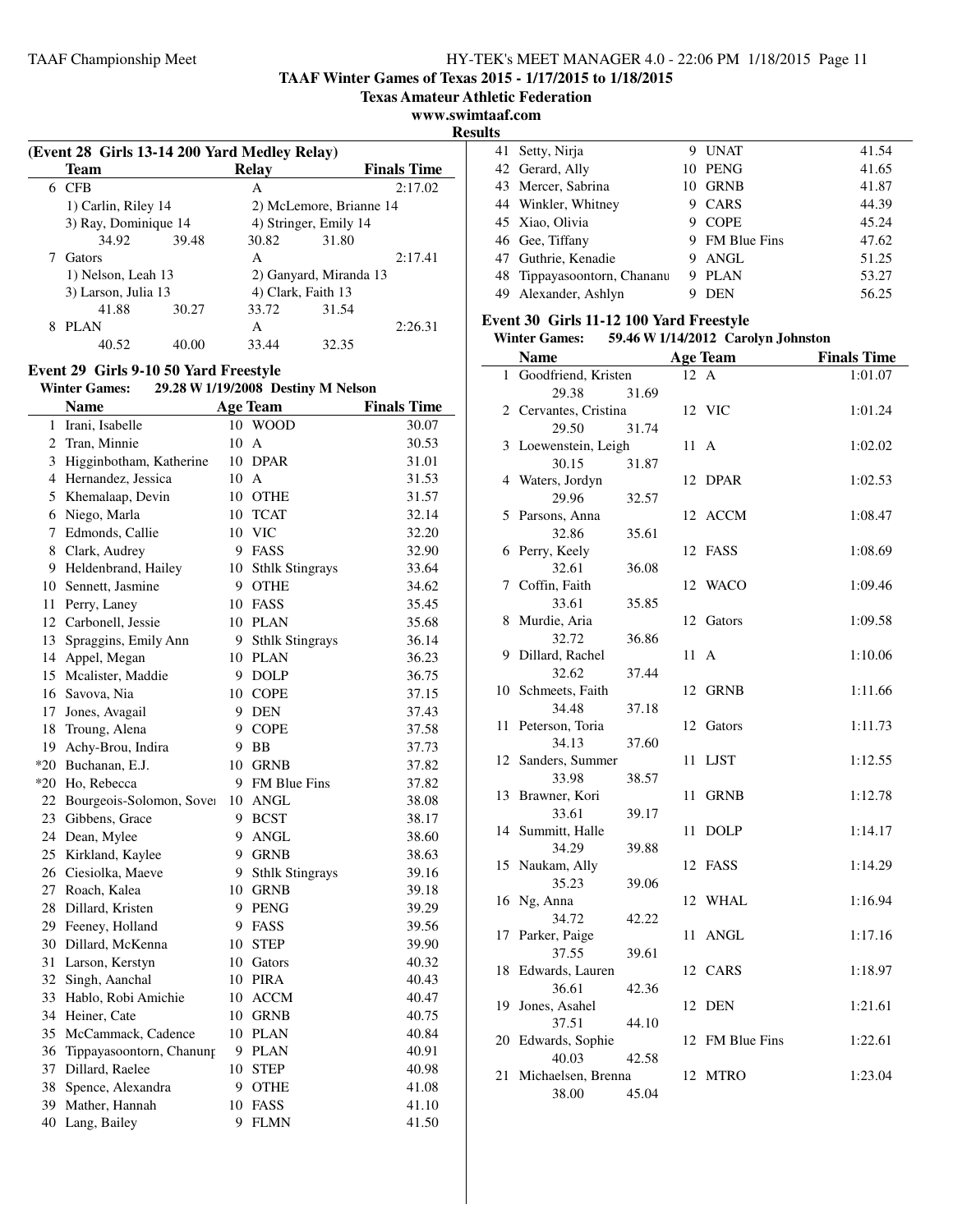## TAAF Winter Games of Texas 2015 - 1/17/2015 to 1/18/2015

**Texas Amateur Athletic Federation**

**www.swimtaaf.com**

**Results**

### (Event 28 Girls 13-14 200 Yard Medley Relay)

| | Team | Relay | Finals Time |
|---|---|---|---|
| 6 | CFB | A | 2:17.02 |
| | 1) Carlin, Riley 14 | 2) McLemore, Brianne 14 | |
| | 3) Ray, Dominique 14 | 4) Stringer, Emily 14 | |
| | 34.92 39.48 | 30.82 31.80 | |
| 7 | Gators | A | 2:17.41 |
| | 1) Nelson, Leah 13 | 2) Ganyard, Miranda 13 | |
| | 3) Larson, Julia 13 | 4) Clark, Faith 13 | |
| | 41.88 30.27 | 33.72 31.54 | |
| 8 | PLAN | A | 2:26.31 |
| | 40.52 40.00 | 33.44 32.35 | |

### Event 29 Girls 9-10 50 Yard Freestyle

**Winter Games:** 29.28 W 1/19/2008 Destiny M Nelson

| | Name | Age | Team | Finals Time |
|---|---|---|---|---|
| 1 | Irani, Isabelle | 10 | WOOD | 30.07 |
| 2 | Tran, Minnie | 10 | A | 30.53 |
| 3 | Higginbotham, Katherine | 10 | DPAR | 31.01 |
| 4 | Hernandez, Jessica | 10 | A | 31.53 |
| 5 | Khemalaap, Devin | 10 | OTHE | 31.57 |
| 6 | Niego, Marla | 10 | TCAT | 32.14 |
| 7 | Edmonds, Callie | 10 | VIC | 32.20 |
| 8 | Clark, Audrey | 9 | FASS | 32.90 |
| 9 | Heldenbrand, Hailey | 10 | Sthlk Stingrays | 33.64 |
| 10 | Sennett, Jasmine | 9 | OTHE | 34.62 |
| 11 | Perry, Laney | 10 | FASS | 35.45 |
| 12 | Carbonell, Jessie | 10 | PLAN | 35.68 |
| 13 | Spraggins, Emily Ann | 9 | Sthlk Stingrays | 36.14 |
| 14 | Appel, Megan | 10 | PLAN | 36.23 |
| 15 | Mcalister, Maddie | 9 | DOLP | 36.75 |
| 16 | Savova, Nia | 10 | COPE | 37.15 |
| 17 | Jones, Avagail | 9 | DEN | 37.43 |
| 18 | Troung, Alena | 9 | COPE | 37.58 |
| 19 | Achy-Brou, Indira | 9 | BB | 37.73 |
| *20 | Buchanan, E.J. | 10 | GRNB | 37.82 |
| *20 | Ho, Rebecca | 9 | FM Blue Fins | 37.82 |
| 22 | Bourgeois-Solomon, Sover | 10 | ANGL | 38.08 |
| 23 | Gibbens, Grace | 9 | BCST | 38.17 |
| 24 | Dean, Mylee | 9 | ANGL | 38.60 |
| 25 | Kirkland, Kaylee | 9 | GRNB | 38.63 |
| 26 | Ciesiolka, Maeve | 9 | Sthlk Stingrays | 39.16 |
| 27 | Roach, Kalea | 10 | GRNB | 39.18 |
| 28 | Dillard, Kristen | 9 | PENG | 39.29 |
| 29 | Feeney, Holland | 9 | FASS | 39.56 |
| 30 | Dillard, McKenna | 10 | STEP | 39.90 |
| 31 | Larson, Kerstyn | 10 | Gators | 40.32 |
| 32 | Singh, Aanchal | 10 | PIRA | 40.43 |
| 33 | Hablo, Robi Amichie | 10 | ACCM | 40.47 |
| 34 | Heiner, Cate | 10 | GRNB | 40.75 |
| 35 | McCammack, Cadence | 10 | PLAN | 40.84 |
| 36 | Tippayasoontorn, Chanunp | 9 | PLAN | 40.91 |
| 37 | Dillard, Raelee | 10 | STEP | 40.98 |
| 38 | Spence, Alexandra | 9 | OTHE | 41.08 |
| 39 | Mather, Hannah | 10 | FASS | 41.10 |
| 40 | Lang, Bailey | 9 | FLMN | 41.50 |
| 41 | Setty, Nirja | 9 | UNAT | 41.54 |
| 42 | Gerard, Ally | 10 | PENG | 41.65 |
| 43 | Mercer, Sabrina | 10 | GRNB | 41.87 |
| 44 | Winkler, Whitney | 9 | CARS | 44.39 |
| 45 | Xiao, Olivia | 9 | COPE | 45.24 |
| 46 | Gee, Tiffany | 9 | FM Blue Fins | 47.62 |
| 47 | Guthrie, Kenadie | 9 | ANGL | 51.25 |
| 48 | Tippayasoontorn, Chananu | 9 | PLAN | 53.27 |
| 49 | Alexander, Ashlyn | 9 | DEN | 56.25 |

### Event 30 Girls 11-12 100 Yard Freestyle

**Winter Games:** 59.46 W 1/14/2012 Carolyn Johnston

| | Name | Age | Team | Finals Time |
|---|---|---|---|---|
| 1 | Goodfriend, Kristen | 12 | A | 1:01.07 |
| | 29.38 31.69 | | | |
| 2 | Cervantes, Cristina | 12 | VIC | 1:01.24 |
| | 29.50 31.74 | | | |
| 3 | Loewenstein, Leigh | 11 | A | 1:02.02 |
| | 30.15 31.87 | | | |
| 4 | Waters, Jordyn | 12 | DPAR | 1:02.53 |
| | 29.96 32.57 | | | |
| 5 | Parsons, Anna | 12 | ACCM | 1:08.47 |
| | 32.86 35.61 | | | |
| 6 | Perry, Keely | 12 | FASS | 1:08.69 |
| | 32.61 36.08 | | | |
| 7 | Coffin, Faith | 12 | WACO | 1:09.46 |
| | 33.61 35.85 | | | |
| 8 | Murdie, Aria | 12 | Gators | 1:09.58 |
| | 32.72 36.86 | | | |
| 9 | Dillard, Rachel | 11 | A | 1:10.06 |
| | 32.62 37.44 | | | |
| 10 | Schmeets, Faith | 12 | GRNB | 1:11.66 |
| | 34.48 37.18 | | | |
| 11 | Peterson, Toria | 12 | Gators | 1:11.73 |
| | 34.13 37.60 | | | |
| 12 | Sanders, Summer | 11 | LJST | 1:12.55 |
| | 33.98 38.57 | | | |
| 13 | Brawner, Kori | 11 | GRNB | 1:12.78 |
| | 33.61 39.17 | | | |
| 14 | Summitt, Halle | 11 | DOLP | 1:14.17 |
| | 34.29 39.88 | | | |
| 15 | Naukam, Ally | 12 | FASS | 1:14.29 |
| | 35.23 39.06 | | | |
| 16 | Ng, Anna | 12 | WHAL | 1:16.94 |
| | 34.72 42.22 | | | |
| 17 | Parker, Paige | 11 | ANGL | 1:17.16 |
| | 37.55 39.61 | | | |
| 18 | Edwards, Lauren | 12 | CARS | 1:18.97 |
| | 36.61 42.36 | | | |
| 19 | Jones, Asahel | 12 | DEN | 1:21.61 |
| | 37.51 44.10 | | | |
| 20 | Edwards, Sophie | 12 | FM Blue Fins | 1:22.61 |
| | 40.03 42.58 | | | |
| 21 | Michaelsen, Brenna | 12 | MTRO | 1:23.04 |
| | 38.00 45.04 | | | |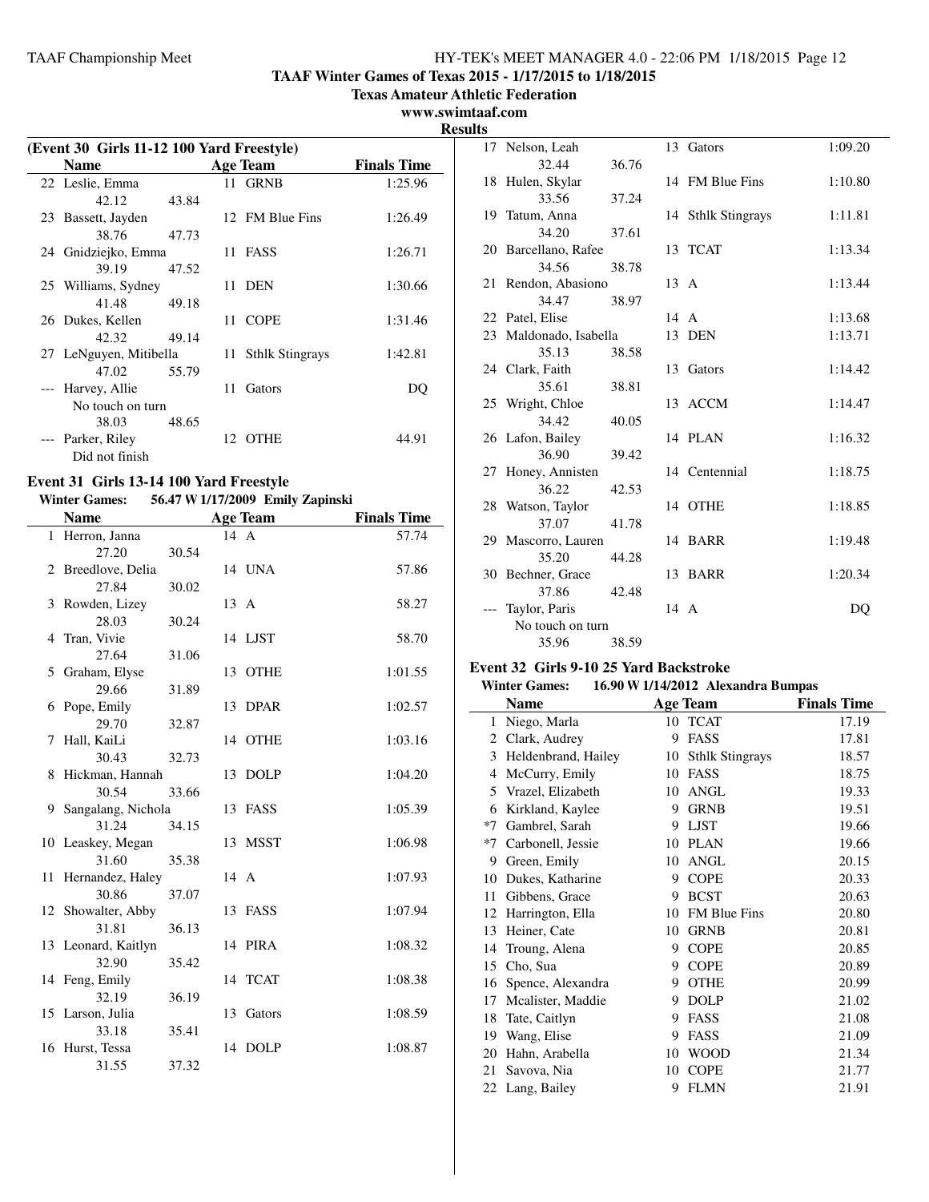TAAF Winter Games of Texas 2015 - 1/17/2015 to 1/18/2015

Texas Amateur Athletic Federation

www.swimtaaf.com

Results

### (Event 30 Girls 11-12 100 Yard Freestyle)

| | Name | Age | Team | Finals Time |
|---|---|---|---|---|
| 22 | Leslie, Emma | 11 | GRNB | 1:25.96 |
| | 42.12 43.84 | | | |
| 23 | Bassett, Jayden | 12 | FM Blue Fins | 1:26.49 |
| | 38.76 47.73 | | | |
| 24 | Gnidziejko, Emma | 11 | FASS | 1:26.71 |
| | 39.19 47.52 | | | |
| 25 | Williams, Sydney | 11 | DEN | 1:30.66 |
| | 41.48 49.18 | | | |
| 26 | Dukes, Kellen | 11 | COPE | 1:31.46 |
| | 42.32 49.14 | | | |
| 27 | LeNguyen, Mitibella | 11 | Sthlk Stingrays | 1:42.81 |
| | 47.02 55.79 | | | |
| --- | Harvey, Allie | 11 | Gators | DQ |
| | No touch on turn | | | |
| | 38.03 48.65 | | | |
| --- | Parker, Riley | 12 | OTHE | 44.91 |
| | Did not finish | | | |

### Event 31 Girls 13-14 100 Yard Freestyle

**Winter Games:** 56.47 W 1/17/2009 Emily Zapinski

| | Name | Age | Team | Finals Time |
|---|---|---|---|---|
| 1 | Herron, Janna | 14 | A | 57.74 |
| | 27.20 30.54 | | | |
| 2 | Breedlove, Delia | 14 | UNA | 57.86 |
| | 27.84 30.02 | | | |
| 3 | Rowden, Lizey | 13 | A | 58.27 |
| | 28.03 30.24 | | | |
| 4 | Tran, Vivie | 14 | LJST | 58.70 |
| | 27.64 31.06 | | | |
| 5 | Graham, Elyse | 13 | OTHE | 1:01.55 |
| | 29.66 31.89 | | | |
| 6 | Pope, Emily | 13 | DPAR | 1:02.57 |
| | 29.70 32.87 | | | |
| 7 | Hall, KaiLi | 14 | OTHE | 1:03.16 |
| | 30.43 32.73 | | | |
| 8 | Hickman, Hannah | 13 | DOLP | 1:04.20 |
| | 30.54 33.66 | | | |
| 9 | Sangalang, Nichola | 13 | FASS | 1:05.39 |
| | 31.24 34.15 | | | |
| 10 | Leaskey, Megan | 13 | MSST | 1:06.98 |
| | 31.60 35.38 | | | |
| 11 | Hernandez, Haley | 14 | A | 1:07.93 |
| | 30.86 37.07 | | | |
| 12 | Showalter, Abby | 13 | FASS | 1:07.94 |
| | 31.81 36.13 | | | |
| 13 | Leonard, Kaitlyn | 14 | PIRA | 1:08.32 |
| | 32.90 35.42 | | | |
| 14 | Feng, Emily | 14 | TCAT | 1:08.38 |
| | 32.19 36.19 | | | |
| 15 | Larson, Julia | 13 | Gators | 1:08.59 |
| | 33.18 35.41 | | | |
| 16 | Hurst, Tessa | 14 | DOLP | 1:08.87 |
| | 31.55 37.32 | | | |
| 17 | Nelson, Leah | 13 | Gators | 1:09.20 |
| | 32.44 36.76 | | | |
| 18 | Hulen, Skylar | 14 | FM Blue Fins | 1:10.80 |
| | 33.56 37.24 | | | |
| 19 | Tatum, Anna | 14 | Sthlk Stingrays | 1:11.81 |
| | 34.20 37.61 | | | |
| 20 | Barcellano, Rafee | 13 | TCAT | 1:13.34 |
| | 34.56 38.78 | | | |
| 21 | Rendon, Abasiono | 13 | A | 1:13.44 |
| | 34.47 38.97 | | | |
| 22 | Patel, Elise | 14 | A | 1:13.68 |
| 23 | Maldonado, Isabella | 13 | DEN | 1:13.71 |
| | 35.13 38.58 | | | |
| 24 | Clark, Faith | 13 | Gators | 1:14.42 |
| | 35.61 38.81 | | | |
| 25 | Wright, Chloe | 13 | ACCM | 1:14.47 |
| | 34.42 40.05 | | | |
| 26 | Lafon, Bailey | 14 | PLAN | 1:16.32 |
| | 36.90 39.42 | | | |
| 27 | Honey, Annisten | 14 | Centennial | 1:18.75 |
| | 36.22 42.53 | | | |
| 28 | Watson, Taylor | 14 | OTHE | 1:18.85 |
| | 37.07 41.78 | | | |
| 29 | Mascorro, Lauren | 14 | BARR | 1:19.48 |
| | 35.20 44.28 | | | |
| 30 | Bechner, Grace | 13 | BARR | 1:20.34 |
| | 37.86 42.48 | | | |
| --- | Taylor, Paris | 14 | A | DQ |
| | No touch on turn | | | |
| | 35.96 38.59 | | | |

### Event 32 Girls 9-10 25 Yard Backstroke

**Winter Games:** 16.90 W 1/14/2012 Alexandra Bumpas

| | Name | Age | Team | Finals Time |
|---|---|---|---|---|
| 1 | Niego, Marla | 10 | TCAT | 17.19 |
| 2 | Clark, Audrey | 9 | FASS | 17.81 |
| 3 | Heldenbrand, Hailey | 10 | Sthlk Stingrays | 18.57 |
| 4 | McCurry, Emily | 10 | FASS | 18.75 |
| 5 | Vrazel, Elizabeth | 10 | ANGL | 19.33 |
| 6 | Kirkland, Kaylee | 9 | GRNB | 19.51 |
| *7 | Gambrel, Sarah | 9 | LJST | 19.66 |
| *7 | Carbonell, Jessie | 10 | PLAN | 19.66 |
| 9 | Green, Emily | 10 | ANGL | 20.15 |
| 10 | Dukes, Katharine | 9 | COPE | 20.33 |
| 11 | Gibbens, Grace | 9 | BCST | 20.63 |
| 12 | Harrington, Ella | 10 | FM Blue Fins | 20.80 |
| 13 | Heiner, Cate | 10 | GRNB | 20.81 |
| 14 | Troung, Alena | 9 | COPE | 20.85 |
| 15 | Cho, Sua | 9 | COPE | 20.89 |
| 16 | Spence, Alexandra | 9 | OTHE | 20.99 |
| 17 | Mcalister, Maddie | 9 | DOLP | 21.02 |
| 18 | Tate, Caitlyn | 9 | FASS | 21.08 |
| 19 | Wang, Elise | 9 | FASS | 21.09 |
| 20 | Hahn, Arabella | 10 | WOOD | 21.34 |
| 21 | Savova, Nia | 10 | COPE | 21.77 |
| 22 | Lang, Bailey | 9 | FLMN | 21.91 |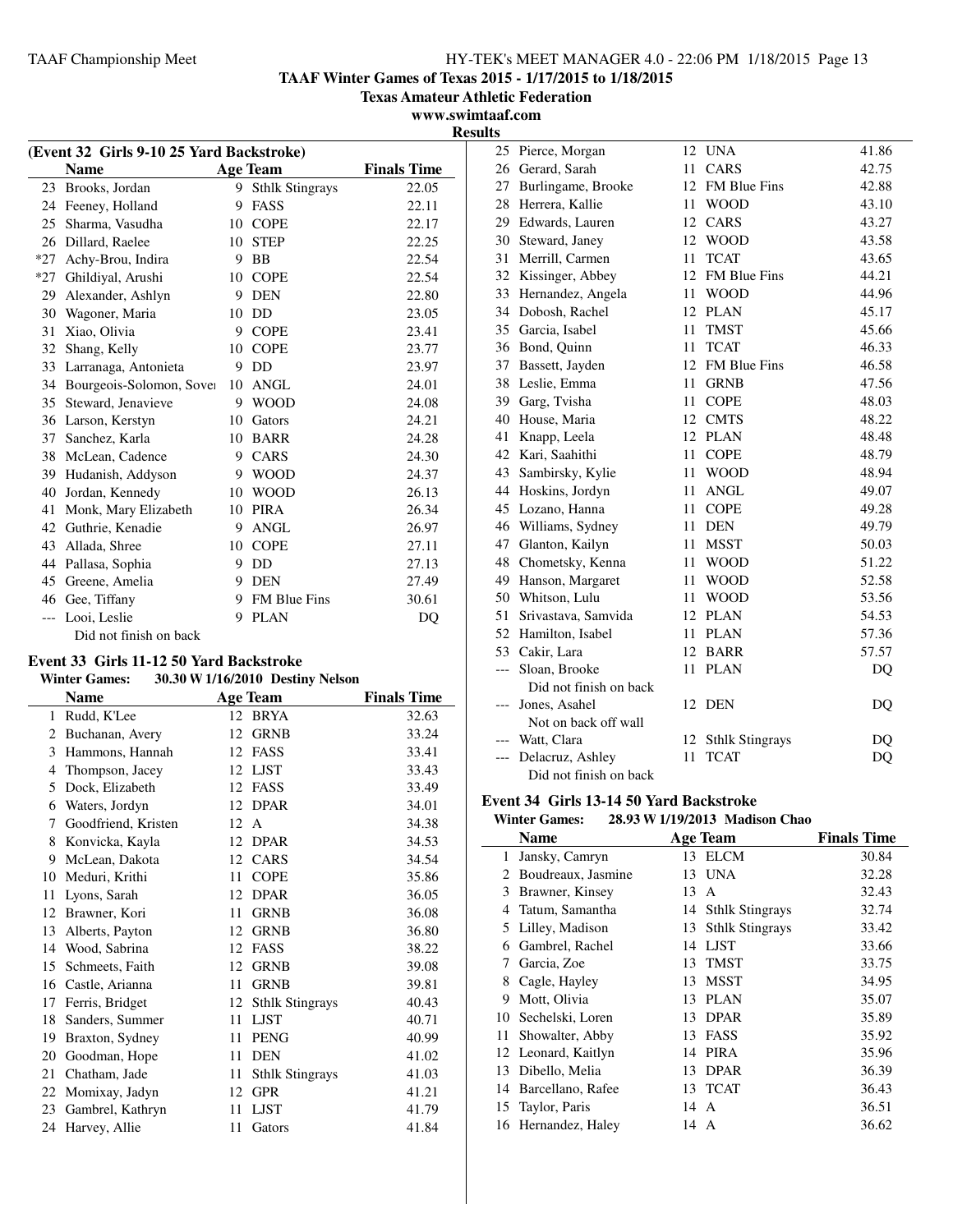## TAAF Winter Games of Texas 2015 - 1/17/2015 to 1/18/2015

**Texas Amateur Athletic Federation**

**www.swimtaaf.com**

**Results**

### (Event 32 Girls 9-10 25 Yard Backstroke)

| | Name | Age | Team | Finals Time |
|---|---|---|---|---|
| 23 | Brooks, Jordan | 9 | Sthlk Stingrays | 22.05 |
| 24 | Feeney, Holland | 9 | FASS | 22.11 |
| 25 | Sharma, Vasudha | 10 | COPE | 22.17 |
| 26 | Dillard, Raelee | 10 | STEP | 22.25 |
| *27 | Achy-Brou, Indira | 9 | BB | 22.54 |
| *27 | Ghildiyal, Arushi | 10 | COPE | 22.54 |
| 29 | Alexander, Ashlyn | 9 | DEN | 22.80 |
| 30 | Wagoner, Maria | 10 | DD | 23.05 |
| 31 | Xiao, Olivia | 9 | COPE | 23.41 |
| 32 | Shang, Kelly | 10 | COPE | 23.77 |
| 33 | Larranaga, Antonieta | 9 | DD | 23.97 |
| 34 | Bourgeois-Solomon, Sovei | 10 | ANGL | 24.01 |
| 35 | Steward, Jenavieve | 9 | WOOD | 24.08 |
| 36 | Larson, Kerstyn | 10 | Gators | 24.21 |
| 37 | Sanchez, Karla | 10 | BARR | 24.28 |
| 38 | McLean, Cadence | 9 | CARS | 24.30 |
| 39 | Hudanish, Addyson | 9 | WOOD | 24.37 |
| 40 | Jordan, Kennedy | 10 | WOOD | 26.13 |
| 41 | Monk, Mary Elizabeth | 10 | PIRA | 26.34 |
| 42 | Guthrie, Kenadie | 9 | ANGL | 26.97 |
| 43 | Allada, Shree | 10 | COPE | 27.11 |
| 44 | Pallasa, Sophia | 9 | DD | 27.13 |
| 45 | Greene, Amelia | 9 | DEN | 27.49 |
| 46 | Gee, Tiffany | 9 | FM Blue Fins | 30.61 |
| --- | Looi, Leslie | 9 | PLAN | DQ |
| | Did not finish on back | | | |

### Event 33 Girls 11-12 50 Yard Backstroke

**Winter Games: 30.30 W 1/16/2010 Destiny Nelson**

| | Name | Age | Team | Finals Time |
|---|---|---|---|---|
| 1 | Rudd, K'Lee | 12 | BRYA | 32.63 |
| 2 | Buchanan, Avery | 12 | GRNB | 33.24 |
| 3 | Hammons, Hannah | 12 | FASS | 33.41 |
| 4 | Thompson, Jacey | 12 | LJST | 33.43 |
| 5 | Dock, Elizabeth | 12 | FASS | 33.49 |
| 6 | Waters, Jordyn | 12 | DPAR | 34.01 |
| 7 | Goodfriend, Kristen | 12 | A | 34.38 |
| 8 | Konvicka, Kayla | 12 | DPAR | 34.53 |
| 9 | McLean, Dakota | 12 | CARS | 34.54 |
| 10 | Meduri, Krithi | 11 | COPE | 35.86 |
| 11 | Lyons, Sarah | 12 | DPAR | 36.05 |
| 12 | Brawner, Kori | 11 | GRNB | 36.08 |
| 13 | Alberts, Payton | 12 | GRNB | 36.80 |
| 14 | Wood, Sabrina | 12 | FASS | 38.22 |
| 15 | Schmeets, Faith | 12 | GRNB | 39.08 |
| 16 | Castle, Arianna | 11 | GRNB | 39.81 |
| 17 | Ferris, Bridget | 12 | Sthlk Stingrays | 40.43 |
| 18 | Sanders, Summer | 11 | LJST | 40.71 |
| 19 | Braxton, Sydney | 11 | PENG | 40.99 |
| 20 | Goodman, Hope | 11 | DEN | 41.02 |
| 21 | Chatham, Jade | 11 | Sthlk Stingrays | 41.03 |
| 22 | Momixay, Jadyn | 12 | GPR | 41.21 |
| 23 | Gambrel, Kathryn | 11 | LJST | 41.79 |
| 24 | Harvey, Allie | 11 | Gators | 41.84 |
| 25 | Pierce, Morgan | 12 | UNA | 41.86 |
| 26 | Gerard, Sarah | 11 | CARS | 42.75 |
| 27 | Burlingame, Brooke | 12 | FM Blue Fins | 42.88 |
| 28 | Herrera, Kallie | 11 | WOOD | 43.10 |
| 29 | Edwards, Lauren | 12 | CARS | 43.27 |
| 30 | Steward, Janey | 12 | WOOD | 43.58 |
| 31 | Merrill, Carmen | 11 | TCAT | 43.65 |
| 32 | Kissinger, Abbey | 12 | FM Blue Fins | 44.21 |
| 33 | Hernandez, Angela | 11 | WOOD | 44.96 |
| 34 | Dobosh, Rachel | 12 | PLAN | 45.17 |
| 35 | Garcia, Isabel | 11 | TMST | 45.66 |
| 36 | Bond, Quinn | 11 | TCAT | 46.33 |
| 37 | Bassett, Jayden | 12 | FM Blue Fins | 46.58 |
| 38 | Leslie, Emma | 11 | GRNB | 47.56 |
| 39 | Garg, Tvisha | 11 | COPE | 48.03 |
| 40 | House, Maria | 12 | CMTS | 48.22 |
| 41 | Knapp, Leela | 12 | PLAN | 48.48 |
| 42 | Kari, Saahithi | 11 | COPE | 48.79 |
| 43 | Sambirsky, Kylie | 11 | WOOD | 48.94 |
| 44 | Hoskins, Jordyn | 11 | ANGL | 49.07 |
| 45 | Lozano, Hanna | 11 | COPE | 49.28 |
| 46 | Williams, Sydney | 11 | DEN | 49.79 |
| 47 | Glanton, Kailyn | 11 | MSST | 50.03 |
| 48 | Chometsky, Kenna | 11 | WOOD | 51.22 |
| 49 | Hanson, Margaret | 11 | WOOD | 52.58 |
| 50 | Whitson, Lulu | 11 | WOOD | 53.56 |
| 51 | Srivastava, Samvida | 12 | PLAN | 54.53 |
| 52 | Hamilton, Isabel | 11 | PLAN | 57.36 |
| 53 | Cakir, Lara | 12 | BARR | 57.57 |
| --- | Sloan, Brooke | 11 | PLAN | DQ |
| | Did not finish on back | | | |
| --- | Jones, Asahel | 12 | DEN | DQ |
| | Not on back off wall | | | |
| --- | Watt, Clara | 12 | Sthlk Stingrays | DQ |
| --- | Delacruz, Ashley | 11 | TCAT | DQ |
| | Did not finish on back | | | |

### Event 34 Girls 13-14 50 Yard Backstroke

**Winter Games: 28.93 W 1/19/2013 Madison Chao**

| | Name | Age | Team | Finals Time |
|---|---|---|---|---|
| 1 | Jansky, Camryn | 13 | ELCM | 30.84 |
| 2 | Boudreaux, Jasmine | 13 | UNA | 32.28 |
| 3 | Brawner, Kinsey | 13 | A | 32.43 |
| 4 | Tatum, Samantha | 14 | Sthlk Stingrays | 32.74 |
| 5 | Lilley, Madison | 13 | Sthlk Stingrays | 33.42 |
| 6 | Gambrel, Rachel | 14 | LJST | 33.66 |
| 7 | Garcia, Zoe | 13 | TMST | 33.75 |
| 8 | Cagle, Hayley | 13 | MSST | 34.95 |
| 9 | Mott, Olivia | 13 | PLAN | 35.07 |
| 10 | Sechelski, Loren | 13 | DPAR | 35.89 |
| 11 | Showalter, Abby | 13 | FASS | 35.92 |
| 12 | Leonard, Kaitlyn | 14 | PIRA | 35.96 |
| 13 | Dibello, Melia | 13 | DPAR | 36.39 |
| 14 | Barcellano, Rafee | 13 | TCAT | 36.43 |
| 15 | Taylor, Paris | 14 | A | 36.51 |
| 16 | Hernandez, Haley | 14 | A | 36.62 |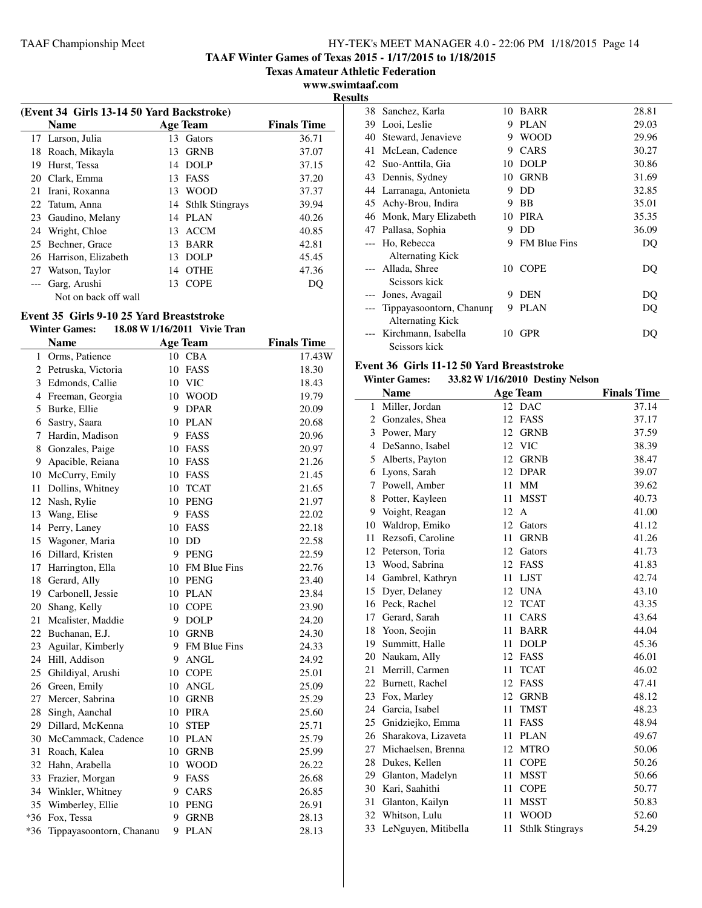## TAAF Winter Games of Texas 2015 - 1/17/2015 to 1/18/2015

**Texas Amateur Athletic Federation**

**www.swimtaaf.com**

**Results**

### (Event 34 Girls 13-14 50 Yard Backstroke)

| | Name | Age | Team | Finals Time |
|---|---|---|---|---|
| 17 | Larson, Julia | 13 | Gators | 36.71 |
| 18 | Roach, Mikayla | 13 | GRNB | 37.07 |
| 19 | Hurst, Tessa | 14 | DOLP | 37.15 |
| 20 | Clark, Emma | 13 | FASS | 37.20 |
| 21 | Irani, Roxanna | 13 | WOOD | 37.37 |
| 22 | Tatum, Anna | 14 | Sthlk Stingrays | 39.94 |
| 23 | Gaudino, Melany | 14 | PLAN | 40.26 |
| 24 | Wright, Chloe | 13 | ACCM | 40.85 |
| 25 | Bechner, Grace | 13 | BARR | 42.81 |
| 26 | Harrison, Elizabeth | 13 | DOLP | 45.45 |
| 27 | Watson, Taylor | 14 | OTHE | 47.36 |
| --- | Garg, Arushi<br>Not on back off wall | 13 | COPE | DQ |

### Event 35 Girls 9-10 25 Yard Breaststroke

**Winter Games: 18.08 W 1/16/2011 Vivie Tran**

| | Name | Age | Team | Finals Time |
|---|---|---|---|---|
| 1 | Orms, Patience | 10 | CBA | 17.43W |
| 2 | Petruska, Victoria | 10 | FASS | 18.30 |
| 3 | Edmonds, Callie | 10 | VIC | 18.43 |
| 4 | Freeman, Georgia | 10 | WOOD | 19.79 |
| 5 | Burke, Ellie | 9 | DPAR | 20.09 |
| 6 | Sastry, Saara | 10 | PLAN | 20.68 |
| 7 | Hardin, Madison | 9 | FASS | 20.96 |
| 8 | Gonzales, Paige | 10 | FASS | 20.97 |
| 9 | Apacible, Reiana | 10 | FASS | 21.26 |
| 10 | McCurry, Emily | 10 | FASS | 21.45 |
| 11 | Dollins, Whitney | 10 | TCAT | 21.65 |
| 12 | Nash, Rylie | 10 | PENG | 21.97 |
| 13 | Wang, Elise | 9 | FASS | 22.02 |
| 14 | Perry, Laney | 10 | FASS | 22.18 |
| 15 | Wagoner, Maria | 10 | DD | 22.58 |
| 16 | Dillard, Kristen | 9 | PENG | 22.59 |
| 17 | Harrington, Ella | 10 | FM Blue Fins | 22.76 |
| 18 | Gerard, Ally | 10 | PENG | 23.40 |
| 19 | Carbonell, Jessie | 10 | PLAN | 23.84 |
| 20 | Shang, Kelly | 10 | COPE | 23.90 |
| 21 | Mcalister, Maddie | 9 | DOLP | 24.20 |
| 22 | Buchanan, E.J. | 10 | GRNB | 24.30 |
| 23 | Aguilar, Kimberly | 9 | FM Blue Fins | 24.33 |
| 24 | Hill, Addison | 9 | ANGL | 24.92 |
| 25 | Ghildiyal, Arushi | 10 | COPE | 25.01 |
| 26 | Green, Emily | 10 | ANGL | 25.09 |
| 27 | Mercer, Sabrina | 10 | GRNB | 25.29 |
| 28 | Singh, Aanchal | 10 | PIRA | 25.60 |
| 29 | Dillard, McKenna | 10 | STEP | 25.71 |
| 30 | McCammack, Cadence | 10 | PLAN | 25.79 |
| 31 | Roach, Kalea | 10 | GRNB | 25.99 |
| 32 | Hahn, Arabella | 10 | WOOD | 26.22 |
| 33 | Frazier, Morgan | 9 | FASS | 26.68 |
| 34 | Winkler, Whitney | 9 | CARS | 26.85 |
| 35 | Wimberley, Ellie | 10 | PENG | 26.91 |
| *36 | Fox, Tessa | 9 | GRNB | 28.13 |
| *36 | Tippayasoontorn, Chananu | 9 | PLAN | 28.13 |
| 38 | Sanchez, Karla | 10 | BARR | 28.81 |
| 39 | Looi, Leslie | 9 | PLAN | 29.03 |
| 40 | Steward, Jenavieve | 9 | WOOD | 29.96 |
| 41 | McLean, Cadence | 9 | CARS | 30.27 |
| 42 | Suo-Anttila, Gia | 10 | DOLP | 30.86 |
| 43 | Dennis, Sydney | 10 | GRNB | 31.69 |
| 44 | Larranaga, Antonieta | 9 | DD | 32.85 |
| 45 | Achy-Brou, Indira | 9 | BB | 35.01 |
| 46 | Monk, Mary Elizabeth | 10 | PIRA | 35.35 |
| 47 | Pallasa, Sophia | 9 | DD | 36.09 |
| --- | Ho, Rebecca<br>Alternating Kick | 9 | FM Blue Fins | DQ |
| --- | Allada, Shree<br>Scissors kick | 10 | COPE | DQ |
| --- | Jones, Avagail | 9 | DEN | DQ |
| --- | Tippayasoontorn, Chanunp<br>Alternating Kick | 9 | PLAN | DQ |
| --- | Kirchmann, Isabella<br>Scissors kick | 10 | GPR | DQ |

### Event 36 Girls 11-12 50 Yard Breaststroke

**Winter Games: 33.82 W 1/16/2010 Destiny Nelson**

| | Name | Age | Team | Finals Time |
|---|---|---|---|---|
| 1 | Miller, Jordan | 12 | DAC | 37.14 |
| 2 | Gonzales, Shea | 12 | FASS | 37.17 |
| 3 | Power, Mary | 12 | GRNB | 37.59 |
| 4 | DeSanno, Isabel | 12 | VIC | 38.39 |
| 5 | Alberts, Payton | 12 | GRNB | 38.47 |
| 6 | Lyons, Sarah | 12 | DPAR | 39.07 |
| 7 | Powell, Amber | 11 | MM | 39.62 |
| 8 | Potter, Kayleen | 11 | MSST | 40.73 |
| 9 | Voight, Reagan | 12 | A | 41.00 |
| 10 | Waldrop, Emiko | 12 | Gators | 41.12 |
| 11 | Rezsofi, Caroline | 11 | GRNB | 41.26 |
| 12 | Peterson, Toria | 12 | Gators | 41.73 |
| 13 | Wood, Sabrina | 12 | FASS | 41.83 |
| 14 | Gambrel, Kathryn | 11 | LJST | 42.74 |
| 15 | Dyer, Delaney | 12 | UNA | 43.10 |
| 16 | Peck, Rachel | 12 | TCAT | 43.35 |
| 17 | Gerard, Sarah | 11 | CARS | 43.64 |
| 18 | Yoon, Seojin | 11 | BARR | 44.04 |
| 19 | Summitt, Halle | 11 | DOLP | 45.36 |
| 20 | Naukam, Ally | 12 | FASS | 46.01 |
| 21 | Merrill, Carmen | 11 | TCAT | 46.02 |
| 22 | Burnett, Rachel | 12 | FASS | 47.41 |
| 23 | Fox, Marley | 12 | GRNB | 48.12 |
| 24 | Garcia, Isabel | 11 | TMST | 48.23 |
| 25 | Gnidziejko, Emma | 11 | FASS | 48.94 |
| 26 | Sharakova, Lizaveta | 11 | PLAN | 49.67 |
| 27 | Michaelsen, Brenna | 12 | MTRO | 50.06 |
| 28 | Dukes, Kellen | 11 | COPE | 50.26 |
| 29 | Glanton, Madelyn | 11 | MSST | 50.66 |
| 30 | Kari, Saahithi | 11 | COPE | 50.77 |
| 31 | Glanton, Kailyn | 11 | MSST | 50.83 |
| 32 | Whitson, Lulu | 11 | WOOD | 52.60 |
| 33 | LeNguyen, Mitibella | 11 | Sthlk Stingrays | 54.29 |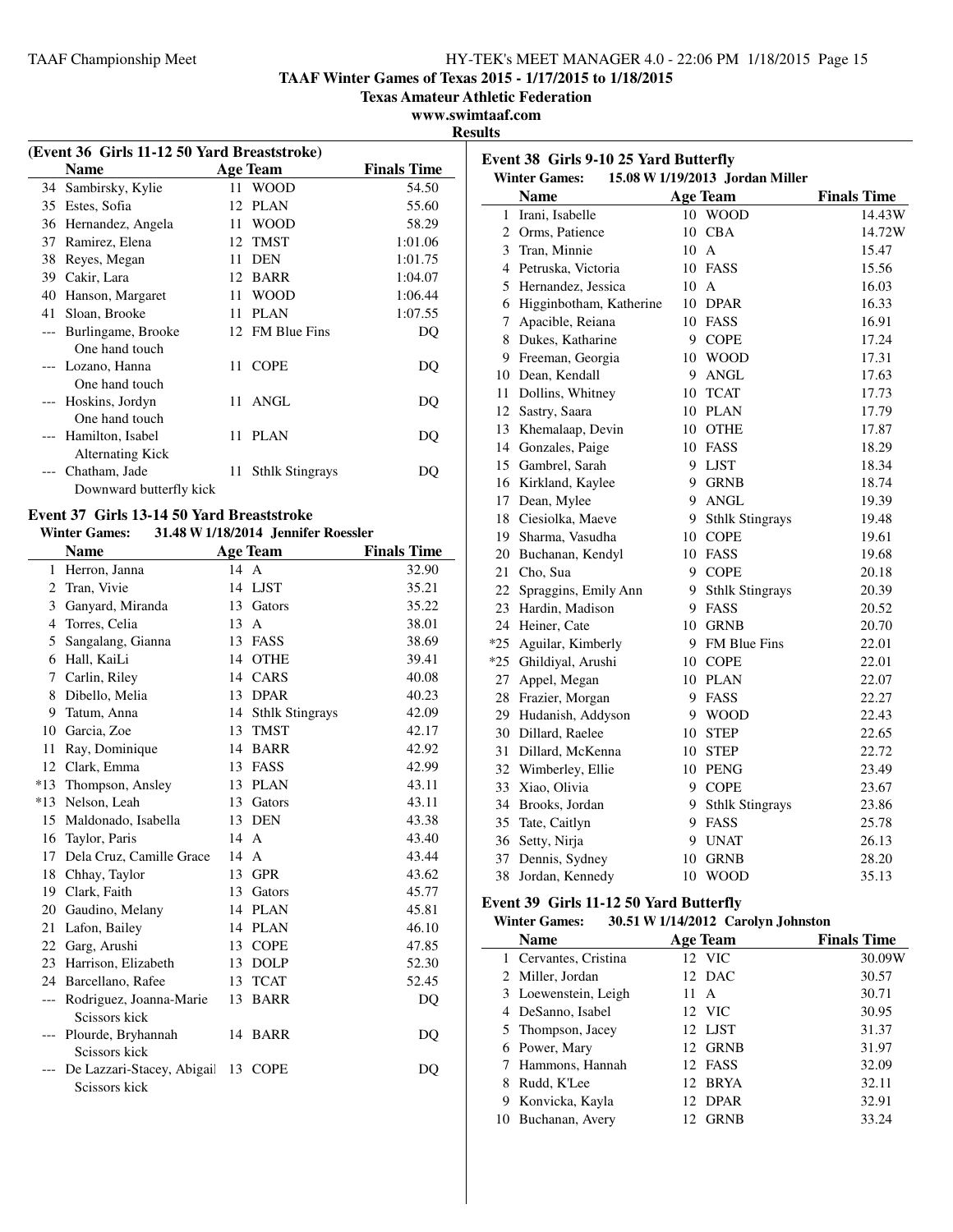## TAAF Winter Games of Texas 2015 - 1/17/2015 to 1/18/2015

**Texas Amateur Athletic Federation**

**www.swimtaaf.com**

**Results**

### (Event 36 Girls 11-12 50 Yard Breaststroke)

| | Name | Age | Team | Finals Time |
|---|---|---|---|---|
| 34 | Sambirsky, Kylie | 11 | WOOD | 54.50 |
| 35 | Estes, Sofia | 12 | PLAN | 55.60 |
| 36 | Hernandez, Angela | 11 | WOOD | 58.29 |
| 37 | Ramirez, Elena | 12 | TMST | 1:01.06 |
| 38 | Reyes, Megan | 11 | DEN | 1:01.75 |
| 39 | Cakir, Lara | 12 | BARR | 1:04.07 |
| 40 | Hanson, Margaret | 11 | WOOD | 1:06.44 |
| 41 | Sloan, Brooke | 11 | PLAN | 1:07.55 |
| --- | Burlingame, Brooke<br>One hand touch | 12 | FM Blue Fins | DQ |
| --- | Lozano, Hanna<br>One hand touch | 11 | COPE | DQ |
| --- | Hoskins, Jordyn<br>One hand touch | 11 | ANGL | DQ |
| --- | Hamilton, Isabel<br>Alternating Kick | 11 | PLAN | DQ |
| --- | Chatham, Jade<br>Downward butterfly kick | 11 | Sthlk Stingrays | DQ |

### Event 37 Girls 13-14 50 Yard Breaststroke

**Winter Games: 31.48 W 1/18/2014 Jennifer Roessler**

| | Name | Age | Team | Finals Time |
|---|---|---|---|---|
| 1 | Herron, Janna | 14 | A | 32.90 |
| 2 | Tran, Vivie | 14 | LJST | 35.21 |
| 3 | Ganyard, Miranda | 13 | Gators | 35.22 |
| 4 | Torres, Celia | 13 | A | 38.01 |
| 5 | Sangalang, Gianna | 13 | FASS | 38.69 |
| 6 | Hall, KaiLi | 14 | OTHE | 39.41 |
| 7 | Carlin, Riley | 14 | CARS | 40.08 |
| 8 | Dibello, Melia | 13 | DPAR | 40.23 |
| 9 | Tatum, Anna | 14 | Sthlk Stingrays | 42.09 |
| 10 | Garcia, Zoe | 13 | TMST | 42.17 |
| 11 | Ray, Dominique | 14 | BARR | 42.92 |
| 12 | Clark, Emma | 13 | FASS | 42.99 |
| *13 | Thompson, Ansley | 13 | PLAN | 43.11 |
| *13 | Nelson, Leah | 13 | Gators | 43.11 |
| 15 | Maldonado, Isabella | 13 | DEN | 43.38 |
| 16 | Taylor, Paris | 14 | A | 43.40 |
| 17 | Dela Cruz, Camille Grace | 14 | A | 43.44 |
| 18 | Chhay, Taylor | 13 | GPR | 43.62 |
| 19 | Clark, Faith | 13 | Gators | 45.77 |
| 20 | Gaudino, Melany | 14 | PLAN | 45.81 |
| 21 | Lafon, Bailey | 14 | PLAN | 46.10 |
| 22 | Garg, Arushi | 13 | COPE | 47.85 |
| 23 | Harrison, Elizabeth | 13 | DOLP | 52.30 |
| 24 | Barcellano, Rafee | 13 | TCAT | 52.45 |
| --- | Rodriguez, Joanna-Marie<br>Scissors kick | 13 | BARR | DQ |
| --- | Plourde, Bryhannah<br>Scissors kick | 14 | BARR | DQ |
| --- | De Lazzari-Stacey, Abigail<br>Scissors kick | 13 | COPE | DQ |

### Event 38 Girls 9-10 25 Yard Butterfly

**Winter Games: 15.08 W 1/19/2013 Jordan Miller**

| | Name | Age | Team | Finals Time |
|---|---|---|---|---|
| 1 | Irani, Isabelle | 10 | WOOD | 14.43W |
| 2 | Orms, Patience | 10 | CBA | 14.72W |
| 3 | Tran, Minnie | 10 | A | 15.47 |
| 4 | Petruska, Victoria | 10 | FASS | 15.56 |
| 5 | Hernandez, Jessica | 10 | A | 16.03 |
| 6 | Higginbotham, Katherine | 10 | DPAR | 16.33 |
| 7 | Apacible, Reiana | 10 | FASS | 16.91 |
| 8 | Dukes, Katharine | 9 | COPE | 17.24 |
| 9 | Freeman, Georgia | 10 | WOOD | 17.31 |
| 10 | Dean, Kendall | 9 | ANGL | 17.63 |
| 11 | Dollins, Whitney | 10 | TCAT | 17.73 |
| 12 | Sastry, Saara | 10 | PLAN | 17.79 |
| 13 | Khemalaap, Devin | 10 | OTHE | 17.87 |
| 14 | Gonzales, Paige | 10 | FASS | 18.29 |
| 15 | Gambrel, Sarah | 9 | LJST | 18.34 |
| 16 | Kirkland, Kaylee | 9 | GRNB | 18.74 |
| 17 | Dean, Mylee | 9 | ANGL | 19.39 |
| 18 | Ciesiolka, Maeve | 9 | Sthlk Stingrays | 19.48 |
| 19 | Sharma, Vasudha | 10 | COPE | 19.61 |
| 20 | Buchanan, Kendyl | 10 | FASS | 19.68 |
| 21 | Cho, Sua | 9 | COPE | 20.18 |
| 22 | Spraggins, Emily Ann | 9 | Sthlk Stingrays | 20.39 |
| 23 | Hardin, Madison | 9 | FASS | 20.52 |
| 24 | Heiner, Cate | 10 | GRNB | 20.70 |
| *25 | Aguilar, Kimberly | 9 | FM Blue Fins | 22.01 |
| *25 | Ghildiyal, Arushi | 10 | COPE | 22.01 |
| 27 | Appel, Megan | 10 | PLAN | 22.07 |
| 28 | Frazier, Morgan | 9 | FASS | 22.27 |
| 29 | Hudanish, Addyson | 9 | WOOD | 22.43 |
| 30 | Dillard, Raelee | 10 | STEP | 22.65 |
| 31 | Dillard, McKenna | 10 | STEP | 22.72 |
| 32 | Wimberley, Ellie | 10 | PENG | 23.49 |
| 33 | Xiao, Olivia | 9 | COPE | 23.67 |
| 34 | Brooks, Jordan | 9 | Sthlk Stingrays | 23.86 |
| 35 | Tate, Caitlyn | 9 | FASS | 25.78 |
| 36 | Setty, Nirja | 9 | UNAT | 26.13 |
| 37 | Dennis, Sydney | 10 | GRNB | 28.20 |
| 38 | Jordan, Kennedy | 10 | WOOD | 35.13 |

### Event 39 Girls 11-12 50 Yard Butterfly

**Winter Games: 30.51 W 1/14/2012 Carolyn Johnston**

| | Name | Age | Team | Finals Time |
|---|---|---|---|---|
| 1 | Cervantes, Cristina | 12 | VIC | 30.09W |
| 2 | Miller, Jordan | 12 | DAC | 30.57 |
| 3 | Loewenstein, Leigh | 11 | A | 30.71 |
| 4 | DeSanno, Isabel | 12 | VIC | 30.95 |
| 5 | Thompson, Jacey | 12 | LJST | 31.37 |
| 6 | Power, Mary | 12 | GRNB | 31.97 |
| 7 | Hammons, Hannah | 12 | FASS | 32.09 |
| 8 | Rudd, K'Lee | 12 | BRYA | 32.11 |
| 9 | Konvicka, Kayla | 12 | DPAR | 32.91 |
| 10 | Buchanan, Avery | 12 | GRNB | 33.24 |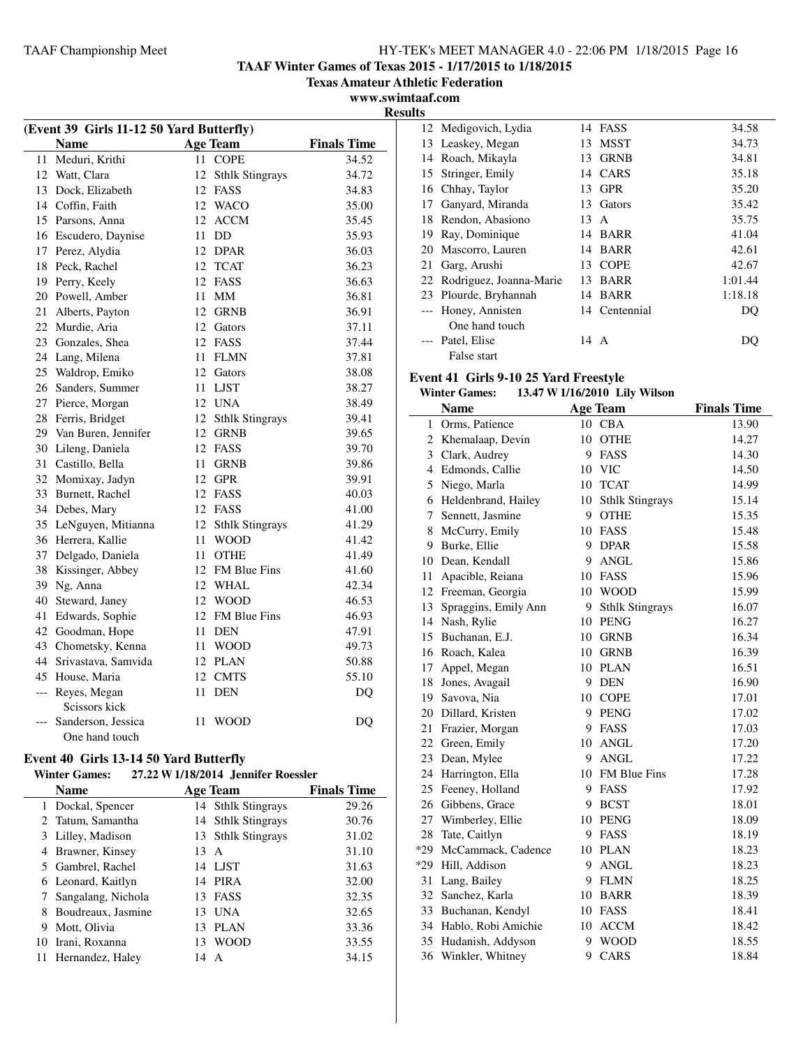## TAAF Winter Games of Texas 2015 - 1/17/2015 to 1/18/2015

**Texas Amateur Athletic Federation**

**www.swimtaaf.com**

**Results**

### (Event 39 Girls 11-12 50 Yard Butterfly)

| | Name | Age | Team | Finals Time |
|---|---|---|---|---|
| 11 | Meduri, Krithi | 11 | COPE | 34.52 |
| 12 | Watt, Clara | 12 | Sthlk Stingrays | 34.72 |
| 13 | Dock, Elizabeth | 12 | FASS | 34.83 |
| 14 | Coffin, Faith | 12 | WACO | 35.00 |
| 15 | Parsons, Anna | 12 | ACCM | 35.45 |
| 16 | Escudero, Daynise | 11 | DD | 35.93 |
| 17 | Perez, Alydia | 12 | DPAR | 36.03 |
| 18 | Peck, Rachel | 12 | TCAT | 36.23 |
| 19 | Perry, Keely | 12 | FASS | 36.63 |
| 20 | Powell, Amber | 11 | MM | 36.81 |
| 21 | Alberts, Payton | 12 | GRNB | 36.91 |
| 22 | Murdie, Aria | 12 | Gators | 37.11 |
| 23 | Gonzales, Shea | 12 | FASS | 37.44 |
| 24 | Lang, Milena | 11 | FLMN | 37.81 |
| 25 | Waldrop, Emiko | 12 | Gators | 38.08 |
| 26 | Sanders, Summer | 11 | LJST | 38.27 |
| 27 | Pierce, Morgan | 12 | UNA | 38.49 |
| 28 | Ferris, Bridget | 12 | Sthlk Stingrays | 39.41 |
| 29 | Van Buren, Jennifer | 12 | GRNB | 39.65 |
| 30 | Lileng, Daniela | 12 | FASS | 39.70 |
| 31 | Castillo, Bella | 11 | GRNB | 39.86 |
| 32 | Momixay, Jadyn | 12 | GPR | 39.91 |
| 33 | Burnett, Rachel | 12 | FASS | 40.03 |
| 34 | Debes, Mary | 12 | FASS | 41.00 |
| 35 | LeNguyen, Mitianna | 12 | Sthlk Stingrays | 41.29 |
| 36 | Herrera, Kallie | 11 | WOOD | 41.42 |
| 37 | Delgado, Daniela | 11 | OTHE | 41.49 |
| 38 | Kissinger, Abbey | 12 | FM Blue Fins | 41.60 |
| 39 | Ng, Anna | 12 | WHAL | 42.34 |
| 40 | Steward, Janey | 12 | WOOD | 46.53 |
| 41 | Edwards, Sophie | 12 | FM Blue Fins | 46.93 |
| 42 | Goodman, Hope | 11 | DEN | 47.91 |
| 43 | Chometsky, Kenna | 11 | WOOD | 49.73 |
| 44 | Srivastava, Samvida | 12 | PLAN | 50.88 |
| 45 | House, Maria | 12 | CMTS | 55.10 |
| --- | Reyes, Megan<br>Scissors kick | 11 | DEN | DQ |
| --- | Sanderson, Jessica<br>One hand touch | 11 | WOOD | DQ |

### Event 40 Girls 13-14 50 Yard Butterfly

**Winter Games:** 27.22 W 1/18/2014 Jennifer Roessler

| | Name | Age | Team | Finals Time |
|---|---|---|---|---|
| 1 | Dockal, Spencer | 14 | Sthlk Stingrays | 29.26 |
| 2 | Tatum, Samantha | 14 | Sthlk Stingrays | 30.76 |
| 3 | Lilley, Madison | 13 | Sthlk Stingrays | 31.02 |
| 4 | Brawner, Kinsey | 13 | A | 31.10 |
| 5 | Gambrel, Rachel | 14 | LJST | 31.63 |
| 6 | Leonard, Kaitlyn | 14 | PIRA | 32.00 |
| 7 | Sangalang, Nichola | 13 | FASS | 32.35 |
| 8 | Boudreaux, Jasmine | 13 | UNA | 32.65 |
| 9 | Mott, Olivia | 13 | PLAN | 33.36 |
| 10 | Irani, Roxanna | 13 | WOOD | 33.55 |
| 11 | Hernandez, Haley | 14 | A | 34.15 |
| 12 | Medigovich, Lydia | 14 | FASS | 34.58 |
| 13 | Leaskey, Megan | 13 | MSST | 34.73 |
| 14 | Roach, Mikayla | 13 | GRNB | 34.81 |
| 15 | Stringer, Emily | 14 | CARS | 35.18 |
| 16 | Chhay, Taylor | 13 | GPR | 35.20 |
| 17 | Ganyard, Miranda | 13 | Gators | 35.42 |
| 18 | Rendon, Abasiono | 13 | A | 35.75 |
| 19 | Ray, Dominique | 14 | BARR | 41.04 |
| 20 | Mascorro, Lauren | 14 | BARR | 42.61 |
| 21 | Garg, Arushi | 13 | COPE | 42.67 |
| 22 | Rodriguez, Joanna-Marie | 13 | BARR | 1:01.44 |
| 23 | Plourde, Bryhannah | 14 | BARR | 1:18.18 |
| --- | Honey, Annisten<br>One hand touch | 14 | Centennial | DQ |
| --- | Patel, Elise<br>False start | 14 | A | DQ |

### Event 41 Girls 9-10 25 Yard Freestyle

**Winter Games:** 13.47 W 1/16/2010 Lily Wilson

| | Name | Age | Team | Finals Time |
|---|---|---|---|---|
| 1 | Orms, Patience | 10 | CBA | 13.90 |
| 2 | Khemalaap, Devin | 10 | OTHE | 14.27 |
| 3 | Clark, Audrey | 9 | FASS | 14.30 |
| 4 | Edmonds, Callie | 10 | VIC | 14.50 |
| 5 | Niego, Marla | 10 | TCAT | 14.99 |
| 6 | Heldenbrand, Hailey | 10 | Sthlk Stingrays | 15.14 |
| 7 | Sennett, Jasmine | 9 | OTHE | 15.35 |
| 8 | McCurry, Emily | 10 | FASS | 15.48 |
| 9 | Burke, Ellie | 9 | DPAR | 15.58 |
| 10 | Dean, Kendall | 9 | ANGL | 15.86 |
| 11 | Apacible, Reiana | 10 | FASS | 15.96 |
| 12 | Freeman, Georgia | 10 | WOOD | 15.99 |
| 13 | Spraggins, Emily Ann | 9 | Sthlk Stingrays | 16.07 |
| 14 | Nash, Rylie | 10 | PENG | 16.27 |
| 15 | Buchanan, E.J. | 10 | GRNB | 16.34 |
| 16 | Roach, Kalea | 10 | GRNB | 16.39 |
| 17 | Appel, Megan | 10 | PLAN | 16.51 |
| 18 | Jones, Avagail | 9 | DEN | 16.90 |
| 19 | Savova, Nia | 10 | COPE | 17.01 |
| 20 | Dillard, Kristen | 9 | PENG | 17.02 |
| 21 | Frazier, Morgan | 9 | FASS | 17.03 |
| 22 | Green, Emily | 10 | ANGL | 17.20 |
| 23 | Dean, Mylee | 9 | ANGL | 17.22 |
| 24 | Harrington, Ella | 10 | FM Blue Fins | 17.28 |
| 25 | Feeney, Holland | 9 | FASS | 17.92 |
| 26 | Gibbens, Grace | 9 | BCST | 18.01 |
| 27 | Wimberley, Ellie | 10 | PENG | 18.09 |
| 28 | Tate, Caitlyn | 9 | FASS | 18.19 |
| *29 | McCammack, Cadence | 10 | PLAN | 18.23 |
| *29 | Hill, Addison | 9 | ANGL | 18.23 |
| 31 | Lang, Bailey | 9 | FLMN | 18.25 |
| 32 | Sanchez, Karla | 10 | BARR | 18.39 |
| 33 | Buchanan, Kendyl | 10 | FASS | 18.41 |
| 34 | Hablo, Robi Amichie | 10 | ACCM | 18.42 |
| 35 | Hudanish, Addyson | 9 | WOOD | 18.55 |
| 36 | Winkler, Whitney | 9 | CARS | 18.84 |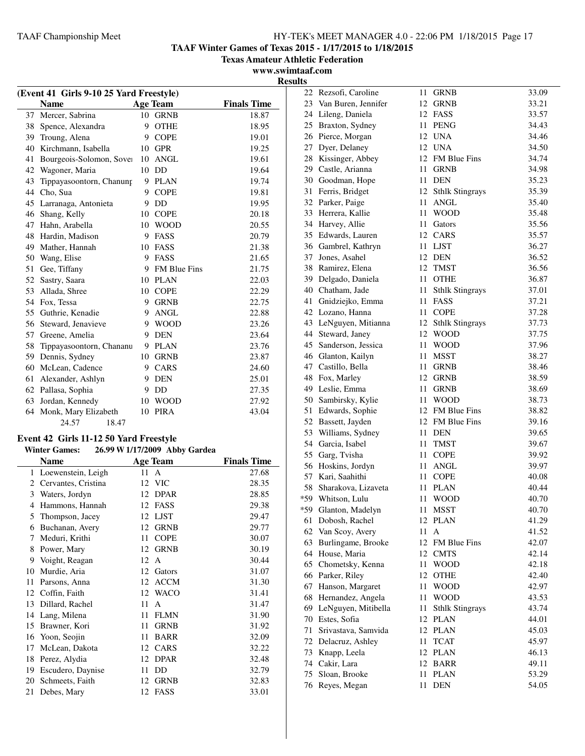# TAAF Winter Games of Texas 2015 - 1/17/2015 to 1/18/2015

**Texas Amateur Athletic Federation**

**www.swimtaaf.com**

**Results**

### (Event 41 Girls 9-10 25 Yard Freestyle)

| | Name | Age | Team | Finals Time |
|---|---|---|---|---|
| 37 | Mercer, Sabrina | 10 | GRNB | 18.87 |
| 38 | Spence, Alexandra | 9 | OTHE | 18.95 |
| 39 | Troung, Alena | 9 | COPE | 19.01 |
| 40 | Kirchmann, Isabella | 10 | GPR | 19.25 |
| 41 | Bourgeois-Solomon, Sover | 10 | ANGL | 19.61 |
| 42 | Wagoner, Maria | 10 | DD | 19.64 |
| 43 | Tippayasoontorn, Chanunp | 9 | PLAN | 19.74 |
| 44 | Cho, Sua | 9 | COPE | 19.81 |
| 45 | Larranaga, Antonieta | 9 | DD | 19.95 |
| 46 | Shang, Kelly | 10 | COPE | 20.18 |
| 47 | Hahn, Arabella | 10 | WOOD | 20.55 |
| 48 | Hardin, Madison | 9 | FASS | 20.79 |
| 49 | Mather, Hannah | 10 | FASS | 21.38 |
| 50 | Wang, Elise | 9 | FASS | 21.65 |
| 51 | Gee, Tiffany | 9 | FM Blue Fins | 21.75 |
| 52 | Sastry, Saara | 10 | PLAN | 22.03 |
| 53 | Allada, Shree | 10 | COPE | 22.29 |
| 54 | Fox, Tessa | 9 | GRNB | 22.75 |
| 55 | Guthrie, Kenadie | 9 | ANGL | 22.88 |
| 56 | Steward, Jenavieve | 9 | WOOD | 23.26 |
| 57 | Greene, Amelia | 9 | DEN | 23.64 |
| 58 | Tippayasoontorn, Chananu | 9 | PLAN | 23.76 |
| 59 | Dennis, Sydney | 10 | GRNB | 23.87 |
| 60 | McLean, Cadence | 9 | CARS | 24.60 |
| 61 | Alexander, Ashlyn | 9 | DEN | 25.01 |
| 62 | Pallasa, Sophia | 9 | DD | 27.35 |
| 63 | Jordan, Kennedy | 10 | WOOD | 27.92 |
| 64 | Monk, Mary Elizabeth | 10 | PIRA | 43.04 |
| | 24.57 18.47 | | | |

### Event 42 Girls 11-12 50 Yard Freestyle

**Winter Games:** 26.99 W 1/17/2009 Abby Gardea

| | Name | Age | Team | Finals Time |
|---|---|---|---|---|
| 1 | Loewenstein, Leigh | 11 | A | 27.68 |
| 2 | Cervantes, Cristina | 12 | VIC | 28.35 |
| 3 | Waters, Jordyn | 12 | DPAR | 28.85 |
| 4 | Hammons, Hannah | 12 | FASS | 29.38 |
| 5 | Thompson, Jacey | 12 | LJST | 29.47 |
| 6 | Buchanan, Avery | 12 | GRNB | 29.77 |
| 7 | Meduri, Krithi | 11 | COPE | 30.07 |
| 8 | Power, Mary | 12 | GRNB | 30.19 |
| 9 | Voight, Reagan | 12 | A | 30.44 |
| 10 | Murdie, Aria | 12 | Gators | 31.07 |
| 11 | Parsons, Anna | 12 | ACCM | 31.30 |
| 12 | Coffin, Faith | 12 | WACO | 31.41 |
| 13 | Dillard, Rachel | 11 | A | 31.47 |
| 14 | Lang, Milena | 11 | FLMN | 31.90 |
| 15 | Brawner, Kori | 11 | GRNB | 31.92 |
| 16 | Yoon, Seojin | 11 | BARR | 32.09 |
| 17 | McLean, Dakota | 12 | CARS | 32.22 |
| 18 | Perez, Alydia | 12 | DPAR | 32.48 |
| 19 | Escudero, Daynise | 11 | DD | 32.79 |
| 20 | Schmeets, Faith | 12 | GRNB | 32.83 |
| 21 | Debes, Mary | 12 | FASS | 33.01 |
| 22 | Rezsofi, Caroline | 11 | GRNB | 33.09 |
| 23 | Van Buren, Jennifer | 12 | GRNB | 33.21 |
| 24 | Lileng, Daniela | 12 | FASS | 33.57 |
| 25 | Braxton, Sydney | 11 | PENG | 34.43 |
| 26 | Pierce, Morgan | 12 | UNA | 34.46 |
| 27 | Dyer, Delaney | 12 | UNA | 34.50 |
| 28 | Kissinger, Abbey | 12 | FM Blue Fins | 34.74 |
| 29 | Castle, Arianna | 11 | GRNB | 34.98 |
| 30 | Goodman, Hope | 11 | DEN | 35.23 |
| 31 | Ferris, Bridget | 12 | Sthlk Stingrays | 35.39 |
| 32 | Parker, Paige | 11 | ANGL | 35.40 |
| 33 | Herrera, Kallie | 11 | WOOD | 35.48 |
| 34 | Harvey, Allie | 11 | Gators | 35.56 |
| 35 | Edwards, Lauren | 12 | CARS | 35.57 |
| 36 | Gambrel, Kathryn | 11 | LJST | 36.27 |
| 37 | Jones, Asahel | 12 | DEN | 36.52 |
| 38 | Ramirez, Elena | 12 | TMST | 36.56 |
| 39 | Delgado, Daniela | 11 | OTHE | 36.87 |
| 40 | Chatham, Jade | 11 | Sthlk Stingrays | 37.01 |
| 41 | Gnidziejko, Emma | 11 | FASS | 37.21 |
| 42 | Lozano, Hanna | 11 | COPE | 37.28 |
| 43 | LeNguyen, Mitianna | 12 | Sthlk Stingrays | 37.73 |
| 44 | Steward, Janey | 12 | WOOD | 37.75 |
| 45 | Sanderson, Jessica | 11 | WOOD | 37.96 |
| 46 | Glanton, Kailyn | 11 | MSST | 38.27 |
| 47 | Castillo, Bella | 11 | GRNB | 38.46 |
| 48 | Fox, Marley | 12 | GRNB | 38.59 |
| 49 | Leslie, Emma | 11 | GRNB | 38.69 |
| 50 | Sambirsky, Kylie | 11 | WOOD | 38.73 |
| 51 | Edwards, Sophie | 12 | FM Blue Fins | 38.82 |
| 52 | Bassett, Jayden | 12 | FM Blue Fins | 39.16 |
| 53 | Williams, Sydney | 11 | DEN | 39.65 |
| 54 | Garcia, Isabel | 11 | TMST | 39.67 |
| 55 | Garg, Tvisha | 11 | COPE | 39.92 |
| 56 | Hoskins, Jordyn | 11 | ANGL | 39.97 |
| 57 | Kari, Saahithi | 11 | COPE | 40.08 |
| 58 | Sharakova, Lizaveta | 11 | PLAN | 40.44 |
| *59 | Whitson, Lulu | 11 | WOOD | 40.70 |
| *59 | Glanton, Madelyn | 11 | MSST | 40.70 |
| 61 | Dobosh, Rachel | 12 | PLAN | 41.29 |
| 62 | Van Scoy, Avery | 11 | A | 41.52 |
| 63 | Burlingame, Brooke | 12 | FM Blue Fins | 42.07 |
| 64 | House, Maria | 12 | CMTS | 42.14 |
| 65 | Chometsky, Kenna | 11 | WOOD | 42.18 |
| 66 | Parker, Riley | 12 | OTHE | 42.40 |
| 67 | Hanson, Margaret | 11 | WOOD | 42.97 |
| 68 | Hernandez, Angela | 11 | WOOD | 43.53 |
| 69 | LeNguyen, Mitibella | 11 | Sthlk Stingrays | 43.74 |
| 70 | Estes, Sofia | 12 | PLAN | 44.01 |
| 71 | Srivastava, Samvida | 12 | PLAN | 45.03 |
| 72 | Delacruz, Ashley | 11 | TCAT | 45.97 |
| 73 | Knapp, Leela | 12 | PLAN | 46.13 |
| 74 | Cakir, Lara | 12 | BARR | 49.11 |
| 75 | Sloan, Brooke | 11 | PLAN | 53.29 |
| 76 | Reyes, Megan | 11 | DEN | 54.05 |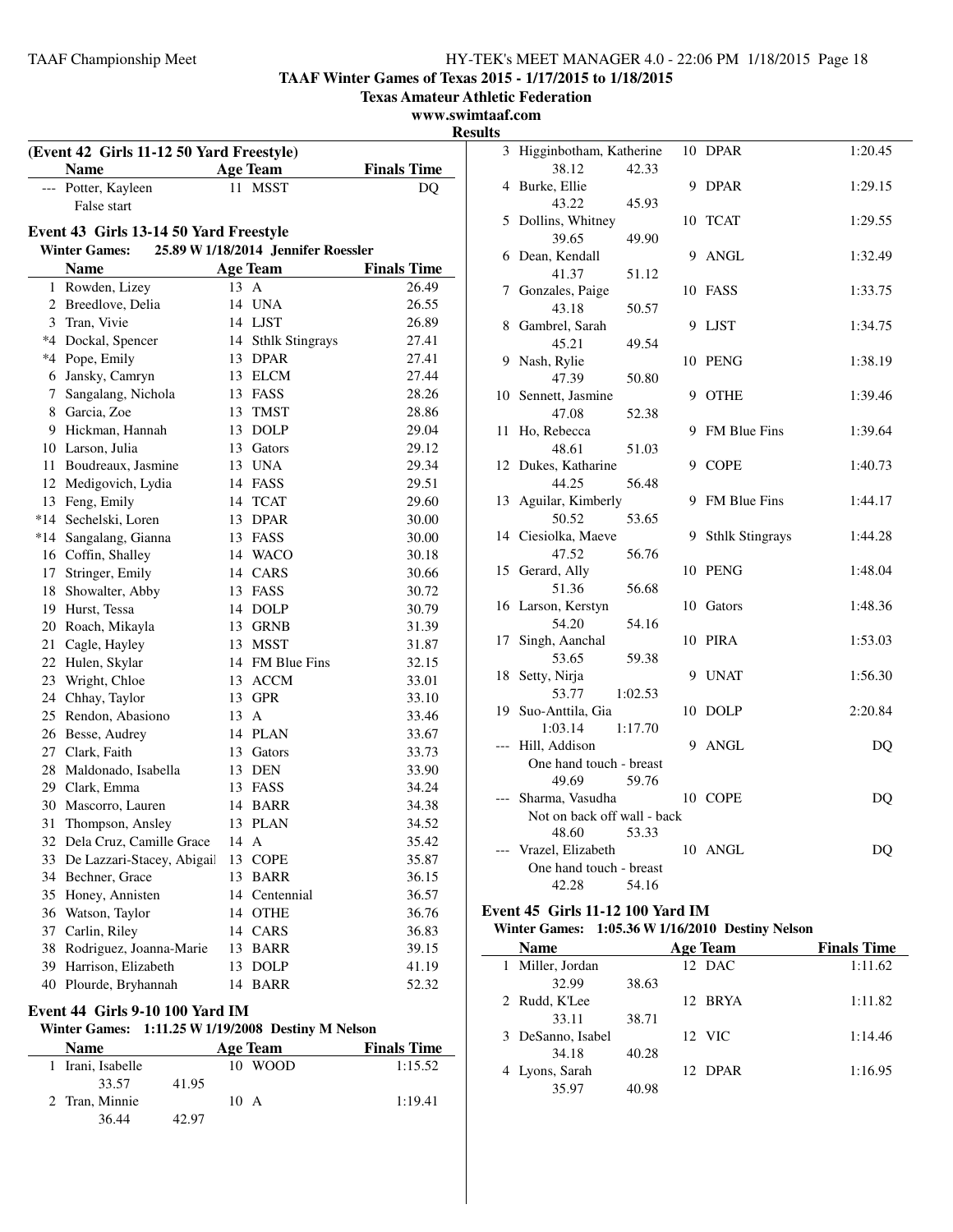# TAAF Winter Games of Texas 2015 - 1/17/2015 to 1/18/2015

**Texas Amateur Athletic Federation**

**www.swimtaaf.com**

**Results**

### (Event 42 Girls 11-12 50 Yard Freestyle)

| | Name | Age | Team | Finals Time |
|---|---|---|---|---|
| --- | Potter, Kayleen | 11 | MSST | DQ |
| | False start | | | |

### Event 43 Girls 13-14 50 Yard Freestyle

**Winter Games: 25.89 W 1/18/2014 Jennifer Roessler**

| | Name | Age | Team | Finals Time |
|---|---|---|---|---|
| 1 | Rowden, Lizey | 13 | A | 26.49 |
| 2 | Breedlove, Delia | 14 | UNA | 26.55 |
| 3 | Tran, Vivie | 14 | LJST | 26.89 |
| *4 | Dockal, Spencer | 14 | Sthlk Stingrays | 27.41 |
| *4 | Pope, Emily | 13 | DPAR | 27.41 |
| 6 | Jansky, Camryn | 13 | ELCM | 27.44 |
| 7 | Sangalang, Nichola | 13 | FASS | 28.26 |
| 8 | Garcia, Zoe | 13 | TMST | 28.86 |
| 9 | Hickman, Hannah | 13 | DOLP | 29.04 |
| 10 | Larson, Julia | 13 | Gators | 29.12 |
| 11 | Boudreaux, Jasmine | 13 | UNA | 29.34 |
| 12 | Medigovich, Lydia | 14 | FASS | 29.51 |
| 13 | Feng, Emily | 14 | TCAT | 29.60 |
| *14 | Sechelski, Loren | 13 | DPAR | 30.00 |
| *14 | Sangalang, Gianna | 13 | FASS | 30.00 |
| 16 | Coffin, Shalley | 14 | WACO | 30.18 |
| 17 | Stringer, Emily | 14 | CARS | 30.66 |
| 18 | Showalter, Abby | 13 | FASS | 30.72 |
| 19 | Hurst, Tessa | 14 | DOLP | 30.79 |
| 20 | Roach, Mikayla | 13 | GRNB | 31.39 |
| 21 | Cagle, Hayley | 13 | MSST | 31.87 |
| 22 | Hulen, Skylar | 14 | FM Blue Fins | 32.15 |
| 23 | Wright, Chloe | 13 | ACCM | 33.01 |
| 24 | Chhay, Taylor | 13 | GPR | 33.10 |
| 25 | Rendon, Abasiono | 13 | A | 33.46 |
| 26 | Besse, Audrey | 14 | PLAN | 33.67 |
| 27 | Clark, Faith | 13 | Gators | 33.73 |
| 28 | Maldonado, Isabella | 13 | DEN | 33.90 |
| 29 | Clark, Emma | 13 | FASS | 34.24 |
| 30 | Mascorro, Lauren | 14 | BARR | 34.38 |
| 31 | Thompson, Ansley | 13 | PLAN | 34.52 |
| 32 | Dela Cruz, Camille Grace | 14 | A | 35.42 |
| 33 | De Lazzari-Stacey, Abigail | 13 | COPE | 35.87 |
| 34 | Bechner, Grace | 13 | BARR | 36.15 |
| 35 | Honey, Annisten | 14 | Centennial | 36.57 |
| 36 | Watson, Taylor | 14 | OTHE | 36.76 |
| 37 | Carlin, Riley | 14 | CARS | 36.83 |
| 38 | Rodriguez, Joanna-Marie | 13 | BARR | 39.15 |
| 39 | Harrison, Elizabeth | 13 | DOLP | 41.19 |
| 40 | Plourde, Bryhannah | 14 | BARR | 52.32 |

### Event 44 Girls 9-10 100 Yard IM

**Winter Games: 1:11.25 W 1/19/2008 Destiny M Nelson**

| | Name | Age | Team | Finals Time |
|---|---|---|---|---|
| 1 | Irani, Isabelle | 10 | WOOD | 1:15.52 |
| | 33.57 41.95 | | | |
| 2 | Tran, Minnie | 10 | A | 1:19.41 |
| | 36.44 42.97 | | | |
| 3 | Higginbotham, Katherine | 10 | DPAR | 1:20.45 |
| | 38.12 42.33 | | | |
| 4 | Burke, Ellie | 9 | DPAR | 1:29.15 |
| | 43.22 45.93 | | | |
| 5 | Dollins, Whitney | 10 | TCAT | 1:29.55 |
| | 39.65 49.90 | | | |
| 6 | Dean, Kendall | 9 | ANGL | 1:32.49 |
| | 41.37 51.12 | | | |
| 7 | Gonzales, Paige | 10 | FASS | 1:33.75 |
| | 43.18 50.57 | | | |
| 8 | Gambrel, Sarah | 9 | LJST | 1:34.75 |
| | 45.21 49.54 | | | |
| 9 | Nash, Rylie | 10 | PENG | 1:38.19 |
| | 47.39 50.80 | | | |
| 10 | Sennett, Jasmine | 9 | OTHE | 1:39.46 |
| | 47.08 52.38 | | | |
| 11 | Ho, Rebecca | 9 | FM Blue Fins | 1:39.64 |
| | 48.61 51.03 | | | |
| 12 | Dukes, Katharine | 9 | COPE | 1:40.73 |
| | 44.25 56.48 | | | |
| 13 | Aguilar, Kimberly | 9 | FM Blue Fins | 1:44.17 |
| | 50.52 53.65 | | | |
| 14 | Ciesiolka, Maeve | 9 | Sthlk Stingrays | 1:44.28 |
| | 47.52 56.76 | | | |
| 15 | Gerard, Ally | 10 | PENG | 1:48.04 |
| | 51.36 56.68 | | | |
| 16 | Larson, Kerstyn | 10 | Gators | 1:48.36 |
| | 54.20 54.16 | | | |
| 17 | Singh, Aanchal | 10 | PIRA | 1:53.03 |
| | 53.65 59.38 | | | |
| 18 | Setty, Nirja | 9 | UNAT | 1:56.30 |
| | 53.77 1:02.53 | | | |
| 19 | Suo-Anttila, Gia | 10 | DOLP | 2:20.84 |
| | 1:03.14 1:17.70 | | | |
| --- | Hill, Addison | 9 | ANGL | DQ |
| | One hand touch - breast | | | |
| | 49.69 59.76 | | | |
| --- | Sharma, Vasudha | 10 | COPE | DQ |
| | Not on back off wall - back | | | |
| | 48.60 53.33 | | | |
| --- | Vrazel, Elizabeth | 10 | ANGL | DQ |
| | One hand touch - breast | | | |
| | 42.28 54.16 | | | |

### Event 45 Girls 11-12 100 Yard IM

**Winter Games: 1:05.36 W 1/16/2010 Destiny Nelson**

| | Name | Age | Team | Finals Time |
|---|---|---|---|---|
| 1 | Miller, Jordan | 12 | DAC | 1:11.62 |
| | 32.99 38.63 | | | |
| 2 | Rudd, K'Lee | 12 | BRYA | 1:11.82 |
| | 33.11 38.71 | | | |
| 3 | DeSanno, Isabel | 12 | VIC | 1:14.46 |
| | 34.18 40.28 | | | |
| 4 | Lyons, Sarah | 12 | DPAR | 1:16.95 |
| | 35.97 40.98 | | | |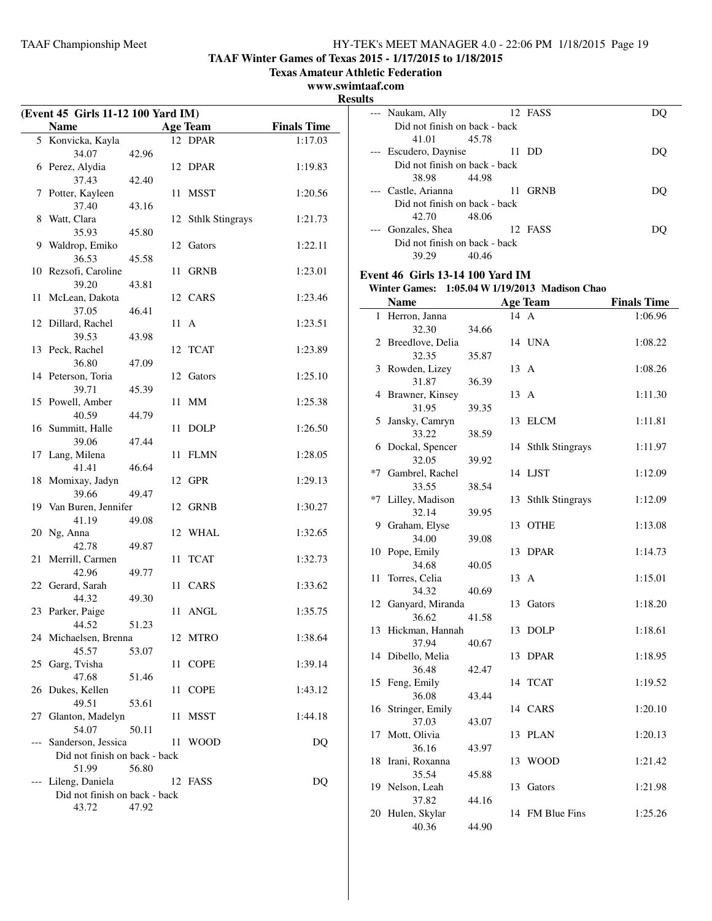**TAAF Winter Games of Texas 2015 - 1/17/2015 to 1/18/2015**

**Texas Amateur Athletic Federation**

**www.swimtaaf.com**

**Results**

### (Event 45 Girls 11-12 100 Yard IM)

| | Name | Age | Team | Finals Time |
|---|---|---|---|---|
| 5 | Konvicka, Kayla | 12 | DPAR | 1:17.03 |
| | 34.07 42.96 | | | |
| 6 | Perez, Alydia | 12 | DPAR | 1:19.83 |
| | 37.43 42.40 | | | |
| 7 | Potter, Kayleen | 11 | MSST | 1:20.56 |
| | 37.40 43.16 | | | |
| 8 | Watt, Clara | 12 | Sthlk Stingrays | 1:21.73 |
| | 35.93 45.80 | | | |
| 9 | Waldrop, Emiko | 12 | Gators | 1:22.11 |
| | 36.53 45.58 | | | |
| 10 | Rezsofi, Caroline | 11 | GRNB | 1:23.01 |
| | 39.20 43.81 | | | |
| 11 | McLean, Dakota | 12 | CARS | 1:23.46 |
| | 37.05 46.41 | | | |
| 12 | Dillard, Rachel | 11 | A | 1:23.51 |
| | 39.53 43.98 | | | |
| 13 | Peck, Rachel | 12 | TCAT | 1:23.89 |
| | 36.80 47.09 | | | |
| 14 | Peterson, Toria | 12 | Gators | 1:25.10 |
| | 39.71 45.39 | | | |
| 15 | Powell, Amber | 11 | MM | 1:25.38 |
| | 40.59 44.79 | | | |
| 16 | Summitt, Halle | 11 | DOLP | 1:26.50 |
| | 39.06 47.44 | | | |
| 17 | Lang, Milena | 11 | FLMN | 1:28.05 |
| | 41.41 46.64 | | | |
| 18 | Momixay, Jadyn | 12 | GPR | 1:29.13 |
| | 39.66 49.47 | | | |
| 19 | Van Buren, Jennifer | 12 | GRNB | 1:30.27 |
| | 41.19 49.08 | | | |
| 20 | Ng, Anna | 12 | WHAL | 1:32.65 |
| | 42.78 49.87 | | | |
| 21 | Merrill, Carmen | 11 | TCAT | 1:32.73 |
| | 42.96 49.77 | | | |
| 22 | Gerard, Sarah | 11 | CARS | 1:33.62 |
| | 44.32 49.30 | | | |
| 23 | Parker, Paige | 11 | ANGL | 1:35.75 |
| | 44.52 51.23 | | | |
| 24 | Michaelsen, Brenna | 12 | MTRO | 1:38.64 |
| | 45.57 53.07 | | | |
| 25 | Garg, Tvisha | 11 | COPE | 1:39.14 |
| | 47.68 51.46 | | | |
| 26 | Dukes, Kellen | 11 | COPE | 1:43.12 |
| | 49.51 53.61 | | | |
| 27 | Glanton, Madelyn | 11 | MSST | 1:44.18 |
| | 54.07 50.11 | | | |
| --- | Sanderson, Jessica | 11 | WOOD | DQ |
| | Did not finish on back - back | | | |
| | 51.99 56.80 | | | |
| --- | Lileng, Daniela | 12 | FASS | DQ |
| | Did not finish on back - back | | | |
| | 43.72 47.92 | | | |
| --- | Naukam, Ally | 12 | FASS | DQ |
| | Did not finish on back - back | | | |
| | 41.01 45.78 | | | |
| --- | Escudero, Daynise | 11 | DD | DQ |
| | Did not finish on back - back | | | |
| | 38.98 44.98 | | | |
| --- | Castle, Arianna | 11 | GRNB | DQ |
| | Did not finish on back - back | | | |
| | 42.70 48.06 | | | |
| --- | Gonzales, Shea | 12 | FASS | DQ |
| | Did not finish on back - back | | | |
| | 39.29 40.46 | | | |

### Event 46 Girls 13-14 100 Yard IM

**Winter Games: 1:05.04 W 1/19/2013 Madison Chao**

| | Name | Age | Team | Finals Time |
|---|---|---|---|---|
| 1 | Herron, Janna | 14 | A | 1:06.96 |
| | 32.30 34.66 | | | |
| 2 | Breedlove, Delia | 14 | UNA | 1:08.22 |
| | 32.35 35.87 | | | |
| 3 | Rowden, Lizey | 13 | A | 1:08.26 |
| | 31.87 36.39 | | | |
| 4 | Brawner, Kinsey | 13 | A | 1:11.30 |
| | 31.95 39.35 | | | |
| 5 | Jansky, Camryn | 13 | ELCM | 1:11.81 |
| | 33.22 38.59 | | | |
| 6 | Dockal, Spencer | 14 | Sthlk Stingrays | 1:11.97 |
| | 32.05 39.92 | | | |
| *7 | Gambrel, Rachel | 14 | LJST | 1:12.09 |
| | 33.55 38.54 | | | |
| *7 | Lilley, Madison | 13 | Sthlk Stingrays | 1:12.09 |
| | 32.14 39.95 | | | |
| 9 | Graham, Elyse | 13 | OTHE | 1:13.08 |
| | 34.00 39.08 | | | |
| 10 | Pope, Emily | 13 | DPAR | 1:14.73 |
| | 34.68 40.05 | | | |
| 11 | Torres, Celia | 13 | A | 1:15.01 |
| | 34.32 40.69 | | | |
| 12 | Ganyard, Miranda | 13 | Gators | 1:18.20 |
| | 36.62 41.58 | | | |
| 13 | Hickman, Hannah | 13 | DOLP | 1:18.61 |
| | 37.94 40.67 | | | |
| 14 | Dibello, Melia | 13 | DPAR | 1:18.95 |
| | 36.48 42.47 | | | |
| 15 | Feng, Emily | 14 | TCAT | 1:19.52 |
| | 36.08 43.44 | | | |
| 16 | Stringer, Emily | 14 | CARS | 1:20.10 |
| | 37.03 43.07 | | | |
| 17 | Mott, Olivia | 13 | PLAN | 1:20.13 |
| | 36.16 43.97 | | | |
| 18 | Irani, Roxanna | 13 | WOOD | 1:21.42 |
| | 35.54 45.88 | | | |
| 19 | Nelson, Leah | 13 | Gators | 1:21.98 |
| | 37.82 44.16 | | | |
| 20 | Hulen, Skylar | 14 | FM Blue Fins | 1:25.26 |
| | 40.36 44.90 | | | |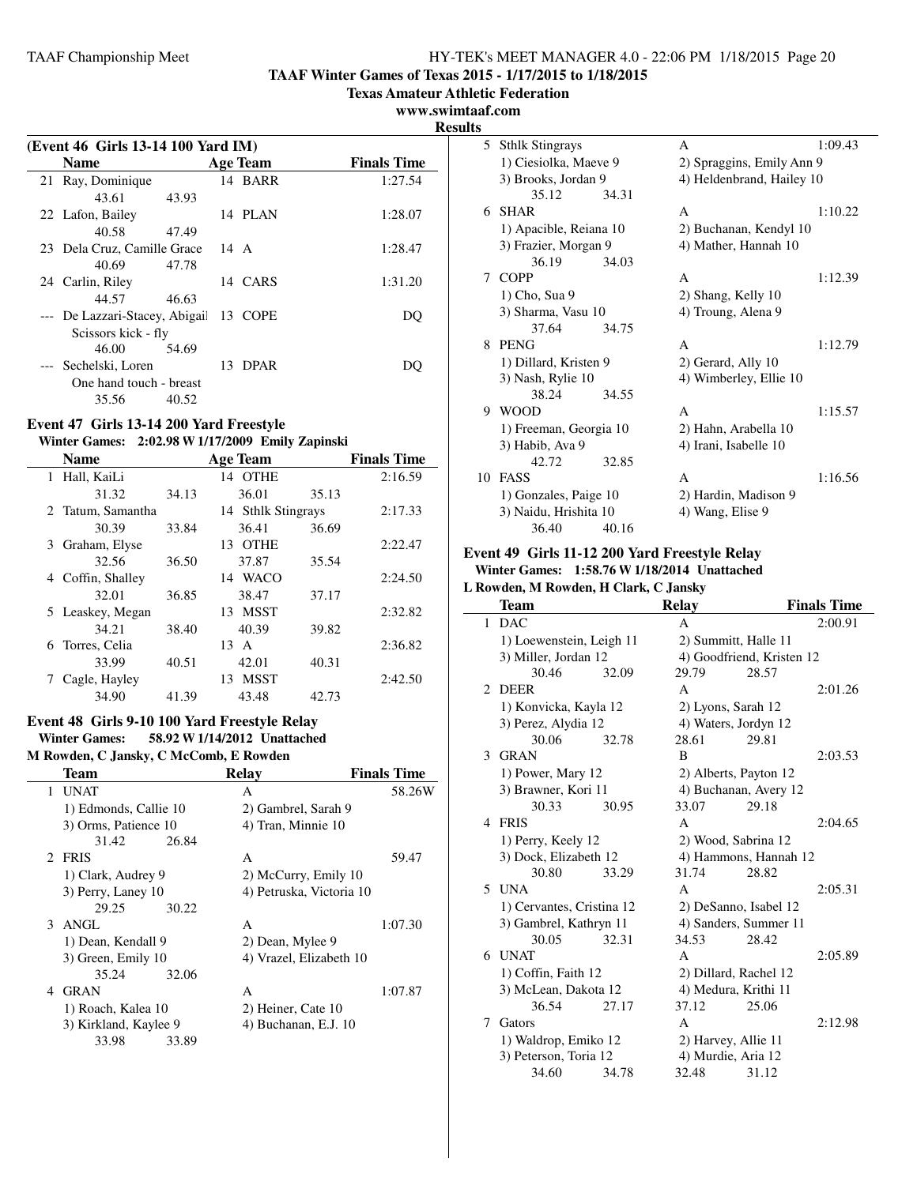**TAAF Winter Games of Texas 2015 - 1/17/2015 to 1/18/2015**
**Texas Amateur Athletic Federation**
**www.swimtaaf.com**
**Results**

### (Event 46 Girls 13-14 100 Yard IM)

| | Name | Age | Team | Finals Time |
|---|---|---|---|---|
| 21 | Ray, Dominique | 14 | BARR | 1:27.54 |
| | 43.61 43.93 | | | |
| 22 | Lafon, Bailey | 14 | PLAN | 1:28.07 |
| | 40.58 47.49 | | | |
| 23 | Dela Cruz, Camille Grace | 14 | A | 1:28.47 |
| | 40.69 47.78 | | | |
| 24 | Carlin, Riley | 14 | CARS | 1:31.20 |
| | 44.57 46.63 | | | |
| --- | De Lazzari-Stacey, Abigail | 13 | COPE | DQ |
| | Scissors kick - fly | | | |
| | 46.00 54.69 | | | |
| --- | Sechelski, Loren | 13 | DPAR | DQ |
| | One hand touch - breast | | | |
| | 35.56 40.52 | | | |

### Event 47 Girls 13-14 200 Yard Freestyle

**Winter Games: 2:02.98 W 1/17/2009 Emily Zapinski**

| | Name | Age | Team | Finals Time |
|---|---|---|---|---|
| 1 | Hall, KaiLi | 14 | OTHE | 2:16.59 |
| | 31.32 34.13 | | 36.01 35.13 | |
| 2 | Tatum, Samantha | 14 | Sthlk Stingrays | 2:17.33 |
| | 30.39 33.84 | | 36.41 36.69 | |
| 3 | Graham, Elyse | 13 | OTHE | 2:22.47 |
| | 32.56 36.50 | | 37.87 35.54 | |
| 4 | Coffin, Shalley | 14 | WACO | 2:24.50 |
| | 32.01 36.85 | | 38.47 37.17 | |
| 5 | Leaskey, Megan | 13 | MSST | 2:32.82 |
| | 34.21 38.40 | | 40.39 39.82 | |
| 6 | Torres, Celia | 13 | A | 2:36.82 |
| | 33.99 40.51 | | 42.01 40.31 | |
| 7 | Cagle, Hayley | 13 | MSST | 2:42.50 |
| | 34.90 41.39 | | 43.48 42.73 | |

### Event 48 Girls 9-10 100 Yard Freestyle Relay

**Winter Games: 58.92 W 1/14/2012 Unattached**
**M Rowden, C Jansky, C McComb, E Rowden**

| | Team | Relay | Finals Time |
|---|---|---|---|
| 1 | UNAT | A | 58.26W |
| | 1) Edmonds, Callie 10 | 2) Gambrel, Sarah 9 | |
| | 3) Orms, Patience 10 | 4) Tran, Minnie 10 | |
| | 31.42 26.84 | | |
| 2 | FRIS | A | 59.47 |
| | 1) Clark, Audrey 9 | 2) McCurry, Emily 10 | |
| | 3) Perry, Laney 10 | 4) Petruska, Victoria 10 | |
| | 29.25 30.22 | | |
| 3 | ANGL | A | 1:07.30 |
| | 1) Dean, Kendall 9 | 2) Dean, Mylee 9 | |
| | 3) Green, Emily 10 | 4) Vrazel, Elizabeth 10 | |
| | 35.24 32.06 | | |
| 4 | GRAN | A | 1:07.87 |
| | 1) Roach, Kalea 10 | 2) Heiner, Cate 10 | |
| | 3) Kirkland, Kaylee 9 | 4) Buchanan, E.J. 10 | |
| | 33.98 33.89 | | |
| 5 | Sthlk Stingrays | A | 1:09.43 |
| | 1) Ciesiolka, Maeve 9 | 2) Spraggins, Emily Ann 9 | |
| | 3) Brooks, Jordan 9 | 4) Heldenbrand, Hailey 10 | |
| | 35.12 34.31 | | |
| 6 | SHAR | A | 1:10.22 |
| | 1) Apacible, Reiana 10 | 2) Buchanan, Kendyl 10 | |
| | 3) Frazier, Morgan 9 | 4) Mather, Hannah 10 | |
| | 36.19 34.03 | | |
| 7 | COPP | A | 1:12.39 |
| | 1) Cho, Sua 9 | 2) Shang, Kelly 10 | |
| | 3) Sharma, Vasu 10 | 4) Troung, Alena 9 | |
| | 37.64 34.75 | | |
| 8 | PENG | A | 1:12.79 |
| | 1) Dillard, Kristen 9 | 2) Gerard, Ally 10 | |
| | 3) Nash, Rylie 10 | 4) Wimberley, Ellie 10 | |
| | 38.24 34.55 | | |
| 9 | WOOD | A | 1:15.57 |
| | 1) Freeman, Georgia 10 | 2) Hahn, Arabella 10 | |
| | 3) Habib, Ava 9 | 4) Irani, Isabelle 10 | |
| | 42.72 32.85 | | |
| 10 | FASS | A | 1:16.56 |
| | 1) Gonzales, Paige 10 | 2) Hardin, Madison 9 | |
| | 3) Naidu, Hrishita 10 | 4) Wang, Elise 9 | |
| | 36.40 40.16 | | |

### Event 49 Girls 11-12 200 Yard Freestyle Relay

**Winter Games: 1:58.76 W 1/18/2014 Unattached**
**L Rowden, M Rowden, H Clark, C Jansky**

| | Team | Relay | Finals Time |
|---|---|---|---|
| 1 | DAC | A | 2:00.91 |
| | 1) Loewenstein, Leigh 11 | 2) Summitt, Halle 11 | |
| | 3) Miller, Jordan 12 | 4) Goodfriend, Kristen 12 | |
| | 30.46 32.09 | 29.79 28.57 | |
| 2 | DEER | A | 2:01.26 |
| | 1) Konvicka, Kayla 12 | 2) Lyons, Sarah 12 | |
| | 3) Perez, Alydia 12 | 4) Waters, Jordyn 12 | |
| | 30.06 32.78 | 28.61 29.81 | |
| 3 | GRAN | B | 2:03.53 |
| | 1) Power, Mary 12 | 2) Alberts, Payton 12 | |
| | 3) Brawner, Kori 11 | 4) Buchanan, Avery 12 | |
| | 30.33 30.95 | 33.07 29.18 | |
| 4 | FRIS | A | 2:04.65 |
| | 1) Perry, Keely 12 | 2) Wood, Sabrina 12 | |
| | 3) Dock, Elizabeth 12 | 4) Hammons, Hannah 12 | |
| | 30.80 33.29 | 31.74 28.82 | |
| 5 | UNA | A | 2:05.31 |
| | 1) Cervantes, Cristina 12 | 2) DeSanno, Isabel 12 | |
| | 3) Gambrel, Kathryn 11 | 4) Sanders, Summer 11 | |
| | 30.05 32.31 | 34.53 28.42 | |
| 6 | UNAT | A | 2:05.89 |
| | 1) Coffin, Faith 12 | 2) Dillard, Rachel 12 | |
| | 3) McLean, Dakota 12 | 4) Medura, Krithi 11 | |
| | 36.54 27.17 | 37.12 25.06 | |
| 7 | Gators | A | 2:12.98 |
| | 1) Waldrop, Emiko 12 | 2) Harvey, Allie 11 | |
| | 3) Peterson, Toria 12 | 4) Murdie, Aria 12 | |
| | 34.60 34.78 | 32.48 31.12 | |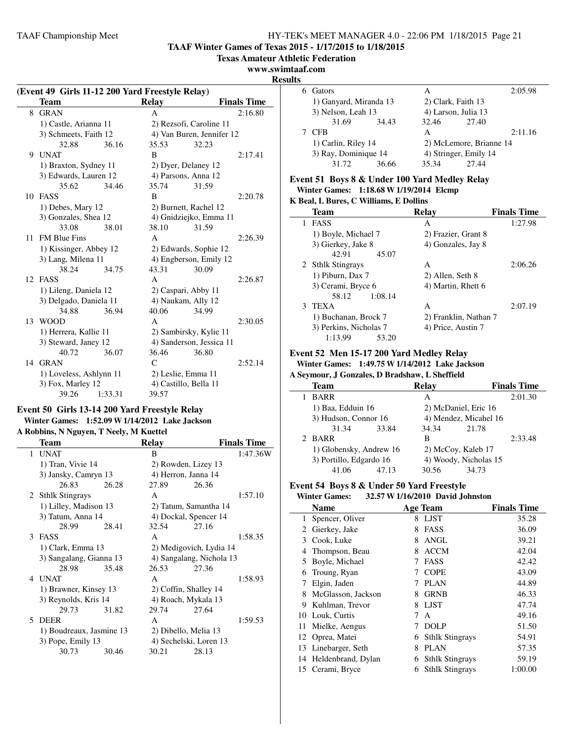**TAAF Winter Games of Texas 2015 - 1/17/2015 to 1/18/2015**

**Texas Amateur Athletic Federation**

**www.swimtaaf.com**

**Results**

### (Event 49 Girls 11-12 200 Yard Freestyle Relay)

| | Team | Relay | Finals Time |
|---|---|---|---|
| 8 | GRAN | A | 2:16.80 |
| | 1) Castle, Arianna 11 | 2) Rezsofi, Caroline 11 | |
| | 3) Schmeets, Faith 12 | 4) Van Buren, Jennifer 12 | |
| | 32.88 36.16 | 35.53 32.23 | |
| 9 | UNAT | B | 2:17.41 |
| | 1) Braxton, Sydney 11 | 2) Dyer, Delaney 12 | |
| | 3) Edwards, Lauren 12 | 4) Parsons, Anna 12 | |
| | 35.62 34.46 | 35.74 31.59 | |
| 10 | FASS | B | 2:20.78 |
| | 1) Debes, Mary 12 | 2) Burnett, Rachel 12 | |
| | 3) Gonzales, Shea 12 | 4) Gnidziejko, Emma 11 | |
| | 33.08 38.01 | 38.10 31.59 | |
| 11 | FM Blue Fins | A | 2:26.39 |
| | 1) Kissinger, Abbey 12 | 2) Edwards, Sophie 12 | |
| | 3) Lang, Milena 11 | 4) Engberson, Emily 12 | |
| | 38.24 34.75 | 43.31 30.09 | |
| 12 | FASS | A | 2:26.87 |
| | 1) Lileng, Daniela 12 | 2) Caspari, Abby 11 | |
| | 3) Delgado, Daniela 11 | 4) Naukam, Ally 12 | |
| | 34.88 36.94 | 40.06 34.99 | |
| 13 | WOOD | A | 2:30.05 |
| | 1) Herrera, Kallie 11 | 2) Sambirsky, Kylie 11 | |
| | 3) Steward, Janey 12 | 4) Sanderson, Jessica 11 | |
| | 40.72 36.07 | 36.46 36.80 | |
| 14 | GRAN | C | 2:52.14 |
| | 1) Loveless, Ashlynn 11 | 2) Leslie, Emma 11 | |
| | 3) Fox, Marley 12 | 4) Castillo, Bella 11 | |
| | 39.26 1:33.31 | 39.57 | |

### Event 50 Girls 13-14 200 Yard Freestyle Relay

**Winter Games: 1:52.09 W 1/14/2012 Lake Jackson**

**A Robbins, N Nguyen, T Neely, M Kuettel**

| | Team | Relay | Finals Time |
|---|---|---|---|
| 1 | UNAT | B | 1:47.36W |
| | 1) Tran, Vivie 14 | 2) Rowden, Lizey 13 | |
| | 3) Jansky, Camryn 13 | 4) Herron, Janna 14 | |
| | 26.83 26.28 | 27.89 26.36 | |
| 2 | Sthlk Stingrays | A | 1:57.10 |
| | 1) Lilley, Madison 13 | 2) Tatum, Samantha 14 | |
| | 3) Tatum, Anna 14 | 4) Dockal, Spencer 14 | |
| | 28.99 28.41 | 32.54 27.16 | |
| 3 | FASS | A | 1:58.35 |
| | 1) Clark, Emma 13 | 2) Medigovich, Lydia 14 | |
| | 3) Sangalang, Gianna 13 | 4) Sangalang, Nichola 13 | |
| | 28.98 35.48 | 26.53 27.36 | |
| 4 | UNAT | A | 1:58.93 |
| | 1) Brawner, Kinsey 13 | 2) Coffin, Shalley 14 | |
| | 3) Reynolds, Kris 14 | 4) Roach, Mykala 13 | |
| | 29.73 31.82 | 29.74 27.64 | |
| 5 | DEER | A | 1:59.53 |
| | 1) Boudreaux, Jasmine 13 | 2) Dibello, Melia 13 | |
| | 3) Pope, Emily 13 | 4) Sechelski, Loren 13 | |
| | 30.73 30.46 | 30.21 28.13 | |
| 6 | Gators | A | 2:05.98 |
| | 1) Ganyard, Miranda 13 | 2) Clark, Faith 13 | |
| | 3) Nelson, Leah 13 | 4) Larson, Julia 13 | |
| | 31.69 34.43 | 32.46 27.40 | |
| 7 | CFB | A | 2:11.16 |
| | 1) Carlin, Riley 14 | 2) McLemore, Brianne 14 | |
| | 3) Ray, Dominique 14 | 4) Stringer, Emily 14 | |
| | 31.72 36.66 | 35.34 27.44 | |

### Event 51 Boys 8 & Under 100 Yard Medley Relay

**Winter Games: 1:18.68 W 1/19/2014 Elcmp**

**K Beal, L Bures, C Williams, E Dollins**

| | Team | Relay | Finals Time |
|---|---|---|---|
| 1 | FASS | A | 1:27.98 |
| | 1) Boyle, Michael 7 | 2) Frazier, Grant 8 | |
| | 3) Gierkey, Jake 8 | 4) Gonzales, Jay 8 | |
| | 42.91 45.07 | | |
| 2 | Sthlk Stingrays | A | 2:06.26 |
| | 1) Piburn, Dax 7 | 2) Allen, Seth 8 | |
| | 3) Cerami, Bryce 6 | 4) Martin, Rhett 6 | |
| | 58.12 1:08.14 | | |
| 3 | TEXA | A | 2:07.19 |
| | 1) Buchanan, Brock 7 | 2) Franklin, Nathan 7 | |
| | 3) Perkins, Nicholas 7 | 4) Price, Austin 7 | |
| | 1:13.99 53.20 | | |

### Event 52 Men 15-17 200 Yard Medley Relay

**Winter Games: 1:49.75 W 1/14/2012 Lake Jackson**

**A Seymour, J Gonzales, D Bradshaw, L Sheffield**

| | Team | Relay | Finals Time |
|---|---|---|---|
| 1 | BARR | A | 2:01.30 |
| | 1) Baa, Edduin 16 | 2) McDaniel, Eric 16 | |
| | 3) Hudson, Connor 16 | 4) Mendez, Micahel 16 | |
| | 31.34 33.84 | 34.34 21.78 | |
| 2 | BARR | B | 2:33.48 |
| | 1) Globensky, Andrew 16 | 2) McCoy, Kaleb 17 | |
| | 3) Portillo, Edgardo 16 | 4) Woody, Nicholas 15 | |
| | 41.06 47.13 | 30.56 34.73 | |

### Event 54 Boys 8 & Under 50 Yard Freestyle

**Winter Games: 32.57 W 1/16/2010 David Johnston**

| | Name | Age | Team | Finals Time |
|---|---|---|---|---|
| 1 | Spencer, Oliver | 8 | LJST | 35.28 |
| 2 | Gierkey, Jake | 8 | FASS | 36.09 |
| 3 | Cook, Luke | 8 | ANGL | 39.21 |
| 4 | Thompson, Beau | 8 | ACCM | 42.04 |
| 5 | Boyle, Michael | 7 | FASS | 42.42 |
| 6 | Troung, Ryan | 7 | COPE | 43.09 |
| 7 | Elgin, Jaden | 7 | PLAN | 44.89 |
| 8 | McGlasson, Jackson | 8 | GRNB | 46.33 |
| 9 | Kuhlman, Trevor | 8 | LJST | 47.74 |
| 10 | Louk, Curtis | 7 | A | 49.16 |
| 11 | Mielke, Aengus | 7 | DOLP | 51.50 |
| 12 | Oprea, Matei | 6 | Sthlk Stingrays | 54.91 |
| 13 | Linebarger, Seth | 8 | PLAN | 57.35 |
| 14 | Heldenbrand, Dylan | 6 | Sthlk Stingrays | 59.19 |
| 15 | Cerami, Bryce | 6 | Sthlk Stingrays | 1:00.00 |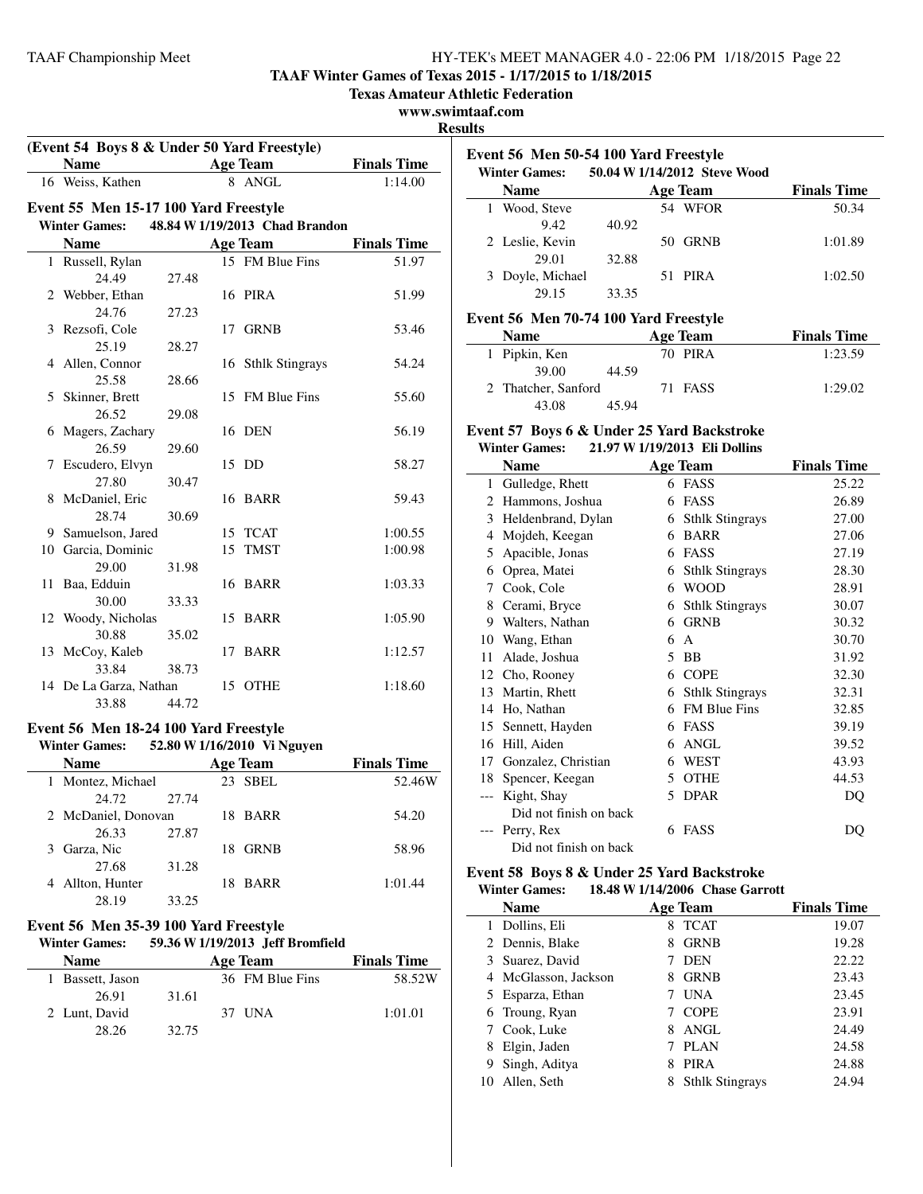**TAAF Winter Games of Texas 2015 - 1/17/2015 to 1/18/2015**

**Texas Amateur Athletic Federation**

**www.swimtaaf.com**

**Results**

### (Event 54 Boys 8 & Under 50 Yard Freestyle)

| | Name | Age | Team | Finals Time |
|---|---|---|---|---|
| 16 | Weiss, Kathen | 8 | ANGL | 1:14.00 |

### Event 55 Men 15-17 100 Yard Freestyle

**Winter Games: 48.84 W 1/19/2013 Chad Brandon**

| | Name | Age | Team | Finals Time |
|---|---|---|---|---|
| 1 | Russell, Rylan | 15 | FM Blue Fins | 51.97 |
| | 24.49 27.48 | | | |
| 2 | Webber, Ethan | 16 | PIRA | 51.99 |
| | 24.76 27.23 | | | |
| 3 | Rezsofi, Cole | 17 | GRNB | 53.46 |
| | 25.19 28.27 | | | |
| 4 | Allen, Connor | 16 | Sthlk Stingrays | 54.24 |
| | 25.58 28.66 | | | |
| 5 | Skinner, Brett | 15 | FM Blue Fins | 55.60 |
| | 26.52 29.08 | | | |
| 6 | Magers, Zachary | 16 | DEN | 56.19 |
| | 26.59 29.60 | | | |
| 7 | Escudero, Elvyn | 15 | DD | 58.27 |
| | 27.80 30.47 | | | |
| 8 | McDaniel, Eric | 16 | BARR | 59.43 |
| | 28.74 30.69 | | | |
| 9 | Samuelson, Jared | 15 | TCAT | 1:00.55 |
| 10 | Garcia, Dominic | 15 | TMST | 1:00.98 |
| | 29.00 31.98 | | | |
| 11 | Baa, Edduin | 16 | BARR | 1:03.33 |
| | 30.00 33.33 | | | |
| 12 | Woody, Nicholas | 15 | BARR | 1:05.90 |
| | 30.88 35.02 | | | |
| 13 | McCoy, Kaleb | 17 | BARR | 1:12.57 |
| | 33.84 38.73 | | | |
| 14 | De La Garza, Nathan | 15 | OTHE | 1:18.60 |
| | 33.88 44.72 | | | |

### Event 56 Men 18-24 100 Yard Freestyle

**Winter Games: 52.80 W 1/16/2010 Vi Nguyen**

| | Name | Age | Team | Finals Time |
|---|---|---|---|---|
| 1 | Montez, Michael | 23 | SBEL | 52.46W |
| | 24.72 27.74 | | | |
| 2 | McDaniel, Donovan | 18 | BARR | 54.20 |
| | 26.33 27.87 | | | |
| 3 | Garza, Nic | 18 | GRNB | 58.96 |
| | 27.68 31.28 | | | |
| 4 | Allton, Hunter | 18 | BARR | 1:01.44 |
| | 28.19 33.25 | | | |

### Event 56 Men 35-39 100 Yard Freestyle

**Winter Games: 59.36 W 1/19/2013 Jeff Bromfield**

| | Name | Age | Team | Finals Time |
|---|---|---|---|---|
| 1 | Bassett, Jason | 36 | FM Blue Fins | 58.52W |
| | 26.91 31.61 | | | |
| 2 | Lunt, David | 37 | UNA | 1:01.01 |
| | 28.26 32.75 | | | |

### Event 56 Men 50-54 100 Yard Freestyle

**Winter Games: 50.04 W 1/14/2012 Steve Wood**

| | Name | Age | Team | Finals Time |
|---|---|---|---|---|
| 1 | Wood, Steve | 54 | WFOR | 50.34 |
| | 9.42 40.92 | | | |
| 2 | Leslie, Kevin | 50 | GRNB | 1:01.89 |
| | 29.01 32.88 | | | |
| 3 | Doyle, Michael | 51 | PIRA | 1:02.50 |
| | 29.15 33.35 | | | |

### Event 56 Men 70-74 100 Yard Freestyle

| | Name | Age | Team | Finals Time |
|---|---|---|---|---|
| 1 | Pipkin, Ken | 70 | PIRA | 1:23.59 |
| | 39.00 44.59 | | | |
| 2 | Thatcher, Sanford | 71 | FASS | 1:29.02 |
| | 43.08 45.94 | | | |

### Event 57 Boys 6 & Under 25 Yard Backstroke

**Winter Games: 21.97 W 1/19/2013 Eli Dollins**

| | Name | Age | Team | Finals Time |
|---|---|---|---|---|
| 1 | Gulledge, Rhett | 6 | FASS | 25.22 |
| 2 | Hammons, Joshua | 6 | FASS | 26.89 |
| 3 | Heldenbrand, Dylan | 6 | Sthlk Stingrays | 27.00 |
| 4 | Mojdeh, Keegan | 6 | BARR | 27.06 |
| 5 | Apacible, Jonas | 6 | FASS | 27.19 |
| 6 | Oprea, Matei | 6 | Sthlk Stingrays | 28.30 |
| 7 | Cook, Cole | 6 | WOOD | 28.91 |
| 8 | Cerami, Bryce | 6 | Sthlk Stingrays | 30.07 |
| 9 | Walters, Nathan | 6 | GRNB | 30.32 |
| 10 | Wang, Ethan | 6 | A | 30.70 |
| 11 | Alade, Joshua | 5 | BB | 31.92 |
| 12 | Cho, Rooney | 6 | COPE | 32.30 |
| 13 | Martin, Rhett | 6 | Sthlk Stingrays | 32.31 |
| 14 | Ho, Nathan | 6 | FM Blue Fins | 32.85 |
| 15 | Sennett, Hayden | 6 | FASS | 39.19 |
| 16 | Hill, Aiden | 6 | ANGL | 39.52 |
| 17 | Gonzalez, Christian | 6 | WEST | 43.93 |
| 18 | Spencer, Keegan | 5 | OTHE | 44.53 |
| --- | Kight, Shay | 5 | DPAR | DQ |
| | Did not finish on back | | | |
| --- | Perry, Rex | 6 | FASS | DQ |
| | Did not finish on back | | | |

### Event 58 Boys 8 & Under 25 Yard Backstroke

**Winter Games: 18.48 W 1/14/2006 Chase Garrott**

| | Name | Age | Team | Finals Time |
|---|---|---|---|---|
| 1 | Dollins, Eli | 8 | TCAT | 19.07 |
| 2 | Dennis, Blake | 8 | GRNB | 19.28 |
| 3 | Suarez, David | 7 | DEN | 22.22 |
| 4 | McGlasson, Jackson | 8 | GRNB | 23.43 |
| 5 | Esparza, Ethan | 7 | UNA | 23.45 |
| 6 | Troung, Ryan | 7 | COPE | 23.91 |
| 7 | Cook, Luke | 8 | ANGL | 24.49 |
| 8 | Elgin, Jaden | 7 | PLAN | 24.58 |
| 9 | Singh, Aditya | 8 | PIRA | 24.88 |
| 10 | Allen, Seth | 8 | Sthlk Stingrays | 24.94 |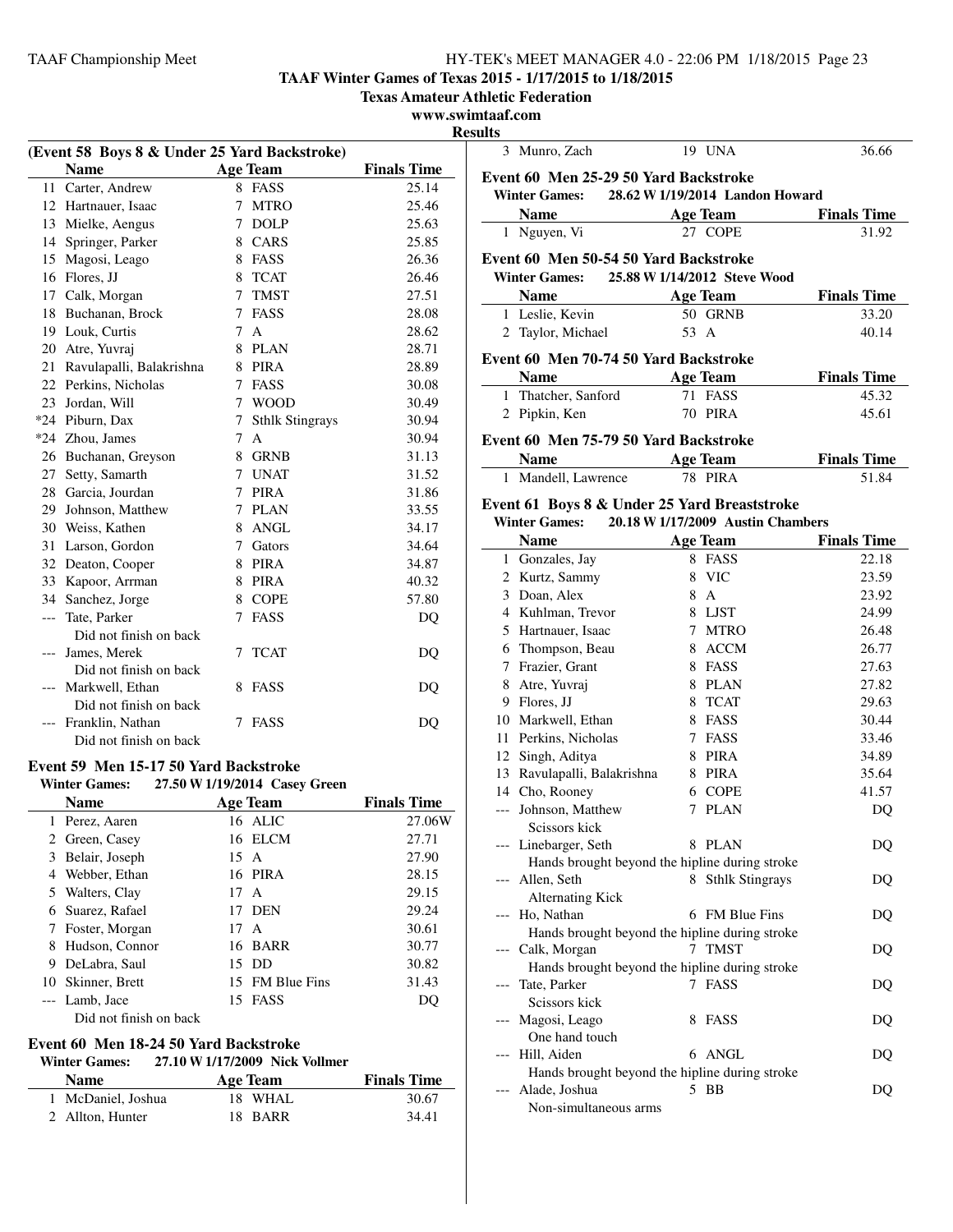**TAAF Winter Games of Texas 2015 - 1/17/2015 to 1/18/2015**

**Texas Amateur Athletic Federation**

**www.swimtaaf.com**

**Results**

### (Event 58 Boys 8 & Under 25 Yard Backstroke)

| | Name | Age | Team | Finals Time |
|---|---|---|---|---|
| 11 | Carter, Andrew | 8 | FASS | 25.14 |
| 12 | Hartnauer, Isaac | 7 | MTRO | 25.46 |
| 13 | Mielke, Aengus | 7 | DOLP | 25.63 |
| 14 | Springer, Parker | 8 | CARS | 25.85 |
| 15 | Magosi, Leago | 8 | FASS | 26.36 |
| 16 | Flores, JJ | 8 | TCAT | 26.46 |
| 17 | Calk, Morgan | 7 | TMST | 27.51 |
| 18 | Buchanan, Brock | 7 | FASS | 28.08 |
| 19 | Louk, Curtis | 7 | A | 28.62 |
| 20 | Atre, Yuvraj | 8 | PLAN | 28.71 |
| 21 | Ravulapalli, Balakrishna | 8 | PIRA | 28.89 |
| 22 | Perkins, Nicholas | 7 | FASS | 30.08 |
| 23 | Jordan, Will | 7 | WOOD | 30.49 |
| *24 | Piburn, Dax | 7 | Sthlk Stingrays | 30.94 |
| *24 | Zhou, James | 7 | A | 30.94 |
| 26 | Buchanan, Greyson | 8 | GRNB | 31.13 |
| 27 | Setty, Samarth | 7 | UNAT | 31.52 |
| 28 | Garcia, Jourdan | 7 | PIRA | 31.86 |
| 29 | Johnson, Matthew | 7 | PLAN | 33.55 |
| 30 | Weiss, Kathen | 8 | ANGL | 34.17 |
| 31 | Larson, Gordon | 7 | Gators | 34.64 |
| 32 | Deaton, Cooper | 8 | PIRA | 34.87 |
| 33 | Kapoor, Arrman | 8 | PIRA | 40.32 |
| 34 | Sanchez, Jorge | 8 | COPE | 57.80 |
| --- | Tate, Parker | 7 | FASS | DQ |
| | Did not finish on back | | | |
| --- | James, Merek | 7 | TCAT | DQ |
| | Did not finish on back | | | |
| --- | Markwell, Ethan | 8 | FASS | DQ |
| | Did not finish on back | | | |
| --- | Franklin, Nathan | 7 | FASS | DQ |
| | Did not finish on back | | | |

### Event 59 Men 15-17 50 Yard Backstroke

**Winter Games: 27.50 W 1/19/2014 Casey Green**

| | Name | Age | Team | Finals Time |
|---|---|---|---|---|
| 1 | Perez, Aaren | 16 | ALIC | 27.06W |
| 2 | Green, Casey | 16 | ELCM | 27.71 |
| 3 | Belair, Joseph | 15 | A | 27.90 |
| 4 | Webber, Ethan | 16 | PIRA | 28.15 |
| 5 | Walters, Clay | 17 | A | 29.15 |
| 6 | Suarez, Rafael | 17 | DEN | 29.24 |
| 7 | Foster, Morgan | 17 | A | 30.61 |
| 8 | Hudson, Connor | 16 | BARR | 30.77 |
| 9 | DeLabra, Saul | 15 | DD | 30.82 |
| 10 | Skinner, Brett | 15 | FM Blue Fins | 31.43 |
| --- | Lamb, Jace | 15 | FASS | DQ |
| | Did not finish on back | | | |

### Event 60 Men 18-24 50 Yard Backstroke

**Winter Games: 27.10 W 1/17/2009 Nick Vollmer**

| | Name | Age | Team | Finals Time |
|---|---|---|---|---|
| 1 | McDaniel, Joshua | 18 | WHAL | 30.67 |
| 2 | Allton, Hunter | 18 | BARR | 34.41 |
| 3 | Munro, Zach | 19 | UNA | 36.66 |

### Event 60 Men 25-29 50 Yard Backstroke

**Winter Games: 28.62 W 1/19/2014 Landon Howard**

| | Name | Age | Team | Finals Time |
|---|---|---|---|---|
| 1 | Nguyen, Vi | 27 | COPE | 31.92 |

### Event 60 Men 50-54 50 Yard Backstroke

**Winter Games: 25.88 W 1/14/2012 Steve Wood**

| | Name | Age | Team | Finals Time |
|---|---|---|---|---|
| 1 | Leslie, Kevin | 50 | GRNB | 33.20 |
| 2 | Taylor, Michael | 53 | A | 40.14 |

### Event 60 Men 70-74 50 Yard Backstroke

| | Name | Age | Team | Finals Time |
|---|---|---|---|---|
| 1 | Thatcher, Sanford | 71 | FASS | 45.32 |
| 2 | Pipkin, Ken | 70 | PIRA | 45.61 |

### Event 60 Men 75-79 50 Yard Backstroke

| | Name | Age | Team | Finals Time |
|---|---|---|---|---|
| 1 | Mandell, Lawrence | 78 | PIRA | 51.84 |

### Event 61 Boys 8 & Under 25 Yard Breaststroke

**Winter Games: 20.18 W 1/17/2009 Austin Chambers**

| | Name | Age | Team | Finals Time |
|---|---|---|---|---|
| 1 | Gonzales, Jay | 8 | FASS | 22.18 |
| 2 | Kurtz, Sammy | 8 | VIC | 23.59 |
| 3 | Doan, Alex | 8 | A | 23.92 |
| 4 | Kuhlman, Trevor | 8 | LJST | 24.99 |
| 5 | Hartnauer, Isaac | 7 | MTRO | 26.48 |
| 6 | Thompson, Beau | 8 | ACCM | 26.77 |
| 7 | Frazier, Grant | 8 | FASS | 27.63 |
| 8 | Atre, Yuvraj | 8 | PLAN | 27.82 |
| 9 | Flores, JJ | 8 | TCAT | 29.63 |
| 10 | Markwell, Ethan | 8 | FASS | 30.44 |
| 11 | Perkins, Nicholas | 7 | FASS | 33.46 |
| 12 | Singh, Aditya | 8 | PIRA | 34.89 |
| 13 | Ravulapalli, Balakrishna | 8 | PIRA | 35.64 |
| 14 | Cho, Rooney | 6 | COPE | 41.57 |
| --- | Johnson, Matthew | 7 | PLAN | DQ |
| | Scissors kick | | | |
| --- | Linebarger, Seth | 8 | PLAN | DQ |
| | Hands brought beyond the hipline during stroke | | | |
| --- | Allen, Seth | 8 | Sthlk Stingrays | DQ |
| | Alternating Kick | | | |
| --- | Ho, Nathan | 6 | FM Blue Fins | DQ |
| | Hands brought beyond the hipline during stroke | | | |
| --- | Calk, Morgan | 7 | TMST | DQ |
| | Hands brought beyond the hipline during stroke | | | |
| --- | Tate, Parker | 7 | FASS | DQ |
| | Scissors kick | | | |
| --- | Magosi, Leago | 8 | FASS | DQ |
| | One hand touch | | | |
| --- | Hill, Aiden | 6 | ANGL | DQ |
| | Hands brought beyond the hipline during stroke | | | |
| --- | Alade, Joshua | 5 | BB | DQ |
| | Non-simultaneous arms | | | |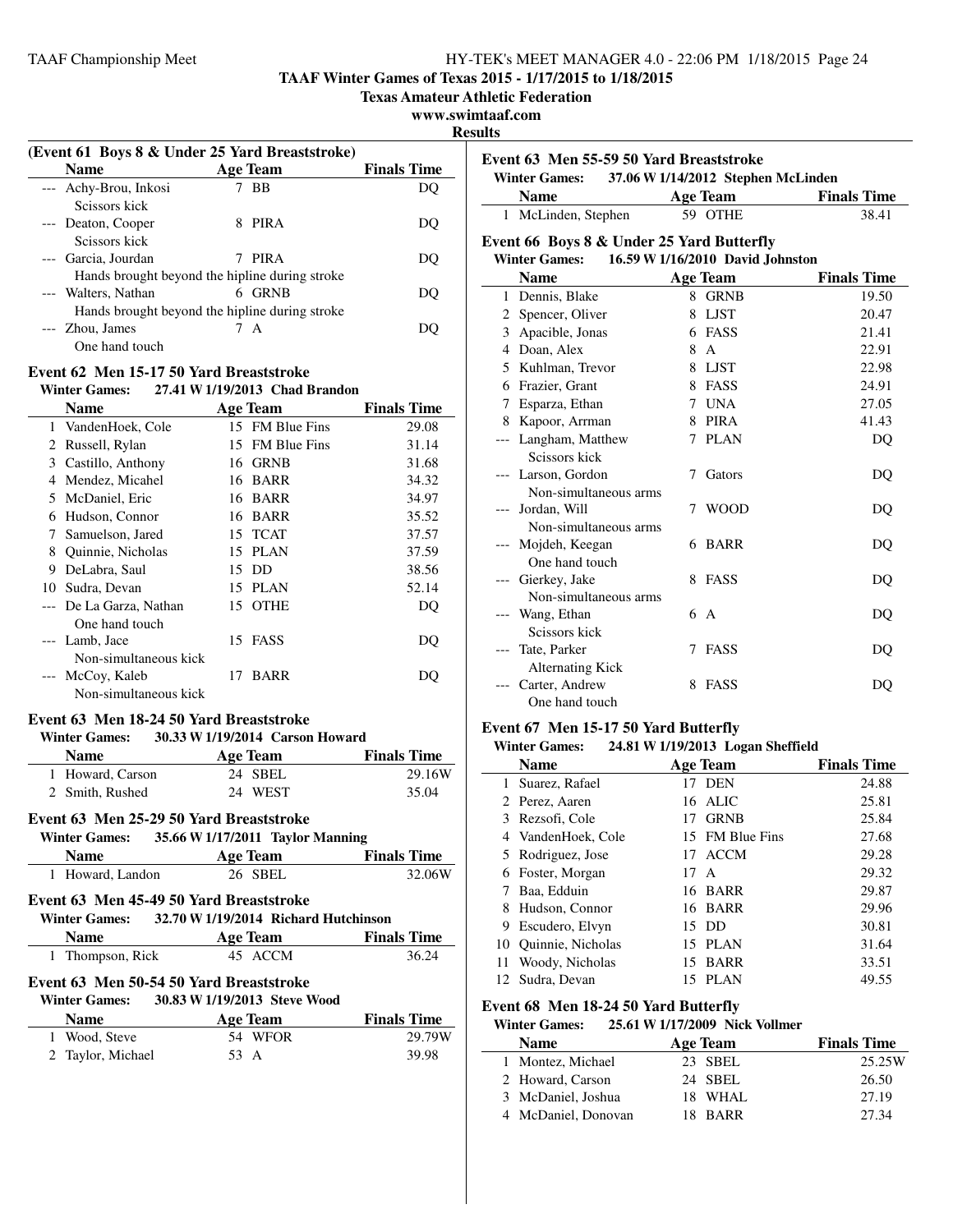**TAAF Winter Games of Texas 2015 - 1/17/2015 to 1/18/2015**

**Texas Amateur Athletic Federation**

**www.swimtaaf.com**

**Results**

### (Event 61 Boys 8 & Under 25 Yard Breaststroke)

| | Name | Age | Team | Finals Time |
|---|---|---|---|---|
| --- | Achy-Brou, Inkosi | 7 | BB | DQ |
| | Scissors kick | | | |
| --- | Deaton, Cooper | 8 | PIRA | DQ |
| | Scissors kick | | | |
| --- | Garcia, Jourdan | 7 | PIRA | DQ |
| | Hands brought beyond the hipline during stroke | | | |
| --- | Walters, Nathan | 6 | GRNB | DQ |
| | Hands brought beyond the hipline during stroke | | | |
| --- | Zhou, James | 7 | A | DQ |
| | One hand touch | | | |

### Event 62 Men 15-17 50 Yard Breaststroke

**Winter Games:** 27.41 W 1/19/2013 Chad Brandon

| | Name | Age | Team | Finals Time |
|---|---|---|---|---|
| 1 | VandenHoek, Cole | 15 | FM Blue Fins | 29.08 |
| 2 | Russell, Rylan | 15 | FM Blue Fins | 31.14 |
| 3 | Castillo, Anthony | 16 | GRNB | 31.68 |
| 4 | Mendez, Micahel | 16 | BARR | 34.32 |
| 5 | McDaniel, Eric | 16 | BARR | 34.97 |
| 6 | Hudson, Connor | 16 | BARR | 35.52 |
| 7 | Samuelson, Jared | 15 | TCAT | 37.57 |
| 8 | Quinnie, Nicholas | 15 | PLAN | 37.59 |
| 9 | DeLabra, Saul | 15 | DD | 38.56 |
| 10 | Sudra, Devan | 15 | PLAN | 52.14 |
| --- | De La Garza, Nathan | 15 | OTHE | DQ |
| | One hand touch | | | |
| --- | Lamb, Jace | 15 | FASS | DQ |
| | Non-simultaneous kick | | | |
| --- | McCoy, Kaleb | 17 | BARR | DQ |
| | Non-simultaneous kick | | | |

### Event 63 Men 18-24 50 Yard Breaststroke

**Winter Games:** 30.33 W 1/19/2014 Carson Howard

| | Name | Age | Team | Finals Time |
|---|---|---|---|---|
| 1 | Howard, Carson | 24 | SBEL | 29.16W |
| 2 | Smith, Rushed | 24 | WEST | 35.04 |

### Event 63 Men 25-29 50 Yard Breaststroke

**Winter Games:** 35.66 W 1/17/2011 Taylor Manning

| | Name | Age | Team | Finals Time |
|---|---|---|---|---|
| 1 | Howard, Landon | 26 | SBEL | 32.06W |

### Event 63 Men 45-49 50 Yard Breaststroke

**Winter Games:** 32.70 W 1/19/2014 Richard Hutchinson

| | Name | Age | Team | Finals Time |
|---|---|---|---|---|
| 1 | Thompson, Rick | 45 | ACCM | 36.24 |

### Event 63 Men 50-54 50 Yard Breaststroke

**Winter Games:** 30.83 W 1/19/2013 Steve Wood

| | Name | Age | Team | Finals Time |
|---|---|---|---|---|
| 1 | Wood, Steve | 54 | WFOR | 29.79W |
| 2 | Taylor, Michael | 53 | A | 39.98 |

### Event 63 Men 55-59 50 Yard Breaststroke

**Winter Games:** 37.06 W 1/14/2012 Stephen McLinden

| | Name | Age | Team | Finals Time |
|---|---|---|---|---|
| 1 | McLinden, Stephen | 59 | OTHE | 38.41 |

### Event 66 Boys 8 & Under 25 Yard Butterfly

**Winter Games:** 16.59 W 1/16/2010 David Johnston

| | Name | Age | Team | Finals Time |
|---|---|---|---|---|
| 1 | Dennis, Blake | 8 | GRNB | 19.50 |
| 2 | Spencer, Oliver | 8 | LJST | 20.47 |
| 3 | Apacible, Jonas | 6 | FASS | 21.41 |
| 4 | Doan, Alex | 8 | A | 22.91 |
| 5 | Kuhlman, Trevor | 8 | LJST | 22.98 |
| 6 | Frazier, Grant | 8 | FASS | 24.91 |
| 7 | Esparza, Ethan | 7 | UNA | 27.05 |
| 8 | Kapoor, Arrman | 8 | PIRA | 41.43 |
| --- | Langham, Matthew | 7 | PLAN | DQ |
| | Scissors kick | | | |
| --- | Larson, Gordon | 7 | Gators | DQ |
| | Non-simultaneous arms | | | |
| --- | Jordan, Will | 7 | WOOD | DQ |
| | Non-simultaneous arms | | | |
| --- | Mojdeh, Keegan | 6 | BARR | DQ |
| | One hand touch | | | |
| --- | Gierkey, Jake | 8 | FASS | DQ |
| | Non-simultaneous arms | | | |
| --- | Wang, Ethan | 6 | A | DQ |
| | Scissors kick | | | |
| --- | Tate, Parker | 7 | FASS | DQ |
| | Alternating Kick | | | |
| --- | Carter, Andrew | 8 | FASS | DQ |
| | One hand touch | | | |

### Event 67 Men 15-17 50 Yard Butterfly

**Winter Games:** 24.81 W 1/19/2013 Logan Sheffield

| | Name | Age | Team | Finals Time |
|---|---|---|---|---|
| 1 | Suarez, Rafael | 17 | DEN | 24.88 |
| 2 | Perez, Aaren | 16 | ALIC | 25.81 |
| 3 | Rezsofi, Cole | 17 | GRNB | 25.84 |
| 4 | VandenHoek, Cole | 15 | FM Blue Fins | 27.68 |
| 5 | Rodriguez, Jose | 17 | ACCM | 29.28 |
| 6 | Foster, Morgan | 17 | A | 29.32 |
| 7 | Baa, Edduin | 16 | BARR | 29.87 |
| 8 | Hudson, Connor | 16 | BARR | 29.96 |
| 9 | Escudero, Elvyn | 15 | DD | 30.81 |
| 10 | Quinnie, Nicholas | 15 | PLAN | 31.64 |
| 11 | Woody, Nicholas | 15 | BARR | 33.51 |
| 12 | Sudra, Devan | 15 | PLAN | 49.55 |

### Event 68 Men 18-24 50 Yard Butterfly

**Winter Games:** 25.61 W 1/17/2009 Nick Vollmer

| | Name | Age | Team | Finals Time |
|---|---|---|---|---|
| 1 | Montez, Michael | 23 | SBEL | 25.25W |
| 2 | Howard, Carson | 24 | SBEL | 26.50 |
| 3 | McDaniel, Joshua | 18 | WHAL | 27.19 |
| 4 | McDaniel, Donovan | 18 | BARR | 27.34 |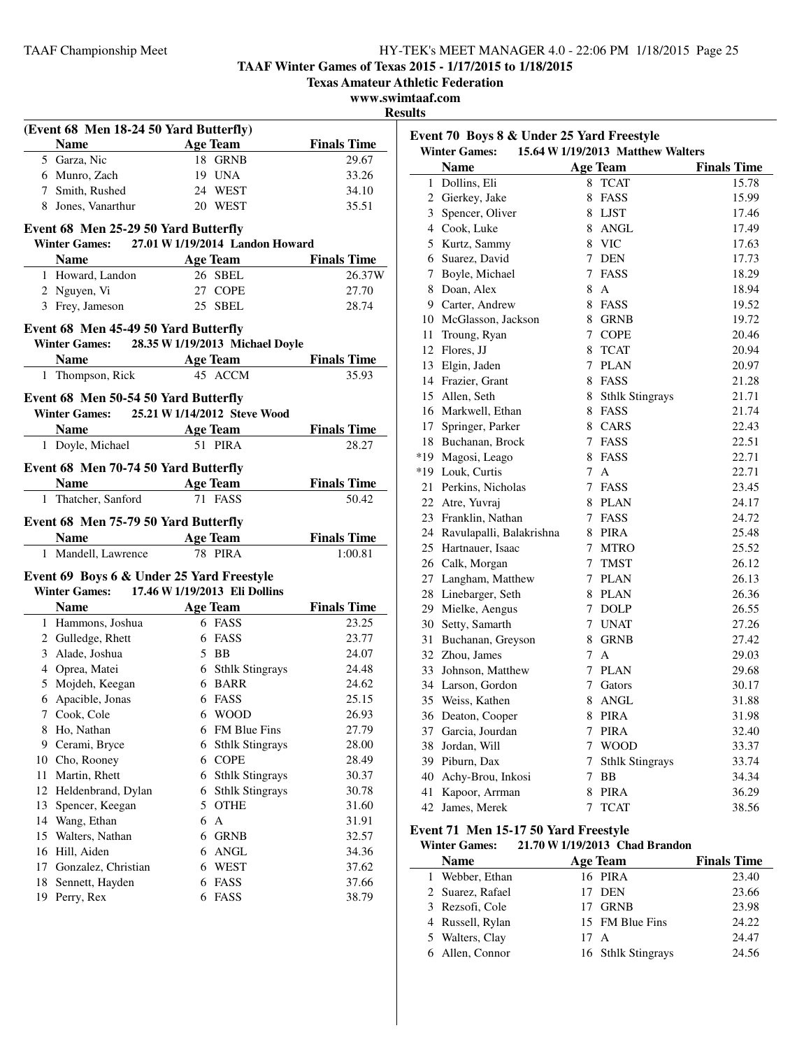**TAAF Winter Games of Texas 2015 - 1/17/2015 to 1/18/2015**

**Texas Amateur Athletic Federation**

**www.swimtaaf.com**

**Results**

### (Event 68 Men 18-24 50 Yard Butterfly)

| | Name | Age | Team | Finals Time |
|---|---|---|---|---|
| 5 | Garza, Nic | 18 | GRNB | 29.67 |
| 6 | Munro, Zach | 19 | UNA | 33.26 |
| 7 | Smith, Rushed | 24 | WEST | 34.10 |
| 8 | Jones, Vanarthur | 20 | WEST | 35.51 |

### Event 68 Men 25-29 50 Yard Butterfly

**Winter Games:** 27.01 W 1/19/2014 Landon Howard

| | Name | Age | Team | Finals Time |
|---|---|---|---|---|
| 1 | Howard, Landon | 26 | SBEL | 26.37W |
| 2 | Nguyen, Vi | 27 | COPE | 27.70 |
| 3 | Frey, Jameson | 25 | SBEL | 28.74 |

### Event 68 Men 45-49 50 Yard Butterfly

**Winter Games:** 28.35 W 1/19/2013 Michael Doyle

| | Name | Age | Team | Finals Time |
|---|---|---|---|---|
| 1 | Thompson, Rick | 45 | ACCM | 35.93 |

### Event 68 Men 50-54 50 Yard Butterfly

**Winter Games:** 25.21 W 1/14/2012 Steve Wood

| | Name | Age | Team | Finals Time |
|---|---|---|---|---|
| 1 | Doyle, Michael | 51 | PIRA | 28.27 |

### Event 68 Men 70-74 50 Yard Butterfly

| | Name | Age | Team | Finals Time |
|---|---|---|---|---|
| 1 | Thatcher, Sanford | 71 | FASS | 50.42 |

### Event 68 Men 75-79 50 Yard Butterfly

| | Name | Age | Team | Finals Time |
|---|---|---|---|---|
| 1 | Mandell, Lawrence | 78 | PIRA | 1:00.81 |

### Event 69 Boys 6 & Under 25 Yard Freestyle

**Winter Games:** 17.46 W 1/19/2013 Eli Dollins

| | Name | Age | Team | Finals Time |
|---|---|---|---|---|
| 1 | Hammons, Joshua | 6 | FASS | 23.25 |
| 2 | Gulledge, Rhett | 6 | FASS | 23.77 |
| 3 | Alade, Joshua | 5 | BB | 24.07 |
| 4 | Oprea, Matei | 6 | Sthlk Stingrays | 24.48 |
| 5 | Mojdeh, Keegan | 6 | BARR | 24.62 |
| 6 | Apacible, Jonas | 6 | FASS | 25.15 |
| 7 | Cook, Cole | 6 | WOOD | 26.93 |
| 8 | Ho, Nathan | 6 | FM Blue Fins | 27.79 |
| 9 | Cerami, Bryce | 6 | Sthlk Stingrays | 28.00 |
| 10 | Cho, Rooney | 6 | COPE | 28.49 |
| 11 | Martin, Rhett | 6 | Sthlk Stingrays | 30.37 |
| 12 | Heldenbrand, Dylan | 6 | Sthlk Stingrays | 30.78 |
| 13 | Spencer, Keegan | 5 | OTHE | 31.60 |
| 14 | Wang, Ethan | 6 | A | 31.91 |
| 15 | Walters, Nathan | 6 | GRNB | 32.57 |
| 16 | Hill, Aiden | 6 | ANGL | 34.36 |
| 17 | Gonzalez, Christian | 6 | WEST | 37.62 |
| 18 | Sennett, Hayden | 6 | FASS | 37.66 |
| 19 | Perry, Rex | 6 | FASS | 38.79 |

### Event 70 Boys 8 & Under 25 Yard Freestyle

**Winter Games:** 15.64 W 1/19/2013 Matthew Walters

| | Name | Age | Team | Finals Time |
|---|---|---|---|---|
| 1 | Dollins, Eli | 8 | TCAT | 15.78 |
| 2 | Gierkey, Jake | 8 | FASS | 15.99 |
| 3 | Spencer, Oliver | 8 | LJST | 17.46 |
| 4 | Cook, Luke | 8 | ANGL | 17.49 |
| 5 | Kurtz, Sammy | 8 | VIC | 17.63 |
| 6 | Suarez, David | 7 | DEN | 17.73 |
| 7 | Boyle, Michael | 7 | FASS | 18.29 |
| 8 | Doan, Alex | 8 | A | 18.94 |
| 9 | Carter, Andrew | 8 | FASS | 19.52 |
| 10 | McGlasson, Jackson | 8 | GRNB | 19.72 |
| 11 | Troung, Ryan | 7 | COPE | 20.46 |
| 12 | Flores, JJ | 8 | TCAT | 20.94 |
| 13 | Elgin, Jaden | 7 | PLAN | 20.97 |
| 14 | Frazier, Grant | 8 | FASS | 21.28 |
| 15 | Allen, Seth | 8 | Sthlk Stingrays | 21.71 |
| 16 | Markwell, Ethan | 8 | FASS | 21.74 |
| 17 | Springer, Parker | 8 | CARS | 22.43 |
| 18 | Buchanan, Brock | 7 | FASS | 22.51 |
| *19 | Magosi, Leago | 8 | FASS | 22.71 |
| *19 | Louk, Curtis | 7 | A | 22.71 |
| 21 | Perkins, Nicholas | 7 | FASS | 23.45 |
| 22 | Atre, Yuvraj | 8 | PLAN | 24.17 |
| 23 | Franklin, Nathan | 7 | FASS | 24.72 |
| 24 | Ravulapalli, Balakrishna | 8 | PIRA | 25.48 |
| 25 | Hartnauer, Isaac | 7 | MTRO | 25.52 |
| 26 | Calk, Morgan | 7 | TMST | 26.12 |
| 27 | Langham, Matthew | 7 | PLAN | 26.13 |
| 28 | Linebarger, Seth | 8 | PLAN | 26.36 |
| 29 | Mielke, Aengus | 7 | DOLP | 26.55 |
| 30 | Setty, Samarth | 7 | UNAT | 27.26 |
| 31 | Buchanan, Greyson | 8 | GRNB | 27.42 |
| 32 | Zhou, James | 7 | A | 29.03 |
| 33 | Johnson, Matthew | 7 | PLAN | 29.68 |
| 34 | Larson, Gordon | 7 | Gators | 30.17 |
| 35 | Weiss, Kathen | 8 | ANGL | 31.88 |
| 36 | Deaton, Cooper | 8 | PIRA | 31.98 |
| 37 | Garcia, Jourdan | 7 | PIRA | 32.40 |
| 38 | Jordan, Will | 7 | WOOD | 33.37 |
| 39 | Piburn, Dax | 7 | Sthlk Stingrays | 33.74 |
| 40 | Achy-Brou, Inkosi | 7 | BB | 34.34 |
| 41 | Kapoor, Arrman | 8 | PIRA | 36.29 |
| 42 | James, Merek | 7 | TCAT | 38.56 |

### Event 71 Men 15-17 50 Yard Freestyle

**Winter Games:** 21.70 W 1/19/2013 Chad Brandon

| | Name | Age | Team | Finals Time |
|---|---|---|---|---|
| 1 | Webber, Ethan | 16 | PIRA | 23.40 |
| 2 | Suarez, Rafael | 17 | DEN | 23.66 |
| 3 | Rezsofi, Cole | 17 | GRNB | 23.98 |
| 4 | Russell, Rylan | 15 | FM Blue Fins | 24.22 |
| 5 | Walters, Clay | 17 | A | 24.47 |
| 6 | Allen, Connor | 16 | Sthlk Stingrays | 24.56 |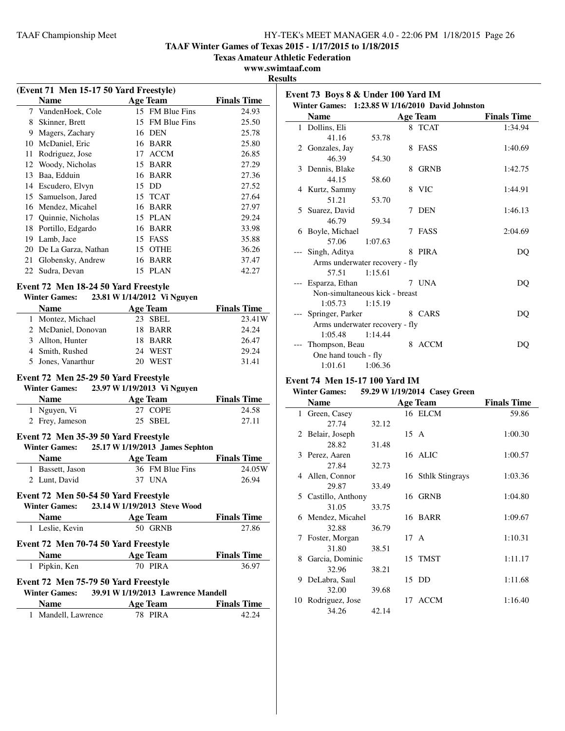**TAAF Winter Games of Texas 2015 - 1/17/2015 to 1/18/2015**
**Texas Amateur Athletic Federation**
**www.swimtaaf.com**
**Results**

### (Event 71 Men 15-17 50 Yard Freestyle)

| | Name | Age | Team | Finals Time |
|---|---|---|---|---|
| 7 | VandenHoek, Cole | 15 | FM Blue Fins | 24.93 |
| 8 | Skinner, Brett | 15 | FM Blue Fins | 25.50 |
| 9 | Magers, Zachary | 16 | DEN | 25.78 |
| 10 | McDaniel, Eric | 16 | BARR | 25.80 |
| 11 | Rodriguez, Jose | 17 | ACCM | 26.85 |
| 12 | Woody, Nicholas | 15 | BARR | 27.29 |
| 13 | Baa, Edduin | 16 | BARR | 27.36 |
| 14 | Escudero, Elvyn | 15 | DD | 27.52 |
| 15 | Samuelson, Jared | 15 | TCAT | 27.64 |
| 16 | Mendez, Micahel | 16 | BARR | 27.97 |
| 17 | Quinnie, Nicholas | 15 | PLAN | 29.24 |
| 18 | Portillo, Edgardo | 16 | BARR | 33.98 |
| 19 | Lamb, Jace | 15 | FASS | 35.88 |
| 20 | De La Garza, Nathan | 15 | OTHE | 36.26 |
| 21 | Globensky, Andrew | 16 | BARR | 37.47 |
| 22 | Sudra, Devan | 15 | PLAN | 42.27 |

### Event 72 Men 18-24 50 Yard Freestyle

**Winter Games: 23.81 W 1/14/2012 Vi Nguyen**

| | Name | Age | Team | Finals Time |
|---|---|---|---|---|
| 1 | Montez, Michael | 23 | SBEL | 23.41W |
| 2 | McDaniel, Donovan | 18 | BARR | 24.24 |
| 3 | Allton, Hunter | 18 | BARR | 26.47 |
| 4 | Smith, Rushed | 24 | WEST | 29.24 |
| 5 | Jones, Vanarthur | 20 | WEST | 31.41 |

### Event 72 Men 25-29 50 Yard Freestyle

**Winter Games: 23.97 W 1/19/2013 Vi Nguyen**

| | Name | Age | Team | Finals Time |
|---|---|---|---|---|
| 1 | Nguyen, Vi | 27 | COPE | 24.58 |
| 2 | Frey, Jameson | 25 | SBEL | 27.11 |

### Event 72 Men 35-39 50 Yard Freestyle

**Winter Games: 25.17 W 1/19/2013 James Sephton**

| | Name | Age | Team | Finals Time |
|---|---|---|---|---|
| 1 | Bassett, Jason | 36 | FM Blue Fins | 24.05W |
| 2 | Lunt, David | 37 | UNA | 26.94 |

### Event 72 Men 50-54 50 Yard Freestyle

**Winter Games: 23.14 W 1/19/2013 Steve Wood**

| | Name | Age | Team | Finals Time |
|---|---|---|---|---|
| 1 | Leslie, Kevin | 50 | GRNB | 27.86 |

### Event 72 Men 70-74 50 Yard Freestyle

| | Name | Age | Team | Finals Time |
|---|---|---|---|---|
| 1 | Pipkin, Ken | 70 | PIRA | 36.97 |

### Event 72 Men 75-79 50 Yard Freestyle

**Winter Games: 39.91 W 1/19/2013 Lawrence Mandell**

| | Name | Age | Team | Finals Time |
|---|---|---|---|---|
| 1 | Mandell, Lawrence | 78 | PIRA | 42.24 |

### Event 73 Boys 8 & Under 100 Yard IM

**Winter Games: 1:23.85 W 1/16/2010 David Johnston**

| | Name | Age | Team | Finals Time |
|---|---|---|---|---|
| 1 | Dollins, Eli | 8 | TCAT | 1:34.94 |
| | 41.16 53.78 | | | |
| 2 | Gonzales, Jay | 8 | FASS | 1:40.69 |
| | 46.39 54.30 | | | |
| 3 | Dennis, Blake | 8 | GRNB | 1:42.75 |
| | 44.15 58.60 | | | |
| 4 | Kurtz, Sammy | 8 | VIC | 1:44.91 |
| | 51.21 53.70 | | | |
| 5 | Suarez, David | 7 | DEN | 1:46.13 |
| | 46.79 59.34 | | | |
| 6 | Boyle, Michael | 7 | FASS | 2:04.69 |
| | 57.06 1:07.63 | | | |
| --- | Singh, Aditya | 8 | PIRA | DQ |
| | Arms underwater recovery - fly | | | |
| | 57.51 1:15.61 | | | |
| --- | Esparza, Ethan | 7 | UNA | DQ |
| | Non-simultaneous kick - breast | | | |
| | 1:05.73 1:15.19 | | | |
| --- | Springer, Parker | 8 | CARS | DQ |
| | Arms underwater recovery - fly | | | |
| | 1:05.48 1:14.44 | | | |
| --- | Thompson, Beau | 8 | ACCM | DQ |
| | One hand touch - fly | | | |
| | 1:01.61 1:06.36 | | | |

### Event 74 Men 15-17 100 Yard IM

**Winter Games: 59.29 W 1/19/2014 Casey Green**

| | Name | Age | Team | Finals Time |
|---|---|---|---|---|
| 1 | Green, Casey | 16 | ELCM | 59.86 |
| | 27.74 32.12 | | | |
| 2 | Belair, Joseph | 15 | A | 1:00.30 |
| | 28.82 31.48 | | | |
| 3 | Perez, Aaren | 16 | ALIC | 1:00.57 |
| | 27.84 32.73 | | | |
| 4 | Allen, Connor | 16 | Sthlk Stingrays | 1:03.36 |
| | 29.87 33.49 | | | |
| 5 | Castillo, Anthony | 16 | GRNB | 1:04.80 |
| | 31.05 33.75 | | | |
| 6 | Mendez, Micahel | 16 | BARR | 1:09.67 |
| | 32.88 36.79 | | | |
| 7 | Foster, Morgan | 17 | A | 1:10.31 |
| | 31.80 38.51 | | | |
| 8 | Garcia, Dominic | 15 | TMST | 1:11.17 |
| | 32.96 38.21 | | | |
| 9 | DeLabra, Saul | 15 | DD | 1:11.68 |
| | 32.00 39.68 | | | |
| 10 | Rodriguez, Jose | 17 | ACCM | 1:16.40 |
| | 34.26 42.14 | | | |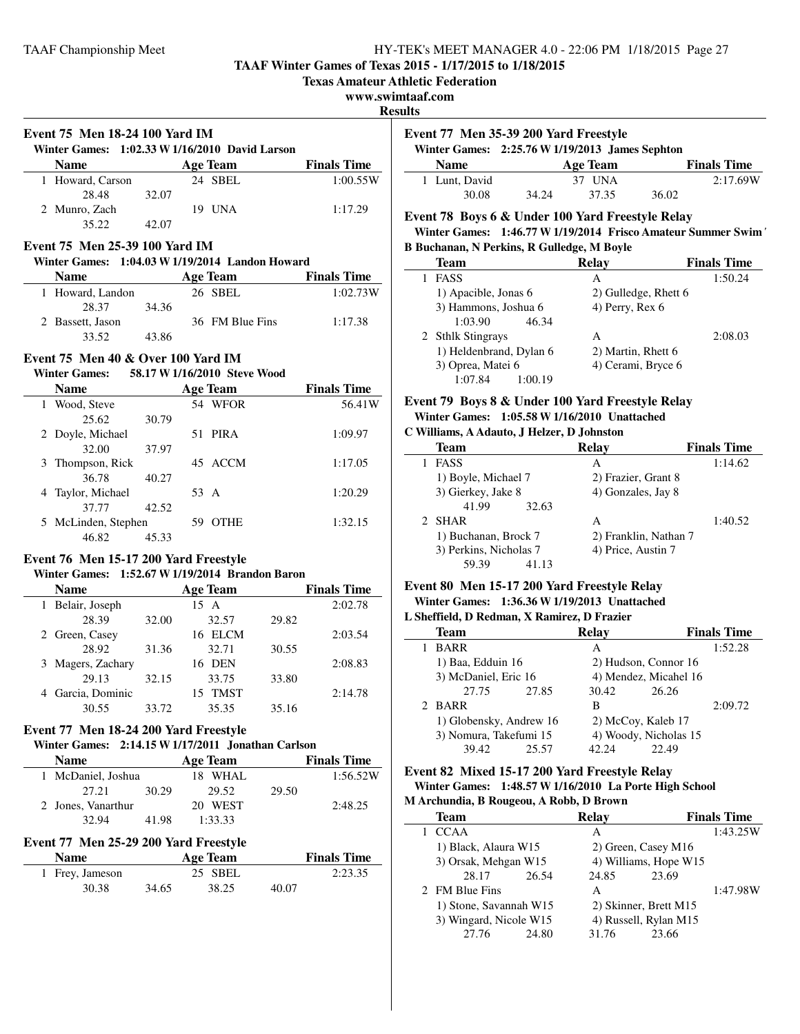## TAAF Winter Games of Texas 2015 - 1/17/2015 to 1/18/2015

**Texas Amateur Athletic Federation**

**www.swimtaaf.com**

**Results**

### Event 75 Men 18-24 100 Yard IM

**Winter Games: 1:02.33 W 1/16/2010 David Larson**

| | Name | Age | Team | Finals Time |
|---|---|---|---|---|
| 1 | Howard, Carson | 24 | SBEL | 1:00.55W |
| | 28.48 32.07 | | | |
| 2 | Munro, Zach | 19 | UNA | 1:17.29 |
| | 35.22 42.07 | | | |

### Event 75 Men 25-39 100 Yard IM

**Winter Games: 1:04.03 W 1/19/2014 Landon Howard**

| | Name | Age | Team | Finals Time |
|---|---|---|---|---|
| 1 | Howard, Landon | 26 | SBEL | 1:02.73W |
| | 28.37 34.36 | | | |
| 2 | Bassett, Jason | 36 | FM Blue Fins | 1:17.38 |
| | 33.52 43.86 | | | |

### Event 75 Men 40 & Over 100 Yard IM

**Winter Games: 58.17 W 1/16/2010 Steve Wood**

| | Name | Age | Team | Finals Time |
|---|---|---|---|---|
| 1 | Wood, Steve | 54 | WFOR | 56.41W |
| | 25.62 30.79 | | | |
| 2 | Doyle, Michael | 51 | PIRA | 1:09.97 |
| | 32.00 37.97 | | | |
| 3 | Thompson, Rick | 45 | ACCM | 1:17.05 |
| | 36.78 40.27 | | | |
| 4 | Taylor, Michael | 53 | A | 1:20.29 |
| | 37.77 42.52 | | | |
| 5 | McLinden, Stephen | 59 | OTHE | 1:32.15 |
| | 46.82 45.33 | | | |

### Event 76 Men 15-17 200 Yard Freestyle

**Winter Games: 1:52.67 W 1/19/2014 Brandon Baron**

| | Name | Age | Team | Finals Time |
|---|---|---|---|---|
| 1 | Belair, Joseph | 15 | A | 2:02.78 |
| | 28.39 32.00 32.57 29.82 | | | |
| 2 | Green, Casey | 16 | ELCM | 2:03.54 |
| | 28.92 31.36 32.71 30.55 | | | |
| 3 | Magers, Zachary | 16 | DEN | 2:08.83 |
| | 29.13 32.15 33.75 33.80 | | | |
| 4 | Garcia, Dominic | 15 | TMST | 2:14.78 |
| | 30.55 33.72 35.35 35.16 | | | |

### Event 77 Men 18-24 200 Yard Freestyle

**Winter Games: 2:14.15 W 1/17/2011 Jonathan Carlson**

| | Name | Age | Team | Finals Time |
|---|---|---|---|---|
| 1 | McDaniel, Joshua | 18 | WHAL | 1:56.52W |
| | 27.21 30.29 29.52 29.50 | | | |
| 2 | Jones, Vanarthur | 20 | WEST | 2:48.25 |
| | 32.94 41.98 1:33.33 | | | |

### Event 77 Men 25-29 200 Yard Freestyle

| | Name | Age | Team | Finals Time |
|---|---|---|---|---|
| 1 | Frey, Jameson | 25 | SBEL | 2:23.35 |
| | 30.38 34.65 38.25 40.07 | | | |

### Event 77 Men 35-39 200 Yard Freestyle

**Winter Games: 2:25.76 W 1/19/2013 James Sephton**

| | Name | Age | Team | Finals Time |
|---|---|---|---|---|
| 1 | Lunt, David | 37 | UNA | 2:17.69W |
| | 30.08 34.24 37.35 36.02 | | | |

### Event 78 Boys 6 & Under 100 Yard Freestyle Relay

**Winter Games: 1:46.77 W 1/19/2014 Frisco Amateur Summer Swim '**

**B Buchanan, N Perkins, R Gulledge, M Boyle**

| | Team | Relay | Finals Time |
|---|---|---|---|
| 1 | FASS | A | 1:50.24 |
| | 1) Apacible, Jonas 6; 2) Gulledge, Rhett 6; 3) Hammons, Joshua 6; 4) Perry, Rex 6 | | |
| | 1:03.90 46.34 | | |
| 2 | Sthlk Stingrays | A | 2:08.03 |
| | 1) Heldenbrand, Dylan 6; 2) Martin, Rhett 6; 3) Oprea, Matei 6; 4) Cerami, Bryce 6 | | |
| | 1:07.84 1:00.19 | | |

### Event 79 Boys 8 & Under 100 Yard Freestyle Relay

**Winter Games: 1:05.58 W 1/16/2010 Unattached**

**C Williams, A Adauto, J Helzer, D Johnston**

| | Team | Relay | Finals Time |
|---|---|---|---|
| 1 | FASS | A | 1:14.62 |
| | 1) Boyle, Michael 7; 2) Frazier, Grant 8; 3) Gierkey, Jake 8; 4) Gonzales, Jay 8 | | |
| | 41.99 32.63 | | |
| 2 | SHAR | A | 1:40.52 |
| | 1) Buchanan, Brock 7; 2) Franklin, Nathan 7; 3) Perkins, Nicholas 7; 4) Price, Austin 7 | | |
| | 59.39 41.13 | | |

### Event 80 Men 15-17 200 Yard Freestyle Relay

**Winter Games: 1:36.36 W 1/19/2013 Unattached**

**L Sheffield, D Redman, X Ramirez, D Frazier**

| | Team | Relay | Finals Time |
|---|---|---|---|
| 1 | BARR | A | 1:52.28 |
| | 1) Baa, Edduin 16; 2) Hudson, Connor 16; 3) McDaniel, Eric 16; 4) Mendez, Micahel 16 | | |
| | 27.75 27.85 30.42 26.26 | | |
| 2 | BARR | B | 2:09.72 |
| | 1) Globensky, Andrew 16; 2) McCoy, Kaleb 17; 3) Nomura, Takefumi 15; 4) Woody, Nicholas 15 | | |
| | 39.42 25.57 42.24 22.49 | | |

### Event 82 Mixed 15-17 200 Yard Freestyle Relay

**Winter Games: 1:48.57 W 1/16/2010 La Porte High School**

**M Archundia, B Rougeou, A Robb, D Brown**

| | Team | Relay | Finals Time |
|---|---|---|---|
| 1 | CCAA | A | 1:43.25W |
| | 1) Black, Alaura W15; 2) Green, Casey M16; 3) Orsak, Mehgan W15; 4) Williams, Hope W15 | | |
| | 28.17 26.54 24.85 23.69 | | |
| 2 | FM Blue Fins | A | 1:47.98W |
| | 1) Stone, Savannah W15; 2) Skinner, Brett M15; 3) Wingard, Nicole W15; 4) Russell, Rylan M15 | | |
| | 27.76 24.80 31.76 23.66 | | |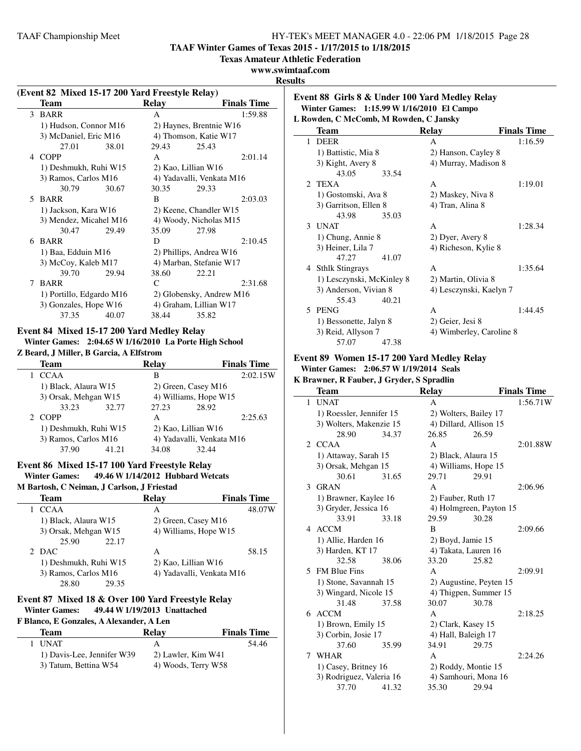TAAF Winter Games of Texas 2015 - 1/17/2015 to 1/18/2015

Texas Amateur Athletic Federation

www.swimtaaf.com

**Results**

### (Event 82 Mixed 15-17 200 Yard Freestyle Relay)

| | Team | Relay | Finals Time |
|---|---|---|---|
| 3 | BARR | A | 1:59.88 |
| | 1) Hudson, Connor M16 | 2) Haynes, Brentnie W16 | |
| | 3) McDaniel, Eric M16 | 4) Thomson, Katie W17 | |
| | 27.01 38.01 | 29.43 25.43 | |
| 4 | COPP | A | 2:01.14 |
| | 1) Deshmukh, Ruhi W15 | 2) Kao, Lillian W16 | |
| | 3) Ramos, Carlos M16 | 4) Yadavalli, Venkata M16 | |
| | 30.79 30.67 | 30.35 29.33 | |
| 5 | BARR | B | 2:03.03 |
| | 1) Jackson, Kara W16 | 2) Keene, Chandler W15 | |
| | 3) Mendez, Micahel M16 | 4) Woody, Nicholas M15 | |
| | 30.47 29.49 | 35.09 27.98 | |
| 6 | BARR | D | 2:10.45 |
| | 1) Baa, Edduin M16 | 2) Phillips, Andrea W16 | |
| | 3) McCoy, Kaleb M17 | 4) Marban, Stefanie W17 | |
| | 39.70 29.94 | 38.60 22.21 | |
| 7 | BARR | C | 2:31.68 |
| | 1) Portillo, Edgardo M16 | 2) Globensky, Andrew M16 | |
| | 3) Gonzales, Hope W16 | 4) Graham, Lillian W17 | |
| | 37.35 40.07 | 38.44 35.82 | |

### Event 84 Mixed 15-17 200 Yard Medley Relay

**Winter Games: 2:04.65 W 1/16/2010 La Porte High School**

**Z Beard, J Miller, B Garcia, A Elfstrom**

| | Team | Relay | Finals Time |
|---|---|---|---|
| 1 | CCAA | B | 2:02.15W |
| | 1) Black, Alaura W15 | 2) Green, Casey M16 | |
| | 3) Orsak, Mehgan W15 | 4) Williams, Hope W15 | |
| | 33.23 32.77 | 27.23 28.92 | |
| 2 | COPP | A | 2:25.63 |
| | 1) Deshmukh, Ruhi W15 | 2) Kao, Lillian W16 | |
| | 3) Ramos, Carlos M16 | 4) Yadavalli, Venkata M16 | |
| | 37.90 41.21 | 34.08 32.44 | |

### Event 86 Mixed 15-17 100 Yard Freestyle Relay

**Winter Games: 49.46 W 1/14/2012 Hubbard Wetcats**

**M Bartosh, C Neiman, J Carlson, J Friestad**

| | Team | Relay | Finals Time |
|---|---|---|---|
| 1 | CCAA | A | 48.07W |
| | 1) Black, Alaura W15 | 2) Green, Casey M16 | |
| | 3) Orsak, Mehgan W15 | 4) Williams, Hope W15 | |
| | 25.90 22.17 | | |
| 2 | DAC | A | 58.15 |
| | 1) Deshmukh, Ruhi W15 | 2) Kao, Lillian W16 | |
| | 3) Ramos, Carlos M16 | 4) Yadavalli, Venkata M16 | |
| | 28.80 29.35 | | |

### Event 87 Mixed 18 & Over 100 Yard Freestyle Relay

**Winter Games: 49.44 W 1/19/2013 Unattached**

**F Blanco, E Gonzales, A Alexander, A Len**

| | Team | Relay | Finals Time |
|---|---|---|---|
| 1 | UNAT | A | 54.46 |
| | 1) Davis-Lee, Jennifer W39 | 2) Lawler, Kim W41 | |
| | 3) Tatum, Bettina W54 | 4) Woods, Terry W58 | |

### Event 88 Girls 8 & Under 100 Yard Medley Relay

**Winter Games: 1:15.99 W 1/16/2010 El Campo**

**L Rowden, C McComb, M Rowden, C Jansky**

| | Team | Relay | Finals Time |
|---|---|---|---|
| 1 | DEER | A | 1:16.59 |
| | 1) Battistic, Mia 8 | 2) Hanson, Cayley 8 | |
| | 3) Kight, Avery 8 | 4) Murray, Madison 8 | |
| | 43.05 33.54 | | |
| 2 | TEXA | A | 1:19.01 |
| | 1) Gostomski, Ava 8 | 2) Maskey, Niva 8 | |
| | 3) Garritson, Ellen 8 | 4) Tran, Alina 8 | |
| | 43.98 35.03 | | |
| 3 | UNAT | A | 1:28.34 |
| | 1) Chung, Annie 8 | 2) Dyer, Avery 8 | |
| | 3) Heiner, Lila 7 | 4) Richeson, Kylie 8 | |
| | 47.27 41.07 | | |
| 4 | Sthlk Stingrays | A | 1:35.64 |
| | 1) Lesczynski, McKinley 8 | 2) Martin, Olivia 8 | |
| | 3) Anderson, Vivian 8 | 4) Lesczynski, Kaelyn 7 | |
| | 55.43 40.21 | | |
| 5 | PENG | A | 1:44.45 |
| | 1) Bessonette, Jalyn 8 | 2) Geier, Jesi 8 | |
| | 3) Reid, Allyson 7 | 4) Wimberley, Caroline 8 | |
| | 57.07 47.38 | | |

### Event 89 Women 15-17 200 Yard Medley Relay

**Winter Games: 2:06.57 W 1/19/2014 Seals**

**K Brawner, R Fauber, J Gryder, S Spradlin**

| | Team | Relay | Finals Time |
|---|---|---|---|
| 1 | UNAT | A | 1:56.71W |
| | 1) Roessler, Jennifer 15 | 2) Wolters, Bailey 17 | |
| | 3) Wolters, Makenzie 15 | 4) Dillard, Allison 15 | |
| | 28.90 34.37 | 26.85 26.59 | |
| 2 | CCAA | A | 2:01.88W |
| | 1) Attaway, Sarah 15 | 2) Black, Alaura 15 | |
| | 3) Orsak, Mehgan 15 | 4) Williams, Hope 15 | |
| | 30.61 31.65 | 29.71 29.91 | |
| 3 | GRAN | A | 2:06.96 |
| | 1) Brawner, Kaylee 16 | 2) Fauber, Ruth 17 | |
| | 3) Gryder, Jessica 16 | 4) Holmgreen, Payton 15 | |
| | 33.91 33.18 | 29.59 30.28 | |
| 4 | ACCM | B | 2:09.66 |
| | 1) Allie, Harden 16 | 2) Boyd, Jamie 15 | |
| | 3) Harden, KT 17 | 4) Takata, Lauren 16 | |
| | 32.58 38.06 | 33.20 25.82 | |
| 5 | FM Blue Fins | A | 2:09.91 |
| | 1) Stone, Savannah 15 | 2) Augustine, Peyten 15 | |
| | 3) Wingard, Nicole 15 | 4) Thigpen, Summer 15 | |
| | 31.48 37.58 | 30.07 30.78 | |
| 6 | ACCM | A | 2:18.25 |
| | 1) Brown, Emily 15 | 2) Clark, Kasey 15 | |
| | 3) Corbin, Josie 17 | 4) Hall, Baleigh 17 | |
| | 37.60 35.99 | 34.91 29.75 | |
| 7 | WHAR | A | 2:24.26 |
| | 1) Casey, Britney 16 | 2) Roddy, Montie 15 | |
| | 3) Rodriguez, Valeria 16 | 4) Samhouri, Mona 16 | |
| | 37.70 41.32 | 35.30 29.94 | |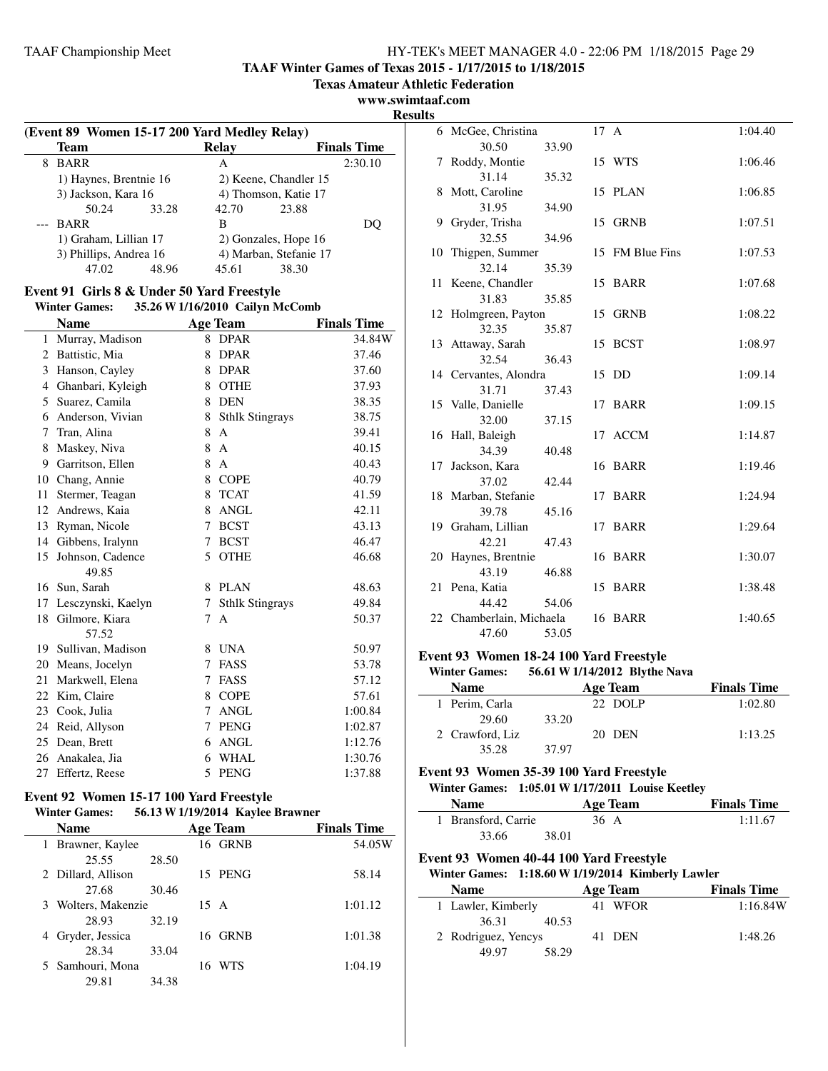**TAAF Winter Games of Texas 2015 - 1/17/2015 to 1/18/2015**
**Texas Amateur Athletic Federation**
**www.swimtaaf.com**
**Results**

### (Event 89 Women 15-17 200 Yard Medley Relay)

| | Team | Relay | Finals Time |
|---|---|---|---|
| 8 | BARR | A | 2:30.10 |
| | 1) Haynes, Brentnie 16 | 2) Keene, Chandler 15 | |
| | 3) Jackson, Kara 16 | 4) Thomson, Katie 17 | |
| | 50.24 33.28 | 42.70 23.88 | |
| --- | BARR | B | DQ |
| | 1) Graham, Lillian 17 | 2) Gonzales, Hope 16 | |
| | 3) Phillips, Andrea 16 | 4) Marban, Stefanie 17 | |
| | 47.02 48.96 | 45.61 38.30 | |

### Event 91 Girls 8 & Under 50 Yard Freestyle

**Winter Games: 35.26 W 1/16/2010 Cailyn McComb**

| | Name | Age | Team | Finals Time |
|---|---|---|---|---|
| 1 | Murray, Madison | 8 | DPAR | 34.84W |
| 2 | Battistic, Mia | 8 | DPAR | 37.46 |
| 3 | Hanson, Cayley | 8 | DPAR | 37.60 |
| 4 | Ghanbari, Kyleigh | 8 | OTHE | 37.93 |
| 5 | Suarez, Camila | 8 | DEN | 38.35 |
| 6 | Anderson, Vivian | 8 | Sthlk Stingrays | 38.75 |
| 7 | Tran, Alina | 8 | A | 39.41 |
| 8 | Maskey, Niva | 8 | A | 40.15 |
| 9 | Garritson, Ellen | 8 | A | 40.43 |
| 10 | Chang, Annie | 8 | COPE | 40.79 |
| 11 | Stermer, Teagan | 8 | TCAT | 41.59 |
| 12 | Andrews, Kaia | 8 | ANGL | 42.11 |
| 13 | Ryman, Nicole | 7 | BCST | 43.13 |
| 14 | Gibbens, Iralynn | 7 | BCST | 46.47 |
| 15 | Johnson, Cadence | 5 | OTHE | 46.68 |
| | 49.85 | | | |
| 16 | Sun, Sarah | 8 | PLAN | 48.63 |
| 17 | Lesczynski, Kaelyn | 7 | Sthlk Stingrays | 49.84 |
| 18 | Gilmore, Kiara | 7 | A | 50.37 |
| | 57.52 | | | |
| 19 | Sullivan, Madison | 8 | UNA | 50.97 |
| 20 | Means, Jocelyn | 7 | FASS | 53.78 |
| 21 | Markwell, Elena | 7 | FASS | 57.12 |
| 22 | Kim, Claire | 8 | COPE | 57.61 |
| 23 | Cook, Julia | 7 | ANGL | 1:00.84 |
| 24 | Reid, Allyson | 7 | PENG | 1:02.87 |
| 25 | Dean, Brett | 6 | ANGL | 1:12.76 |
| 26 | Anakalea, Jia | 6 | WHAL | 1:30.76 |
| 27 | Effertz, Reese | 5 | PENG | 1:37.88 |

### Event 92 Women 15-17 100 Yard Freestyle

**Winter Games: 56.13 W 1/19/2014 Kaylee Brawner**

| | Name | Age | Team | Finals Time |
|---|---|---|---|---|
| 1 | Brawner, Kaylee | 16 | GRNB | 54.05W |
| | 25.55 28.50 | | | |
| 2 | Dillard, Allison | 15 | PENG | 58.14 |
| | 27.68 30.46 | | | |
| 3 | Wolters, Makenzie | 15 | A | 1:01.12 |
| | 28.93 32.19 | | | |
| 4 | Gryder, Jessica | 16 | GRNB | 1:01.38 |
| | 28.34 33.04 | | | |
| 5 | Samhouri, Mona | 16 | WTS | 1:04.19 |
| | 29.81 34.38 | | | |
| 6 | McGee, Christina | 17 | A | 1:04.40 |
| | 30.50 33.90 | | | |
| 7 | Roddy, Montie | 15 | WTS | 1:06.46 |
| | 31.14 35.32 | | | |
| 8 | Mott, Caroline | 15 | PLAN | 1:06.85 |
| | 31.95 34.90 | | | |
| 9 | Gryder, Trisha | 15 | GRNB | 1:07.51 |
| | 32.55 34.96 | | | |
| 10 | Thigpen, Summer | 15 | FM Blue Fins | 1:07.53 |
| | 32.14 35.39 | | | |
| 11 | Keene, Chandler | 15 | BARR | 1:07.68 |
| | 31.83 35.85 | | | |
| 12 | Holmgreen, Payton | 15 | GRNB | 1:08.22 |
| | 32.35 35.87 | | | |
| 13 | Attaway, Sarah | 15 | BCST | 1:08.97 |
| | 32.54 36.43 | | | |
| 14 | Cervantes, Alondra | 15 | DD | 1:09.14 |
| | 31.71 37.43 | | | |
| 15 | Valle, Danielle | 17 | BARR | 1:09.15 |
| | 32.00 37.15 | | | |
| 16 | Hall, Baleigh | 17 | ACCM | 1:14.87 |
| | 34.39 40.48 | | | |
| 17 | Jackson, Kara | 16 | BARR | 1:19.46 |
| | 37.02 42.44 | | | |
| 18 | Marban, Stefanie | 17 | BARR | 1:24.94 |
| | 39.78 45.16 | | | |
| 19 | Graham, Lillian | 17 | BARR | 1:29.64 |
| | 42.21 47.43 | | | |
| 20 | Haynes, Brentnie | 16 | BARR | 1:30.07 |
| | 43.19 46.88 | | | |
| 21 | Pena, Katia | 15 | BARR | 1:38.48 |
| | 44.42 54.06 | | | |
| 22 | Chamberlain, Michaela | 16 | BARR | 1:40.65 |
| | 47.60 53.05 | | | |

### Event 93 Women 18-24 100 Yard Freestyle

**Winter Games: 56.61 W 1/14/2012 Blythe Nava**

| | Name | Age | Team | Finals Time |
|---|---|---|---|---|
| 1 | Perim, Carla | 22 | DOLP | 1:02.80 |
| | 29.60 33.20 | | | |
| 2 | Crawford, Liz | 20 | DEN | 1:13.25 |
| | 35.28 37.97 | | | |

### Event 93 Women 35-39 100 Yard Freestyle

**Winter Games: 1:05.01 W 1/17/2011 Louise Keetley**

| | Name | Age | Team | Finals Time |
|---|---|---|---|---|
| 1 | Bransford, Carrie | 36 | A | 1:11.67 |
| | 33.66 38.01 | | | |

### Event 93 Women 40-44 100 Yard Freestyle

**Winter Games: 1:18.60 W 1/19/2014 Kimberly Lawler**

| | Name | Age | Team | Finals Time |
|---|---|---|---|---|
| 1 | Lawler, Kimberly | 41 | WFOR | 1:16.84W |
| | 36.31 40.53 | | | |
| 2 | Rodriguez, Yencys | 41 | DEN | 1:48.26 |
| | 49.97 58.29 | | | |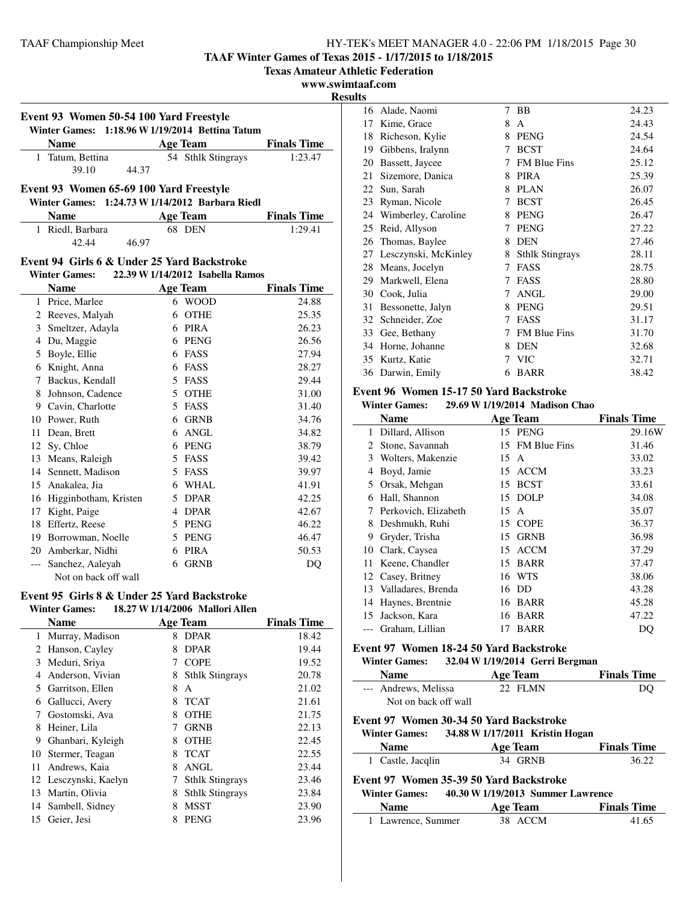# TAAF Winter Games of Texas 2015 - 1/17/2015 to 1/18/2015

**Texas Amateur Athletic Federation**

**www.swimtaaf.com**

**Results**

### Event 93 Women 50-54 100 Yard Freestyle

Winter Games: 1:18.96 W 1/19/2014 Bettina Tatum

| | Name | Age | Team | Finals Time |
|---|---|---|---|---|
| 1 | Tatum, Bettina | 54 | Sthlk Stingrays | 1:23.47 |
| | 39.10 44.37 | | | |

### Event 93 Women 65-69 100 Yard Freestyle

Winter Games: 1:24.73 W 1/14/2012 Barbara Riedl

| | Name | Age | Team | Finals Time |
|---|---|---|---|---|
| 1 | Riedl, Barbara | 68 | DEN | 1:29.41 |
| | 42.44 46.97 | | | |

### Event 94 Girls 6 & Under 25 Yard Backstroke

Winter Games: 22.39 W 1/14/2012 Isabella Ramos

| | Name | Age | Team | Finals Time |
|---|---|---|---|---|
| 1 | Price, Marlee | 6 | WOOD | 24.88 |
| 2 | Reeves, Malyah | 6 | OTHE | 25.35 |
| 3 | Smeltzer, Adayla | 6 | PIRA | 26.23 |
| 4 | Du, Maggie | 6 | PENG | 26.56 |
| 5 | Boyle, Ellie | 6 | FASS | 27.94 |
| 6 | Knight, Anna | 6 | FASS | 28.27 |
| 7 | Backus, Kendall | 5 | FASS | 29.44 |
| 8 | Johnson, Cadence | 5 | OTHE | 31.00 |
| 9 | Cavin, Charlotte | 5 | FASS | 31.40 |
| 10 | Power, Ruth | 6 | GRNB | 34.76 |
| 11 | Dean, Brett | 6 | ANGL | 34.82 |
| 12 | Sy, Chloe | 6 | PENG | 38.79 |
| 13 | Means, Raleigh | 5 | FASS | 39.42 |
| 14 | Sennett, Madison | 5 | FASS | 39.97 |
| 15 | Anakalea, Jia | 6 | WHAL | 41.91 |
| 16 | Higginbotham, Kristen | 5 | DPAR | 42.25 |
| 17 | Kight, Paige | 4 | DPAR | 42.67 |
| 18 | Effertz, Reese | 5 | PENG | 46.22 |
| 19 | Borrowman, Noelle | 5 | PENG | 46.47 |
| 20 | Amberkar, Nidhi | 6 | PIRA | 50.53 |
| --- | Sanchez, Aaleyah | 6 | GRNB | DQ |
| | Not on back off wall | | | |

### Event 95 Girls 8 & Under 25 Yard Backstroke

Winter Games: 18.27 W 1/14/2006 Mallori Allen

| | Name | Age | Team | Finals Time |
|---|---|---|---|---|
| 1 | Murray, Madison | 8 | DPAR | 18.42 |
| 2 | Hanson, Cayley | 8 | DPAR | 19.44 |
| 3 | Meduri, Sriya | 7 | COPE | 19.52 |
| 4 | Anderson, Vivian | 8 | Sthlk Stingrays | 20.78 |
| 5 | Garritson, Ellen | 8 | A | 21.02 |
| 6 | Gallucci, Avery | 8 | TCAT | 21.61 |
| 7 | Gostomski, Ava | 8 | OTHE | 21.75 |
| 8 | Heiner, Lila | 7 | GRNB | 22.13 |
| 9 | Ghanbari, Kyleigh | 8 | OTHE | 22.45 |
| 10 | Stermer, Teagan | 8 | TCAT | 22.55 |
| 11 | Andrews, Kaia | 8 | ANGL | 23.44 |
| 12 | Lesczynski, Kaelyn | 7 | Sthlk Stingrays | 23.46 |
| 13 | Martin, Olivia | 8 | Sthlk Stingrays | 23.84 |
| 14 | Sambell, Sidney | 8 | MSST | 23.90 |
| 15 | Geier, Jesi | 8 | PENG | 23.96 |
| 16 | Alade, Naomi | 7 | BB | 24.23 |
| 17 | Kime, Grace | 8 | A | 24.43 |
| 18 | Richeson, Kylie | 8 | PENG | 24.54 |
| 19 | Gibbens, Iralynn | 7 | BCST | 24.64 |
| 20 | Bassett, Jaycee | 7 | FM Blue Fins | 25.12 |
| 21 | Sizemore, Danica | 8 | PIRA | 25.39 |
| 22 | Sun, Sarah | 8 | PLAN | 26.07 |
| 23 | Ryman, Nicole | 7 | BCST | 26.45 |
| 24 | Wimberley, Caroline | 8 | PENG | 26.47 |
| 25 | Reid, Allyson | 7 | PENG | 27.22 |
| 26 | Thomas, Baylee | 8 | DEN | 27.46 |
| 27 | Lesczynski, McKinley | 8 | Sthlk Stingrays | 28.11 |
| 28 | Means, Jocelyn | 7 | FASS | 28.75 |
| 29 | Markwell, Elena | 7 | FASS | 28.80 |
| 30 | Cook, Julia | 7 | ANGL | 29.00 |
| 31 | Bessonette, Jalyn | 8 | PENG | 29.51 |
| 32 | Schneider, Zoe | 7 | FASS | 31.17 |
| 33 | Gee, Bethany | 7 | FM Blue Fins | 31.70 |
| 34 | Horne, Johanne | 8 | DEN | 32.68 |
| 35 | Kurtz, Katie | 7 | VIC | 32.71 |
| 36 | Darwin, Emily | 6 | BARR | 38.42 |

### Event 96 Women 15-17 50 Yard Backstroke

Winter Games: 29.69 W 1/19/2014 Madison Chao

| | Name | Age | Team | Finals Time |
|---|---|---|---|---|
| 1 | Dillard, Allison | 15 | PENG | 29.16W |
| 2 | Stone, Savannah | 15 | FM Blue Fins | 31.46 |
| 3 | Wolters, Makenzie | 15 | A | 33.02 |
| 4 | Boyd, Jamie | 15 | ACCM | 33.23 |
| 5 | Orsak, Mehgan | 15 | BCST | 33.61 |
| 6 | Hall, Shannon | 15 | DOLP | 34.08 |
| 7 | Perkovich, Elizabeth | 15 | A | 35.07 |
| 8 | Deshmukh, Ruhi | 15 | COPE | 36.37 |
| 9 | Gryder, Trisha | 15 | GRNB | 36.98 |
| 10 | Clark, Caysea | 15 | ACCM | 37.29 |
| 11 | Keene, Chandler | 15 | BARR | 37.47 |
| 12 | Casey, Britney | 16 | WTS | 38.06 |
| 13 | Valladares, Brenda | 16 | DD | 43.28 |
| 14 | Haynes, Brentnie | 16 | BARR | 45.28 |
| 15 | Jackson, Kara | 16 | BARR | 47.22 |
| --- | Graham, Lillian | 17 | BARR | DQ |

### Event 97 Women 18-24 50 Yard Backstroke

Winter Games: 32.04 W 1/19/2014 Gerri Bergman

| | Name | Age | Team | Finals Time |
|---|---|---|---|---|
| --- | Andrews, Melissa | 22 | FLMN | DQ |
| | Not on back off wall | | | |

### Event 97 Women 30-34 50 Yard Backstroke

Winter Games: 34.88 W 1/17/2011 Kristin Hogan

| | Name | Age | Team | Finals Time |
|---|---|---|---|---|
| 1 | Castle, Jacqlin | 34 | GRNB | 36.22 |

### Event 97 Women 35-39 50 Yard Backstroke

Winter Games: 40.30 W 1/19/2013 Summer Lawrence

| | Name | Age | Team | Finals Time |
|---|---|---|---|---|
| 1 | Lawrence, Summer | 38 | ACCM | 41.65 |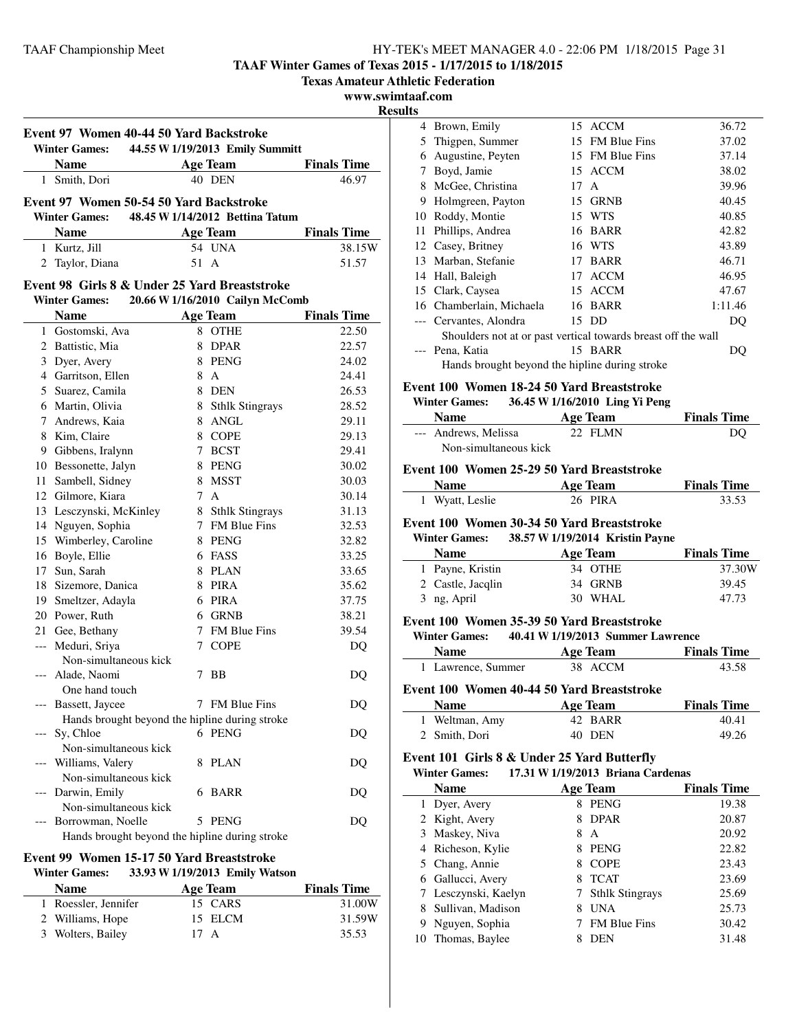**TAAF Winter Games of Texas 2015 - 1/17/2015 to 1/18/2015**

**Texas Amateur Athletic Federation**

**www.swimtaaf.com**

**Results**

### Event 97 Women 40-44 50 Yard Backstroke

Winter Games: 44.55 W 1/19/2013 Emily Summitt

| | Name | Age | Team | Finals Time |
|---|---|---|---|---|
| 1 | Smith, Dori | 40 | DEN | 46.97 |

### Event 97 Women 50-54 50 Yard Backstroke

Winter Games: 48.45 W 1/14/2012 Bettina Tatum

| | Name | Age | Team | Finals Time |
|---|---|---|---|---|
| 1 | Kurtz, Jill | 54 | UNA | 38.15W |
| 2 | Taylor, Diana | 51 | A | 51.57 |

### Event 98 Girls 8 & Under 25 Yard Breaststroke

Winter Games: 20.66 W 1/16/2010 Cailyn McComb

| | Name | Age | Team | Finals Time |
|---|---|---|---|---|
| 1 | Gostomski, Ava | 8 | OTHE | 22.50 |
| 2 | Battistic, Mia | 8 | DPAR | 22.57 |
| 3 | Dyer, Avery | 8 | PENG | 24.02 |
| 4 | Garritson, Ellen | 8 | A | 24.41 |
| 5 | Suarez, Camila | 8 | DEN | 26.53 |
| 6 | Martin, Olivia | 8 | Sthlk Stingrays | 28.52 |
| 7 | Andrews, Kaia | 8 | ANGL | 29.11 |
| 8 | Kim, Claire | 8 | COPE | 29.13 |
| 9 | Gibbens, Iralynn | 7 | BCST | 29.41 |
| 10 | Bessonette, Jalyn | 8 | PENG | 30.02 |
| 11 | Sambell, Sidney | 8 | MSST | 30.03 |
| 12 | Gilmore, Kiara | 7 | A | 30.14 |
| 13 | Lesczynski, McKinley | 8 | Sthlk Stingrays | 31.13 |
| 14 | Nguyen, Sophia | 7 | FM Blue Fins | 32.53 |
| 15 | Wimberley, Caroline | 8 | PENG | 32.82 |
| 16 | Boyle, Ellie | 6 | FASS | 33.25 |
| 17 | Sun, Sarah | 8 | PLAN | 33.65 |
| 18 | Sizemore, Danica | 8 | PIRA | 35.62 |
| 19 | Smeltzer, Adayla | 6 | PIRA | 37.75 |
| 20 | Power, Ruth | 6 | GRNB | 38.21 |
| 21 | Gee, Bethany | 7 | FM Blue Fins | 39.54 |
| --- | Meduri, Sriya | 7 | COPE | DQ |
| | Non-simultaneous kick | | | |
| --- | Alade, Naomi | 7 | BB | DQ |
| | One hand touch | | | |
| --- | Bassett, Jaycee | 7 | FM Blue Fins | DQ |
| | Hands brought beyond the hipline during stroke | | | |
| --- | Sy, Chloe | 6 | PENG | DQ |
| | Non-simultaneous kick | | | |
| --- | Williams, Valery | 8 | PLAN | DQ |
| | Non-simultaneous kick | | | |
| --- | Darwin, Emily | 6 | BARR | DQ |
| | Non-simultaneous kick | | | |
| --- | Borrowman, Noelle | 5 | PENG | DQ |
| | Hands brought beyond the hipline during stroke | | | |

### Event 99 Women 15-17 50 Yard Breaststroke

Winter Games: 33.93 W 1/19/2013 Emily Watson

| | Name | Age | Team | Finals Time |
|---|---|---|---|---|
| 1 | Roessler, Jennifer | 15 | CARS | 31.00W |
| 2 | Williams, Hope | 15 | ELCM | 31.59W |
| 3 | Wolters, Bailey | 17 | A | 35.53 |
| 4 | Brown, Emily | 15 | ACCM | 36.72 |
| 5 | Thigpen, Summer | 15 | FM Blue Fins | 37.02 |
| 6 | Augustine, Peyten | 15 | FM Blue Fins | 37.14 |
| 7 | Boyd, Jamie | 15 | ACCM | 38.02 |
| 8 | McGee, Christina | 17 | A | 39.96 |
| 9 | Holmgreen, Payton | 15 | GRNB | 40.45 |
| 10 | Roddy, Montie | 15 | WTS | 40.85 |
| 11 | Phillips, Andrea | 16 | BARR | 42.82 |
| 12 | Casey, Britney | 16 | WTS | 43.89 |
| 13 | Marban, Stefanie | 17 | BARR | 46.71 |
| 14 | Hall, Baleigh | 17 | ACCM | 46.95 |
| 15 | Clark, Caysea | 15 | ACCM | 47.67 |
| 16 | Chamberlain, Michaela | 16 | BARR | 1:11.46 |
| --- | Cervantes, Alondra | 15 | DD | DQ |
| | Shoulders not at or past vertical towards breast off the wall | | | |
| --- | Pena, Katia | 15 | BARR | DQ |
| | Hands brought beyond the hipline during stroke | | | |

### Event 100 Women 18-24 50 Yard Breaststroke

Winter Games: 36.45 W 1/16/2010 Ling Yi Peng

| | Name | Age | Team | Finals Time |
|---|---|---|---|---|
| --- | Andrews, Melissa | 22 | FLMN | DQ |
| | Non-simultaneous kick | | | |

### Event 100 Women 25-29 50 Yard Breaststroke

| | Name | Age | Team | Finals Time |
|---|---|---|---|---|
| 1 | Wyatt, Leslie | 26 | PIRA | 33.53 |

### Event 100 Women 30-34 50 Yard Breaststroke

Winter Games: 38.57 W 1/19/2014 Kristin Payne

| | Name | Age | Team | Finals Time |
|---|---|---|---|---|
| 1 | Payne, Kristin | 34 | OTHE | 37.30W |
| 2 | Castle, Jacqlin | 34 | GRNB | 39.45 |
| 3 | ng, April | 30 | WHAL | 47.73 |

### Event 100 Women 35-39 50 Yard Breaststroke

Winter Games: 40.41 W 1/19/2013 Summer Lawrence

| | Name | Age | Team | Finals Time |
|---|---|---|---|---|
| 1 | Lawrence, Summer | 38 | ACCM | 43.58 |

### Event 100 Women 40-44 50 Yard Breaststroke

| | Name | Age | Team | Finals Time |
|---|---|---|---|---|
| 1 | Weltman, Amy | 42 | BARR | 40.41 |
| 2 | Smith, Dori | 40 | DEN | 49.26 |

### Event 101 Girls 8 & Under 25 Yard Butterfly

Winter Games: 17.31 W 1/19/2013 Briana Cardenas

| | Name | Age | Team | Finals Time |
|---|---|---|---|---|
| 1 | Dyer, Avery | 8 | PENG | 19.38 |
| 2 | Kight, Avery | 8 | DPAR | 20.87 |
| 3 | Maskey, Niva | 8 | A | 20.92 |
| 4 | Richeson, Kylie | 8 | PENG | 22.82 |
| 5 | Chang, Annie | 8 | COPE | 23.43 |
| 6 | Gallucci, Avery | 8 | TCAT | 23.69 |
| 7 | Lesczynski, Kaelyn | 7 | Sthlk Stingrays | 25.69 |
| 8 | Sullivan, Madison | 8 | UNA | 25.73 |
| 9 | Nguyen, Sophia | 7 | FM Blue Fins | 30.42 |
| 10 | Thomas, Baylee | 8 | DEN | 31.48 |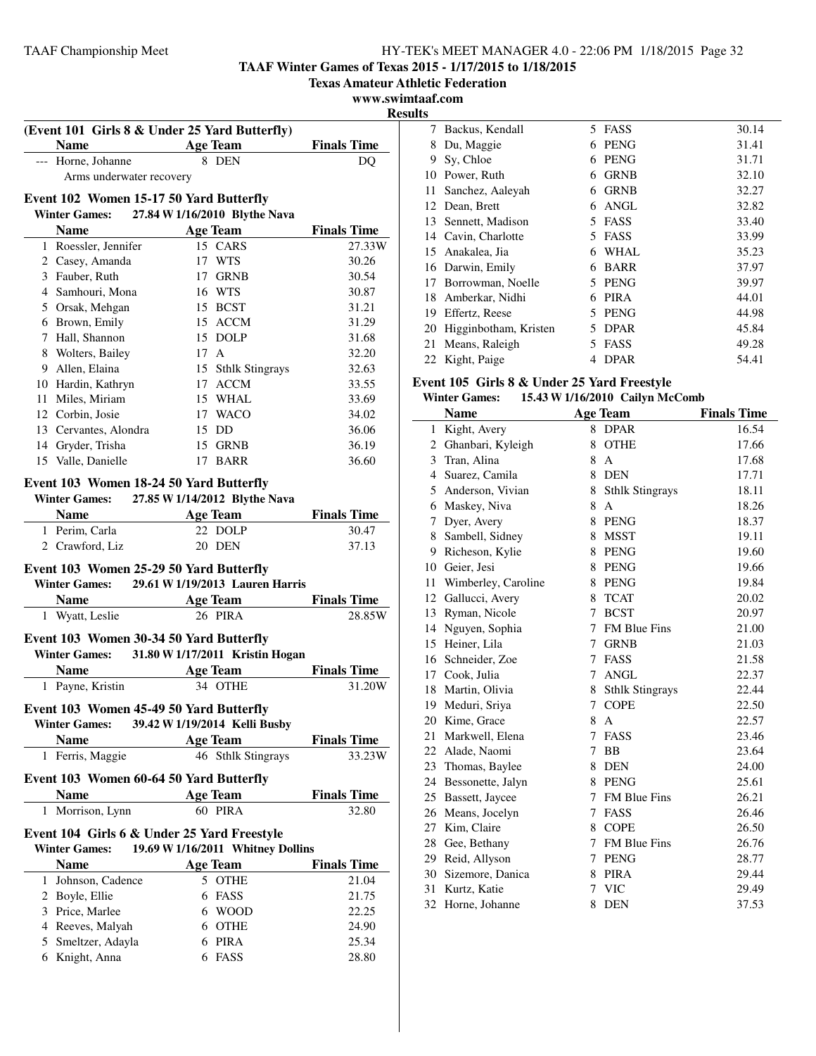**TAAF Winter Games of Texas 2015 - 1/17/2015 to 1/18/2015**
**Texas Amateur Athletic Federation**
**www.swimtaaf.com**
**Results**

### (Event 101 Girls 8 & Under 25 Yard Butterfly)

| | Name | Age | Team | Finals Time |
|---|---|---|---|---|
| --- | Horne, Johanne | 8 | DEN | DQ |
| | Arms underwater recovery | | | |

### Event 102 Women 15-17 50 Yard Butterfly

**Winter Games:** 27.84 W 1/16/2010 Blythe Nava

| | Name | Age | Team | Finals Time |
|---|---|---|---|---|
| 1 | Roessler, Jennifer | 15 | CARS | 27.33W |
| 2 | Casey, Amanda | 17 | WTS | 30.26 |
| 3 | Fauber, Ruth | 17 | GRNB | 30.54 |
| 4 | Samhouri, Mona | 16 | WTS | 30.87 |
| 5 | Orsak, Mehgan | 15 | BCST | 31.21 |
| 6 | Brown, Emily | 15 | ACCM | 31.29 |
| 7 | Hall, Shannon | 15 | DOLP | 31.68 |
| 8 | Wolters, Bailey | 17 | A | 32.20 |
| 9 | Allen, Elaina | 15 | Sthlk Stingrays | 32.63 |
| 10 | Hardin, Kathryn | 17 | ACCM | 33.55 |
| 11 | Miles, Miriam | 15 | WHAL | 33.69 |
| 12 | Corbin, Josie | 17 | WACO | 34.02 |
| 13 | Cervantes, Alondra | 15 | DD | 36.06 |
| 14 | Gryder, Trisha | 15 | GRNB | 36.19 |
| 15 | Valle, Danielle | 17 | BARR | 36.60 |

### Event 103 Women 18-24 50 Yard Butterfly

**Winter Games:** 27.85 W 1/14/2012 Blythe Nava

| | Name | Age | Team | Finals Time |
|---|---|---|---|---|
| 1 | Perim, Carla | 22 | DOLP | 30.47 |
| 2 | Crawford, Liz | 20 | DEN | 37.13 |

### Event 103 Women 25-29 50 Yard Butterfly

**Winter Games:** 29.61 W 1/19/2013 Lauren Harris

| | Name | Age | Team | Finals Time |
|---|---|---|---|---|
| 1 | Wyatt, Leslie | 26 | PIRA | 28.85W |

### Event 103 Women 30-34 50 Yard Butterfly

**Winter Games:** 31.80 W 1/17/2011 Kristin Hogan

| | Name | Age | Team | Finals Time |
|---|---|---|---|---|
| 1 | Payne, Kristin | 34 | OTHE | 31.20W |

### Event 103 Women 45-49 50 Yard Butterfly

**Winter Games:** 39.42 W 1/19/2014 Kelli Busby

| | Name | Age | Team | Finals Time |
|---|---|---|---|---|
| 1 | Ferris, Maggie | 46 | Sthlk Stingrays | 33.23W |

### Event 103 Women 60-64 50 Yard Butterfly

| | Name | Age | Team | Finals Time |
|---|---|---|---|---|
| 1 | Morrison, Lynn | 60 | PIRA | 32.80 |

### Event 104 Girls 6 & Under 25 Yard Freestyle

**Winter Games:** 19.69 W 1/16/2011 Whitney Dollins

| | Name | Age | Team | Finals Time |
|---|---|---|---|---|
| 1 | Johnson, Cadence | 5 | OTHE | 21.04 |
| 2 | Boyle, Ellie | 6 | FASS | 21.75 |
| 3 | Price, Marlee | 6 | WOOD | 22.25 |
| 4 | Reeves, Malyah | 6 | OTHE | 24.90 |
| 5 | Smeltzer, Adayla | 6 | PIRA | 25.34 |
| 6 | Knight, Anna | 6 | FASS | 28.80 |
| 7 | Backus, Kendall | 5 | FASS | 30.14 |
| 8 | Du, Maggie | 6 | PENG | 31.41 |
| 9 | Sy, Chloe | 6 | PENG | 31.71 |
| 10 | Power, Ruth | 6 | GRNB | 32.10 |
| 11 | Sanchez, Aaleyah | 6 | GRNB | 32.27 |
| 12 | Dean, Brett | 6 | ANGL | 32.82 |
| 13 | Sennett, Madison | 5 | FASS | 33.40 |
| 14 | Cavin, Charlotte | 5 | FASS | 33.99 |
| 15 | Anakalea, Jia | 6 | WHAL | 35.23 |
| 16 | Darwin, Emily | 6 | BARR | 37.97 |
| 17 | Borrowman, Noelle | 5 | PENG | 39.97 |
| 18 | Amberkar, Nidhi | 6 | PIRA | 44.01 |
| 19 | Effertz, Reese | 5 | PENG | 44.98 |
| 20 | Higginbotham, Kristen | 5 | DPAR | 45.84 |
| 21 | Means, Raleigh | 5 | FASS | 49.28 |
| 22 | Kight, Paige | 4 | DPAR | 54.41 |

### Event 105 Girls 8 & Under 25 Yard Freestyle

**Winter Games:** 15.43 W 1/16/2010 Cailyn McComb

| | Name | Age | Team | Finals Time |
|---|---|---|---|---|
| 1 | Kight, Avery | 8 | DPAR | 16.54 |
| 2 | Ghanbari, Kyleigh | 8 | OTHE | 17.66 |
| 3 | Tran, Alina | 8 | A | 17.68 |
| 4 | Suarez, Camila | 8 | DEN | 17.71 |
| 5 | Anderson, Vivian | 8 | Sthlk Stingrays | 18.11 |
| 6 | Maskey, Niva | 8 | A | 18.26 |
| 7 | Dyer, Avery | 8 | PENG | 18.37 |
| 8 | Sambell, Sidney | 8 | MSST | 19.11 |
| 9 | Richeson, Kylie | 8 | PENG | 19.60 |
| 10 | Geier, Jesi | 8 | PENG | 19.66 |
| 11 | Wimberley, Caroline | 8 | PENG | 19.84 |
| 12 | Gallucci, Avery | 8 | TCAT | 20.02 |
| 13 | Ryman, Nicole | 7 | BCST | 20.97 |
| 14 | Nguyen, Sophia | 7 | FM Blue Fins | 21.00 |
| 15 | Heiner, Lila | 7 | GRNB | 21.03 |
| 16 | Schneider, Zoe | 7 | FASS | 21.58 |
| 17 | Cook, Julia | 7 | ANGL | 22.37 |
| 18 | Martin, Olivia | 8 | Sthlk Stingrays | 22.44 |
| 19 | Meduri, Sriya | 7 | COPE | 22.50 |
| 20 | Kime, Grace | 8 | A | 22.57 |
| 21 | Markwell, Elena | 7 | FASS | 23.46 |
| 22 | Alade, Naomi | 7 | BB | 23.64 |
| 23 | Thomas, Baylee | 8 | DEN | 24.00 |
| 24 | Bessonette, Jalyn | 8 | PENG | 25.61 |
| 25 | Bassett, Jaycee | 7 | FM Blue Fins | 26.21 |
| 26 | Means, Jocelyn | 7 | FASS | 26.46 |
| 27 | Kim, Claire | 8 | COPE | 26.50 |
| 28 | Gee, Bethany | 7 | FM Blue Fins | 26.76 |
| 29 | Reid, Allyson | 7 | PENG | 28.77 |
| 30 | Sizemore, Danica | 8 | PIRA | 29.44 |
| 31 | Kurtz, Katie | 7 | VIC | 29.49 |
| 32 | Horne, Johanne | 8 | DEN | 37.53 |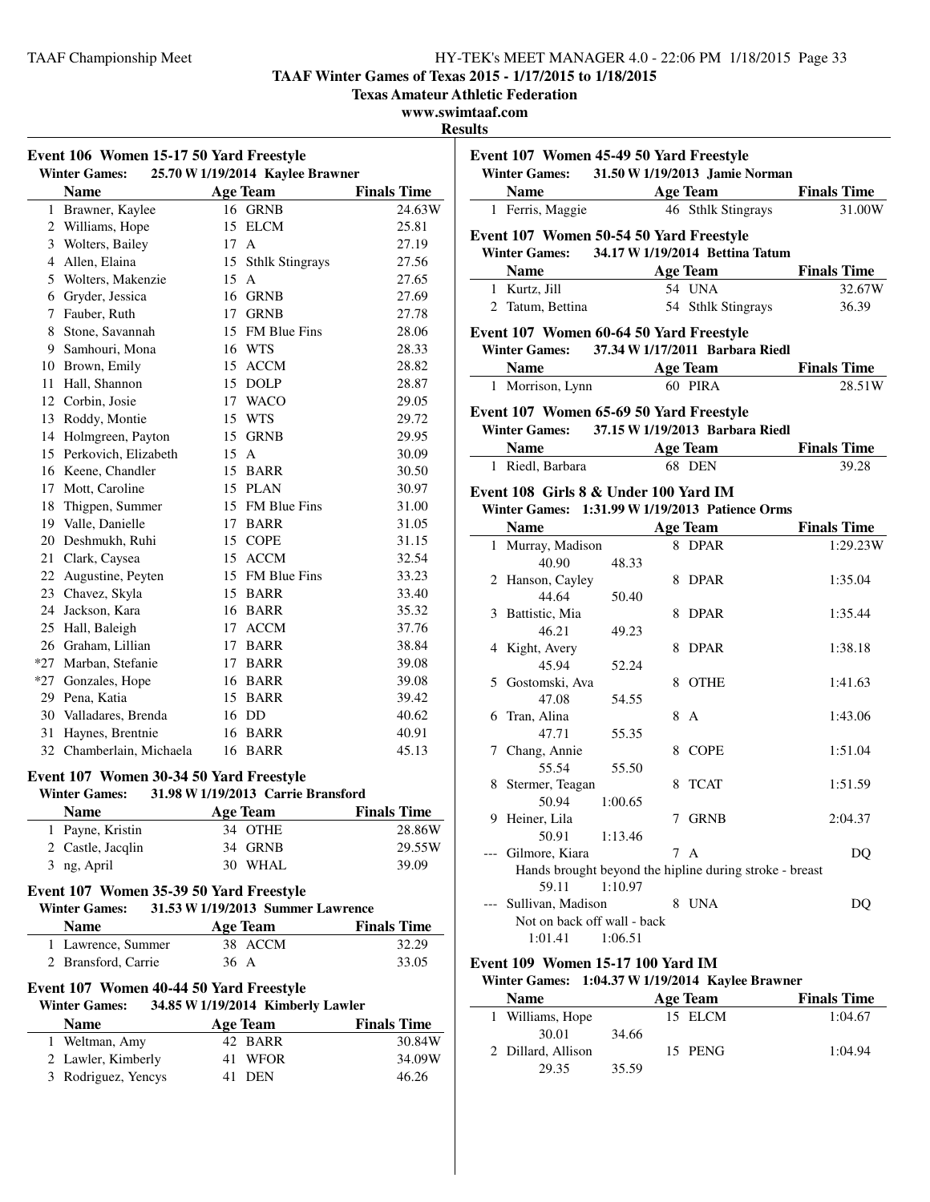## TAAF Winter Games of Texas 2015 - 1/17/2015 to 1/18/2015

**Texas Amateur Athletic Federation**

**www.swimtaaf.com**

**Results**

### Event 106 Women 15-17 50 Yard Freestyle

**Winter Games:** 25.70 W 1/19/2014 Kaylee Brawner

| | Name | Age | Team | Finals Time |
|---|---|---|---|---|
| 1 | Brawner, Kaylee | 16 | GRNB | 24.63W |
| 2 | Williams, Hope | 15 | ELCM | 25.81 |
| 3 | Wolters, Bailey | 17 | A | 27.19 |
| 4 | Allen, Elaina | 15 | Sthlk Stingrays | 27.56 |
| 5 | Wolters, Makenzie | 15 | A | 27.65 |
| 6 | Gryder, Jessica | 16 | GRNB | 27.69 |
| 7 | Fauber, Ruth | 17 | GRNB | 27.78 |
| 8 | Stone, Savannah | 15 | FM Blue Fins | 28.06 |
| 9 | Samhouri, Mona | 16 | WTS | 28.33 |
| 10 | Brown, Emily | 15 | ACCM | 28.82 |
| 11 | Hall, Shannon | 15 | DOLP | 28.87 |
| 12 | Corbin, Josie | 17 | WACO | 29.05 |
| 13 | Roddy, Montie | 15 | WTS | 29.72 |
| 14 | Holmgreen, Payton | 15 | GRNB | 29.95 |
| 15 | Perkovich, Elizabeth | 15 | A | 30.09 |
| 16 | Keene, Chandler | 15 | BARR | 30.50 |
| 17 | Mott, Caroline | 15 | PLAN | 30.97 |
| 18 | Thigpen, Summer | 15 | FM Blue Fins | 31.00 |
| 19 | Valle, Danielle | 17 | BARR | 31.05 |
| 20 | Deshmukh, Ruhi | 15 | COPE | 31.15 |
| 21 | Clark, Caysea | 15 | ACCM | 32.54 |
| 22 | Augustine, Peyten | 15 | FM Blue Fins | 33.23 |
| 23 | Chavez, Skyla | 15 | BARR | 33.40 |
| 24 | Jackson, Kara | 16 | BARR | 35.32 |
| 25 | Hall, Baleigh | 17 | ACCM | 37.76 |
| 26 | Graham, Lillian | 17 | BARR | 38.84 |
| *27 | Marban, Stefanie | 17 | BARR | 39.08 |
| *27 | Gonzales, Hope | 16 | BARR | 39.08 |
| 29 | Pena, Katia | 15 | BARR | 39.42 |
| 30 | Valladares, Brenda | 16 | DD | 40.62 |
| 31 | Haynes, Brentnie | 16 | BARR | 40.91 |
| 32 | Chamberlain, Michaela | 16 | BARR | 45.13 |

### Event 107 Women 30-34 50 Yard Freestyle

**Winter Games:** 31.98 W 1/19/2013 Carrie Bransford

| | Name | Age | Team | Finals Time |
|---|---|---|---|---|
| 1 | Payne, Kristin | 34 | OTHE | 28.86W |
| 2 | Castle, Jacqlin | 34 | GRNB | 29.55W |
| 3 | ng, April | 30 | WHAL | 39.09 |

### Event 107 Women 35-39 50 Yard Freestyle

**Winter Games:** 31.53 W 1/19/2013 Summer Lawrence

| | Name | Age | Team | Finals Time |
|---|---|---|---|---|
| 1 | Lawrence, Summer | 38 | ACCM | 32.29 |
| 2 | Bransford, Carrie | 36 | A | 33.05 |

### Event 107 Women 40-44 50 Yard Freestyle

**Winter Games:** 34.85 W 1/19/2014 Kimberly Lawler

| | Name | Age | Team | Finals Time |
|---|---|---|---|---|
| 1 | Weltman, Amy | 42 | BARR | 30.84W |
| 2 | Lawler, Kimberly | 41 | WFOR | 34.09W |
| 3 | Rodriguez, Yencys | 41 | DEN | 46.26 |

### Event 107 Women 45-49 50 Yard Freestyle

**Winter Games:** 31.50 W 1/19/2013 Jamie Norman

| | Name | Age | Team | Finals Time |
|---|---|---|---|---|
| 1 | Ferris, Maggie | 46 | Sthlk Stingrays | 31.00W |

### Event 107 Women 50-54 50 Yard Freestyle

**Winter Games:** 34.17 W 1/19/2014 Bettina Tatum

| | Name | Age | Team | Finals Time |
|---|---|---|---|---|
| 1 | Kurtz, Jill | 54 | UNA | 32.67W |
| 2 | Tatum, Bettina | 54 | Sthlk Stingrays | 36.39 |

### Event 107 Women 60-64 50 Yard Freestyle

**Winter Games:** 37.34 W 1/17/2011 Barbara Riedl

| | Name | Age | Team | Finals Time |
|---|---|---|---|---|
| 1 | Morrison, Lynn | 60 | PIRA | 28.51W |

### Event 107 Women 65-69 50 Yard Freestyle

**Winter Games:** 37.15 W 1/19/2013 Barbara Riedl

| | Name | Age | Team | Finals Time |
|---|---|---|---|---|
| 1 | Riedl, Barbara | 68 | DEN | 39.28 |

### Event 108 Girls 8 & Under 100 Yard IM

**Winter Games:** 1:31.99 W 1/19/2013 Patience Orms

| | Name | Age | Team | Finals Time |
|---|---|---|---|---|
| 1 | Murray, Madison | 8 | DPAR | 1:29.23W |
| | 40.90 48.33 | | | |
| 2 | Hanson, Cayley | 8 | DPAR | 1:35.04 |
| | 44.64 50.40 | | | |
| 3 | Battistic, Mia | 8 | DPAR | 1:35.44 |
| | 46.21 49.23 | | | |
| 4 | Kight, Avery | 8 | DPAR | 1:38.18 |
| | 45.94 52.24 | | | |
| 5 | Gostomski, Ava | 8 | OTHE | 1:41.63 |
| | 47.08 54.55 | | | |
| 6 | Tran, Alina | 8 | A | 1:43.06 |
| | 47.71 55.35 | | | |
| 7 | Chang, Annie | 8 | COPE | 1:51.04 |
| | 55.54 55.50 | | | |
| 8 | Stermer, Teagan | 8 | TCAT | 1:51.59 |
| | 50.94 1:00.65 | | | |
| 9 | Heiner, Lila | 7 | GRNB | 2:04.37 |
| | 50.91 1:13.46 | | | |
| --- | Gilmore, Kiara | 7 | A | DQ |
| | Hands brought beyond the hipline during stroke - breast | | | |
| | 59.11 1:10.97 | | | |
| --- | Sullivan, Madison | 8 | UNA | DQ |
| | Not on back off wall - back | | | |
| | 1:01.41 1:06.51 | | | |

### Event 109 Women 15-17 100 Yard IM

**Winter Games:** 1:04.37 W 1/19/2014 Kaylee Brawner

| | Name | Age | Team | Finals Time |
|---|---|---|---|---|
| 1 | Williams, Hope | 15 | ELCM | 1:04.67 |
| | 30.01 34.66 | | | |
| 2 | Dillard, Allison | 15 | PENG | 1:04.94 |
| | 29.35 35.59 | | | |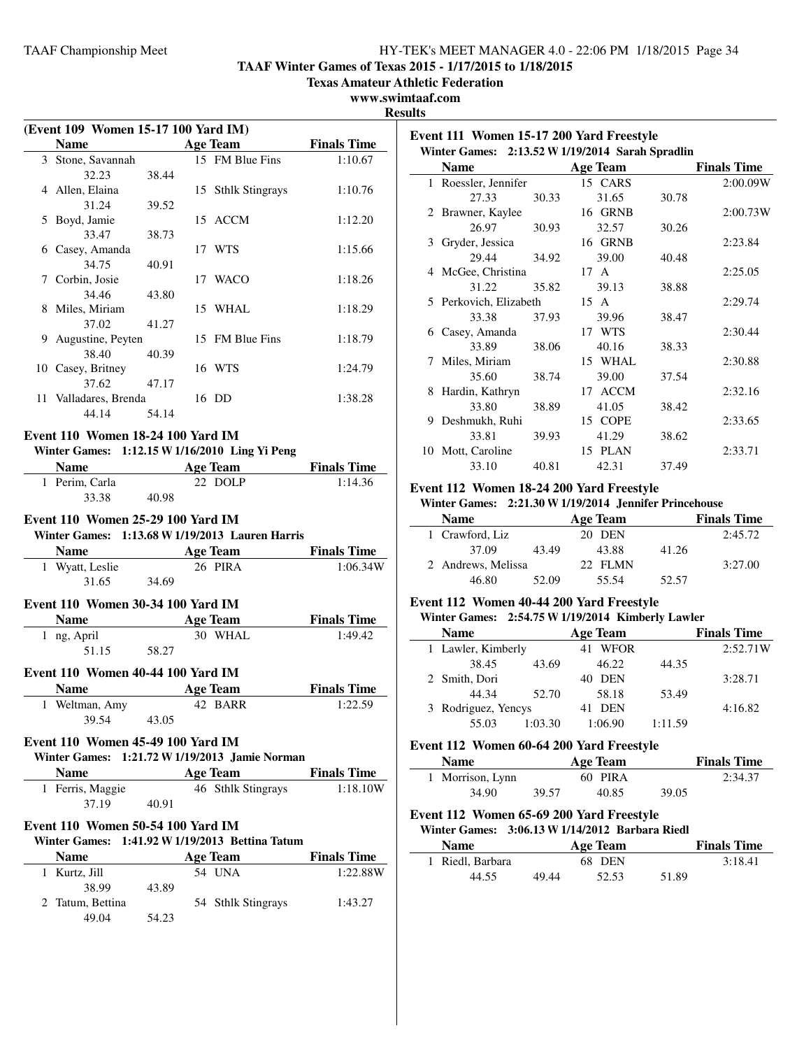**TAAF Winter Games of Texas 2015 - 1/17/2015 to 1/18/2015**

**Texas Amateur Athletic Federation**

**www.swimtaaf.com**

**Results**

### (Event 109 Women 15-17 100 Yard IM)

| | Name | Age | Team | Finals Time |
|---|---|---|---|---|
| 3 | Stone, Savannah | 15 | FM Blue Fins | 1:10.67 |
| | 32.23 &nbsp; 38.44 | | | |
| 4 | Allen, Elaina | 15 | Sthlk Stingrays | 1:10.76 |
| | 31.24 &nbsp; 39.52 | | | |
| 5 | Boyd, Jamie | 15 | ACCM | 1:12.20 |
| | 33.47 &nbsp; 38.73 | | | |
| 6 | Casey, Amanda | 17 | WTS | 1:15.66 |
| | 34.75 &nbsp; 40.91 | | | |
| 7 | Corbin, Josie | 17 | WACO | 1:18.26 |
| | 34.46 &nbsp; 43.80 | | | |
| 8 | Miles, Miriam | 15 | WHAL | 1:18.29 |
| | 37.02 &nbsp; 41.27 | | | |
| 9 | Augustine, Peyten | 15 | FM Blue Fins | 1:18.79 |
| | 38.40 &nbsp; 40.39 | | | |
| 10 | Casey, Britney | 16 | WTS | 1:24.79 |
| | 37.62 &nbsp; 47.17 | | | |
| 11 | Valladares, Brenda | 16 | DD | 1:38.28 |
| | 44.14 &nbsp; 54.14 | | | |

### Event 110 Women 18-24 100 Yard IM

Winter Games: 1:12.15 W 1/16/2010 Ling Yi Peng

| | Name | Age | Team | Finals Time |
|---|---|---|---|---|
| 1 | Perim, Carla | 22 | DOLP | 1:14.36 |
| | 33.38 &nbsp; 40.98 | | | |

### Event 110 Women 25-29 100 Yard IM

Winter Games: 1:13.68 W 1/19/2013 Lauren Harris

| | Name | Age | Team | Finals Time |
|---|---|---|---|---|
| 1 | Wyatt, Leslie | 26 | PIRA | 1:06.34W |
| | 31.65 &nbsp; 34.69 | | | |

### Event 110 Women 30-34 100 Yard IM

| | Name | Age | Team | Finals Time |
|---|---|---|---|---|
| 1 | ng, April | 30 | WHAL | 1:49.42 |
| | 51.15 &nbsp; 58.27 | | | |

### Event 110 Women 40-44 100 Yard IM

| | Name | Age | Team | Finals Time |
|---|---|---|---|---|
| 1 | Weltman, Amy | 42 | BARR | 1:22.59 |
| | 39.54 &nbsp; 43.05 | | | |

### Event 110 Women 45-49 100 Yard IM

Winter Games: 1:21.72 W 1/19/2013 Jamie Norman

| | Name | Age | Team | Finals Time |
|---|---|---|---|---|
| 1 | Ferris, Maggie | 46 | Sthlk Stingrays | 1:18.10W |
| | 37.19 &nbsp; 40.91 | | | |

### Event 110 Women 50-54 100 Yard IM

Winter Games: 1:41.92 W 1/19/2013 Bettina Tatum

| | Name | Age | Team | Finals Time |
|---|---|---|---|---|
| 1 | Kurtz, Jill | 54 | UNA | 1:22.88W |
| | 38.99 &nbsp; 43.89 | | | |
| 2 | Tatum, Bettina | 54 | Sthlk Stingrays | 1:43.27 |
| | 49.04 &nbsp; 54.23 | | | |

### Event 111 Women 15-17 200 Yard Freestyle

Winter Games: 2:13.52 W 1/19/2014 Sarah Spradlin

| | Name | Age | Team | Finals Time |
|---|---|---|---|---|
| 1 | Roessler, Jennifer | 15 | CARS | 2:00.09W |
| | 27.33 &nbsp; 30.33 &nbsp; 31.65 &nbsp; 30.78 | | | |
| 2 | Brawner, Kaylee | 16 | GRNB | 2:00.73W |
| | 26.97 &nbsp; 30.93 &nbsp; 32.57 &nbsp; 30.26 | | | |
| 3 | Gryder, Jessica | 16 | GRNB | 2:23.84 |
| | 29.44 &nbsp; 34.92 &nbsp; 39.00 &nbsp; 40.48 | | | |
| 4 | McGee, Christina | 17 | A | 2:25.05 |
| | 31.22 &nbsp; 35.82 &nbsp; 39.13 &nbsp; 38.88 | | | |
| 5 | Perkovich, Elizabeth | 15 | A | 2:29.74 |
| | 33.38 &nbsp; 37.93 &nbsp; 39.96 &nbsp; 38.47 | | | |
| 6 | Casey, Amanda | 17 | WTS | 2:30.44 |
| | 33.89 &nbsp; 38.06 &nbsp; 40.16 &nbsp; 38.33 | | | |
| 7 | Miles, Miriam | 15 | WHAL | 2:30.88 |
| | 35.60 &nbsp; 38.74 &nbsp; 39.00 &nbsp; 37.54 | | | |
| 8 | Hardin, Kathryn | 17 | ACCM | 2:32.16 |
| | 33.80 &nbsp; 38.89 &nbsp; 41.05 &nbsp; 38.42 | | | |
| 9 | Deshmukh, Ruhi | 15 | COPE | 2:33.65 |
| | 33.81 &nbsp; 39.93 &nbsp; 41.29 &nbsp; 38.62 | | | |
| 10 | Mott, Caroline | 15 | PLAN | 2:33.71 |
| | 33.10 &nbsp; 40.81 &nbsp; 42.31 &nbsp; 37.49 | | | |

### Event 112 Women 18-24 200 Yard Freestyle

Winter Games: 2:21.30 W 1/19/2014 Jennifer Princehouse

| | Name | Age | Team | Finals Time |
|---|---|---|---|---|
| 1 | Crawford, Liz | 20 | DEN | 2:45.72 |
| | 37.09 &nbsp; 43.49 &nbsp; 43.88 &nbsp; 41.26 | | | |
| 2 | Andrews, Melissa | 22 | FLMN | 3:27.00 |
| | 46.80 &nbsp; 52.09 &nbsp; 55.54 &nbsp; 52.57 | | | |

### Event 112 Women 40-44 200 Yard Freestyle

Winter Games: 2:54.75 W 1/19/2014 Kimberly Lawler

| | Name | Age | Team | Finals Time |
|---|---|---|---|---|
| 1 | Lawler, Kimberly | 41 | WFOR | 2:52.71W |
| | 38.45 &nbsp; 43.69 &nbsp; 46.22 &nbsp; 44.35 | | | |
| 2 | Smith, Dori | 40 | DEN | 3:28.71 |
| | 44.34 &nbsp; 52.70 &nbsp; 58.18 &nbsp; 53.49 | | | |
| 3 | Rodriguez, Yencys | 41 | DEN | 4:16.82 |
| | 55.03 &nbsp; 1:03.30 &nbsp; 1:06.90 &nbsp; 1:11.59 | | | |

### Event 112 Women 60-64 200 Yard Freestyle

| | Name | Age | Team | Finals Time |
|---|---|---|---|---|
| 1 | Morrison, Lynn | 60 | PIRA | 2:34.37 |
| | 34.90 &nbsp; 39.57 &nbsp; 40.85 &nbsp; 39.05 | | | |

### Event 112 Women 65-69 200 Yard Freestyle

Winter Games: 3:06.13 W 1/14/2012 Barbara Riedl

| | Name | Age | Team | Finals Time |
|---|---|---|---|---|
| 1 | Riedl, Barbara | 68 | DEN | 3:18.41 |
| | 44.55 &nbsp; 49.44 &nbsp; 52.53 &nbsp; 51.89 | | | |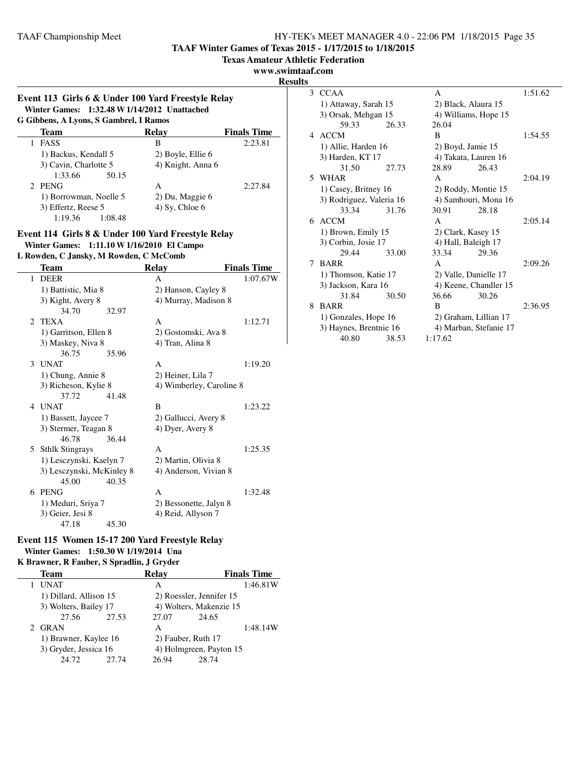TAAF Winter Games of Texas 2015 - 1/17/2015 to 1/18/2015

Texas Amateur Athletic Federation

www.swimtaaf.com

**Results**

## Event 113 Girls 6 & Under 100 Yard Freestyle Relay

**Winter Games: 1:32.48 W 1/14/2012 Unattached**

**G Gibbens, A Lyons, S Gambrel, I Ramos**

| | Team | Relay | Finals Time |
|---|---|---|---|
| 1 | FASS | B | 2:23.81 |
| | 1) Backus, Kendall 5 | 2) Boyle, Ellie 6 | |
| | 3) Cavin, Charlotte 5 | 4) Knight, Anna 6 | |
| | 1:33.66 50.15 | | |
| 2 | PENG | A | 2:27.84 |
| | 1) Borrowman, Noelle 5 | 2) Du, Maggie 6 | |
| | 3) Effertz, Reese 5 | 4) Sy, Chloe 6 | |
| | 1:19.36 1:08.48 | | |

## Event 114 Girls 8 & Under 100 Yard Freestyle Relay

**Winter Games: 1:11.10 W 1/16/2010 El Campo**

**L Rowden, C Jansky, M Rowden, C McComb**

| | Team | Relay | Finals Time |
|---|---|---|---|
| 1 | DEER | A | 1:07.67W |
| | 1) Battistic, Mia 8 | 2) Hanson, Cayley 8 | |
| | 3) Kight, Avery 8 | 4) Murray, Madison 8 | |
| | 34.70 32.97 | | |
| 2 | TEXA | A | 1:12.71 |
| | 1) Garritson, Ellen 8 | 2) Gostomski, Ava 8 | |
| | 3) Maskey, Niva 8 | 4) Tran, Alina 8 | |
| | 36.75 35.96 | | |
| 3 | UNAT | A | 1:19.20 |
| | 1) Chung, Annie 8 | 2) Heiner, Lila 7 | |
| | 3) Richeson, Kylie 8 | 4) Wimberley, Caroline 8 | |
| | 37.72 41.48 | | |
| 4 | UNAT | B | 1:23.22 |
| | 1) Bassett, Jaycee 7 | 2) Gallucci, Avery 8 | |
| | 3) Stermer, Teagan 8 | 4) Dyer, Avery 8 | |
| | 46.78 36.44 | | |
| 5 | Sthlk Stingrays | A | 1:25.35 |
| | 1) Lesczynski, Kaelyn 7 | 2) Martin, Olivia 8 | |
| | 3) Lesczynski, McKinley 8 | 4) Anderson, Vivian 8 | |
| | 45.00 40.35 | | |
| 6 | PENG | A | 1:32.48 |
| | 1) Meduri, Sriya 7 | 2) Bessonette, Jalyn 8 | |
| | 3) Geier, Jesi 8 | 4) Reid, Allyson 7 | |
| | 47.18 45.30 | | |

## Event 115 Women 15-17 200 Yard Freestyle Relay

**Winter Games: 1:50.30 W 1/19/2014 Una**

**K Brawner, R Fauber, S Spradlin, J Gryder**

| | Team | Relay | Finals Time |
|---|---|---|---|
| 1 | UNAT | A | 1:46.81W |
| | 1) Dillard, Allison 15 | 2) Roessler, Jennifer 15 | |
| | 3) Wolters, Bailey 17 | 4) Wolters, Makenzie 15 | |
| | 27.56 27.53 | 27.07 24.65 | |
| 2 | GRAN | A | 1:48.14W |
| | 1) Brawner, Kaylee 16 | 2) Fauber, Ruth 17 | |
| | 3) Gryder, Jessica 16 | 4) Holmgreen, Payton 15 | |
| | 24.72 27.74 | 26.94 28.74 | |
| 3 | CCAA | A | 1:51.62 |
| | 1) Attaway, Sarah 15 | 2) Black, Alaura 15 | |
| | 3) Orsak, Mehgan 15 | 4) Williams, Hope 15 | |
| | 59.33 26.33 | 26.04 | |
| 4 | ACCM | B | 1:54.55 |
| | 1) Allie, Harden 16 | 2) Boyd, Jamie 15 | |
| | 3) Harden, KT 17 | 4) Takata, Lauren 16 | |
| | 31.50 27.73 | 28.89 26.43 | |
| 5 | WHAR | A | 2:04.19 |
| | 1) Casey, Britney 16 | 2) Roddy, Montie 15 | |
| | 3) Rodriguez, Valeria 16 | 4) Samhouri, Mona 16 | |
| | 33.34 31.76 | 30.91 28.18 | |
| 6 | ACCM | A | 2:05.14 |
| | 1) Brown, Emily 15 | 2) Clark, Kasey 15 | |
| | 3) Corbin, Josie 17 | 4) Hall, Baleigh 17 | |
| | 29.44 33.00 | 33.34 29.36 | |
| 7 | BARR | A | 2:09.26 |
| | 1) Thomson, Katie 17 | 2) Valle, Danielle 17 | |
| | 3) Jackson, Kara 16 | 4) Keene, Chandler 15 | |
| | 31.84 30.50 | 36.66 30.26 | |
| 8 | BARR | B | 2:36.95 |
| | 1) Gonzales, Hope 16 | 2) Graham, Lillian 17 | |
| | 3) Haynes, Brentnie 16 | 4) Marban, Stefanie 17 | |
| | 40.80 38.53 | 1:17.62 | |